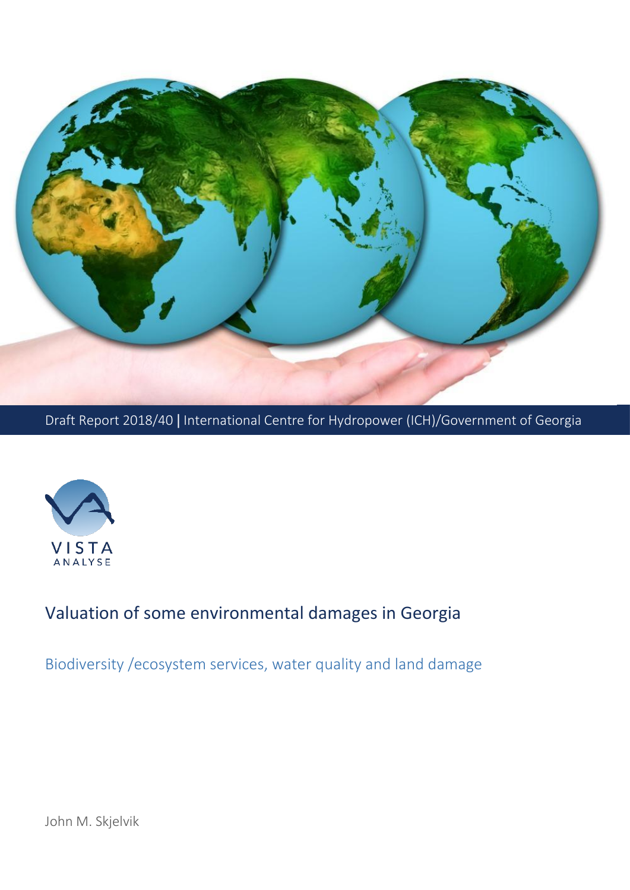Draft Report 2018/40 | International Centre for Hydropower (ICH)/Government of Georgia

VISTA ANALYSE

# Valuation of some environmental damages in Georgia

## Biodiversity /ecosystem services, water quality and land damage

John M. Skjelvik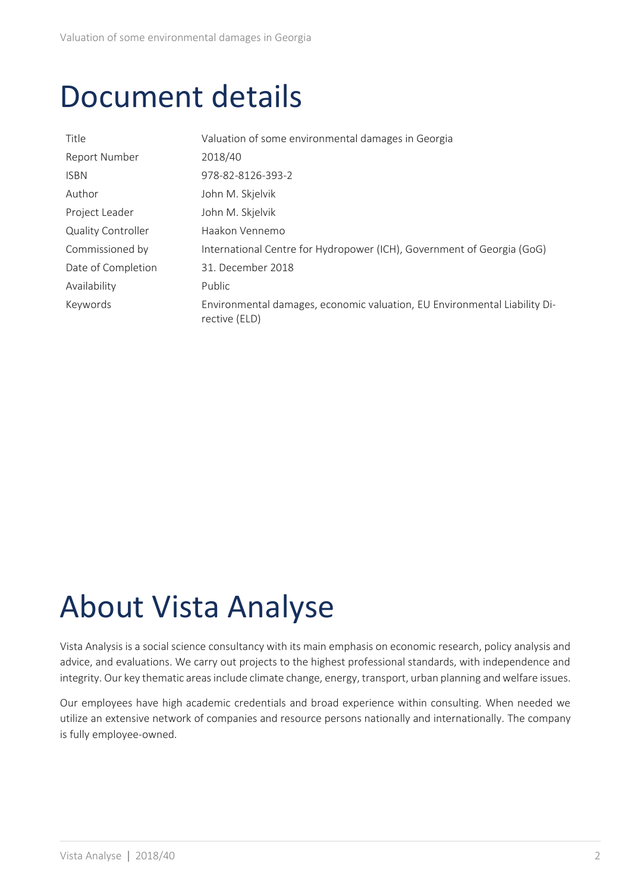# Document details

| | |
|---|---|
| Title | Valuation of some environmental damages in Georgia |
| Report Number | 2018/40 |
| ISBN | 978-82-8126-393-2 |
| Author | John M. Skjelvik |
| Project Leader | John M. Skjelvik |
| Quality Controller | Haakon Vennemo |
| Commissioned by | International Centre for Hydropower (ICH), Government of Georgia (GoG) |
| Date of Completion | 31. December 2018 |
| Availability | Public |
| Keywords | Environmental damages, economic valuation, EU Environmental Liability Directive (ELD) |

# About Vista Analyse

Vista Analysis is a social science consultancy with its main emphasis on economic research, policy analysis and advice, and evaluations. We carry out projects to the highest professional standards, with independence and integrity. Our key thematic areas include climate change, energy, transport, urban planning and welfare issues.

Our employees have high academic credentials and broad experience within consulting. When needed we utilize an extensive network of companies and resource persons nationally and internationally. The company is fully employee-owned.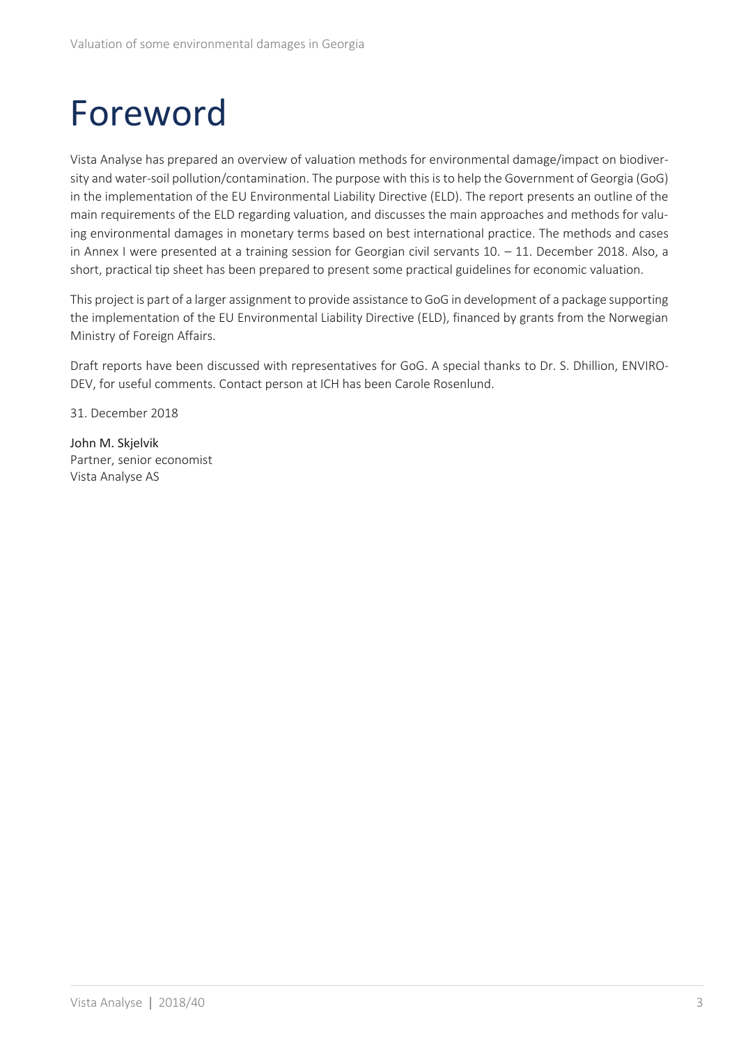# Foreword

Vista Analyse has prepared an overview of valuation methods for environmental damage/impact on biodiversity and water-soil pollution/contamination. The purpose with this is to help the Government of Georgia (GoG) in the implementation of the EU Environmental Liability Directive (ELD). The report presents an outline of the main requirements of the ELD regarding valuation, and discusses the main approaches and methods for valuing environmental damages in monetary terms based on best international practice. The methods and cases in Annex I were presented at a training session for Georgian civil servants 10. – 11. December 2018. Also, a short, practical tip sheet has been prepared to present some practical guidelines for economic valuation.

This project is part of a larger assignment to provide assistance to GoG in development of a package supporting the implementation of the EU Environmental Liability Directive (ELD), financed by grants from the Norwegian Ministry of Foreign Affairs.

Draft reports have been discussed with representatives for GoG. A special thanks to Dr. S. Dhillion, ENVIRO-DEV, for useful comments. Contact person at ICH has been Carole Rosenlund.

31. December 2018

John M. Skjelvik  
Partner, senior economist  
Vista Analyse AS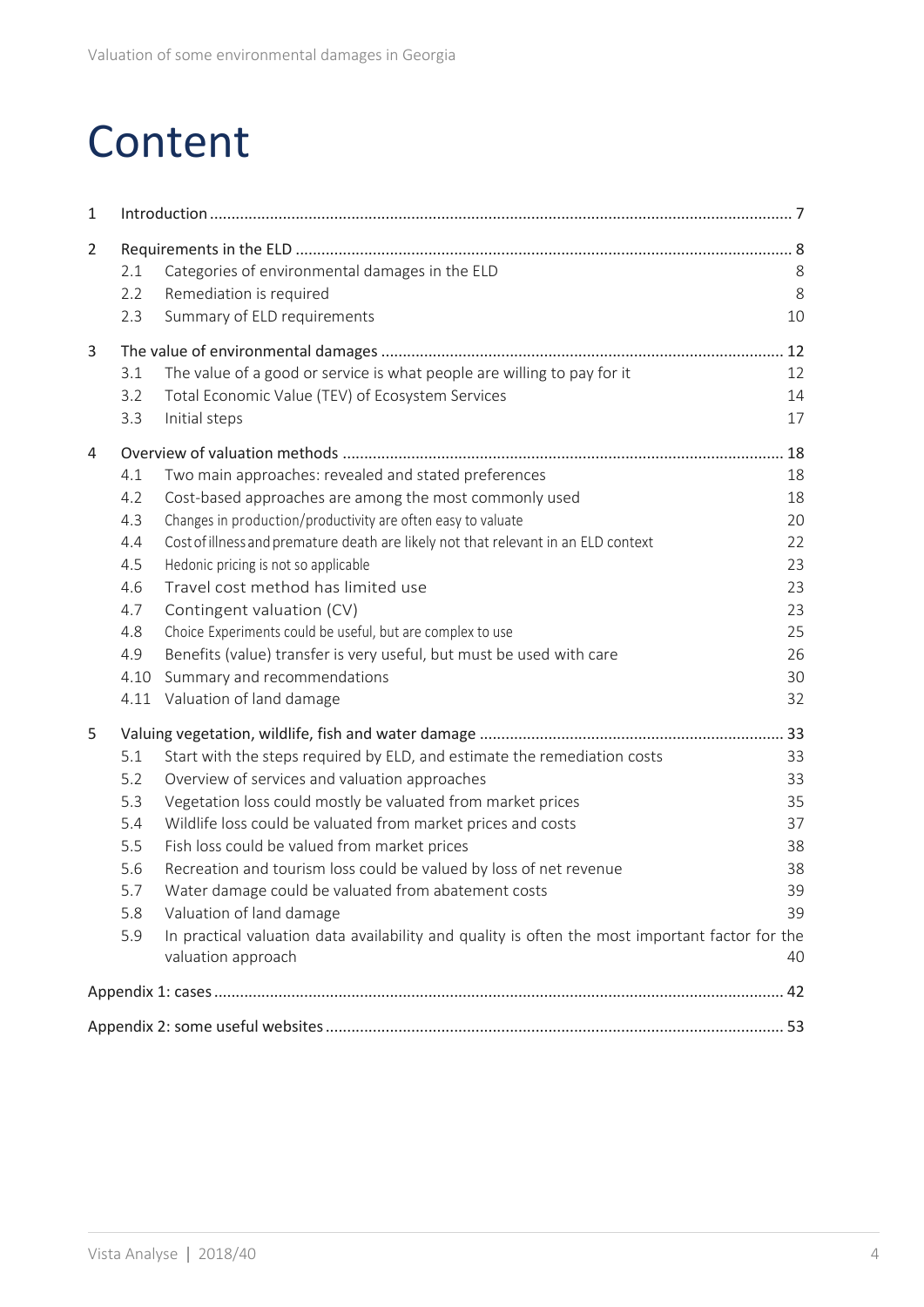# Content

| | | |
|---|---|---|
| 1 | Introduction | 7 |
| 2 | Requirements in the ELD | 8 |
| | 2.1 Categories of environmental damages in the ELD | 8 |
| | 2.2 Remediation is required | 8 |
| | 2.3 Summary of ELD requirements | 10 |
| 3 | The value of environmental damages | 12 |
| | 3.1 The value of a good or service is what people are willing to pay for it | 12 |
| | 3.2 Total Economic Value (TEV) of Ecosystem Services | 14 |
| | 3.3 Initial steps | 17 |
| 4 | Overview of valuation methods | 18 |
| | 4.1 Two main approaches: revealed and stated preferences | 18 |
| | 4.2 Cost-based approaches are among the most commonly used | 18 |
| | 4.3 Changes in production/productivity are often easy to valuate | 20 |
| | 4.4 Cost of illness and premature death are likely not that relevant in an ELD context | 22 |
| | 4.5 Hedonic pricing is not so applicable | 23 |
| | 4.6 Travel cost method has limited use | 23 |
| | 4.7 Contingent valuation (CV) | 23 |
| | 4.8 Choice Experiments could be useful, but are complex to use | 25 |
| | 4.9 Benefits (value) transfer is very useful, but must be used with care | 26 |
| | 4.10 Summary and recommendations | 30 |
| | 4.11 Valuation of land damage | 32 |
| 5 | Valuing vegetation, wildlife, fish and water damage | 33 |
| | 5.1 Start with the steps required by ELD, and estimate the remediation costs | 33 |
| | 5.2 Overview of services and valuation approaches | 33 |
| | 5.3 Vegetation loss could mostly be valuated from market prices | 35 |
| | 5.4 Wildlife loss could be valuated from market prices and costs | 37 |
| | 5.5 Fish loss could be valued from market prices | 38 |
| | 5.6 Recreation and tourism loss could be valued by loss of net revenue | 38 |
| | 5.7 Water damage could be valuated from abatement costs | 39 |
| | 5.8 Valuation of land damage | 39 |
| | 5.9 In practical valuation data availability and quality is often the most important factor for the valuation approach | 40 |
| | Appendix 1: cases | 42 |
| | Appendix 2: some useful websites | 53 |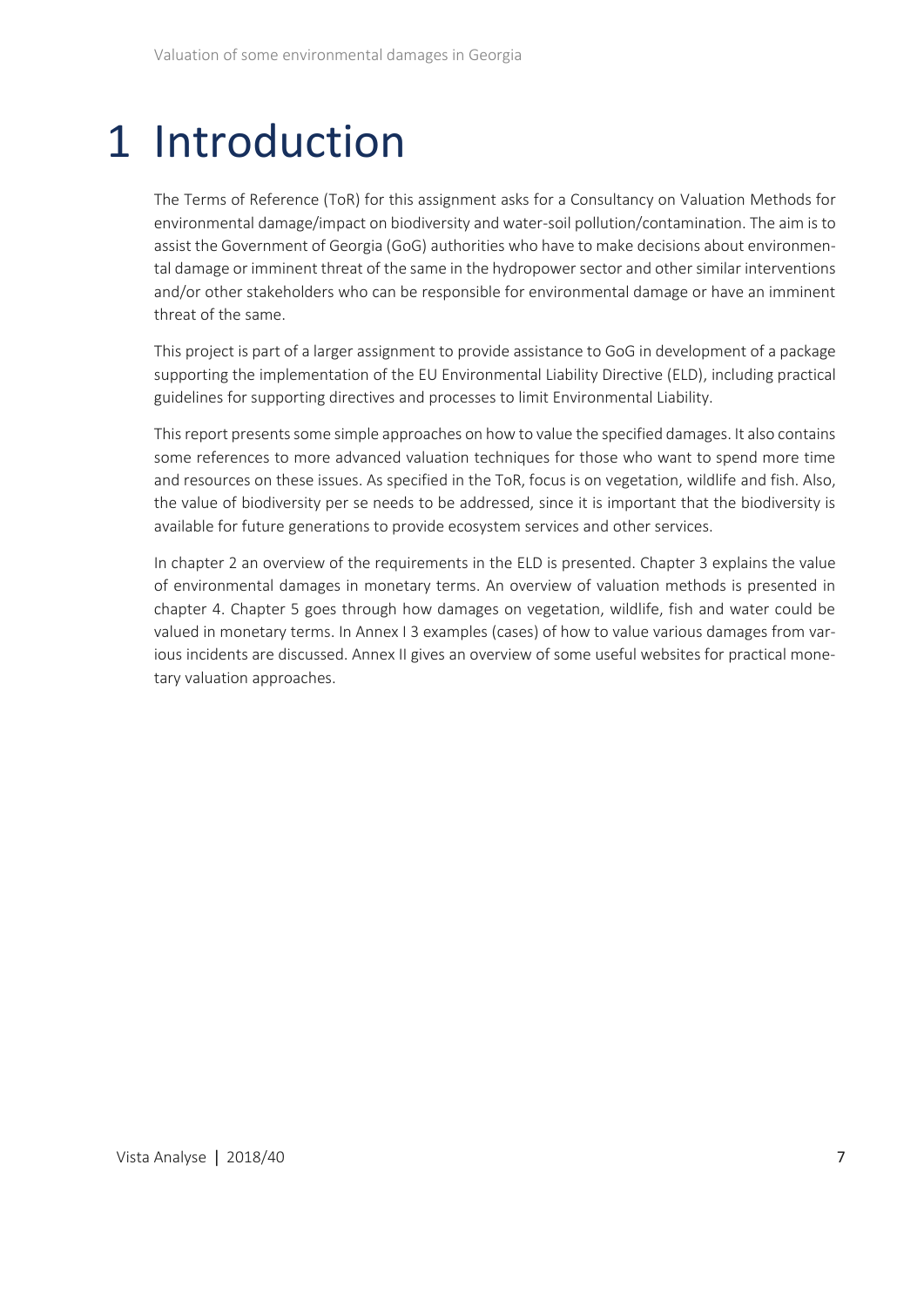# 1 Introduction

The Terms of Reference (ToR) for this assignment asks for a Consultancy on Valuation Methods for environmental damage/impact on biodiversity and water-soil pollution/contamination. The aim is to assist the Government of Georgia (GoG) authorities who have to make decisions about environmental damage or imminent threat of the same in the hydropower sector and other similar interventions and/or other stakeholders who can be responsible for environmental damage or have an imminent threat of the same.

This project is part of a larger assignment to provide assistance to GoG in development of a package supporting the implementation of the EU Environmental Liability Directive (ELD), including practical guidelines for supporting directives and processes to limit Environmental Liability.

This report presents some simple approaches on how to value the specified damages. It also contains some references to more advanced valuation techniques for those who want to spend more time and resources on these issues. As specified in the ToR, focus is on vegetation, wildlife and fish. Also, the value of biodiversity per se needs to be addressed, since it is important that the biodiversity is available for future generations to provide ecosystem services and other services.

In chapter 2 an overview of the requirements in the ELD is presented. Chapter 3 explains the value of environmental damages in monetary terms. An overview of valuation methods is presented in chapter 4. Chapter 5 goes through how damages on vegetation, wildlife, fish and water could be valued in monetary terms. In Annex I 3 examples (cases) of how to value various damages from various incidents are discussed. Annex II gives an overview of some useful websites for practical monetary valuation approaches.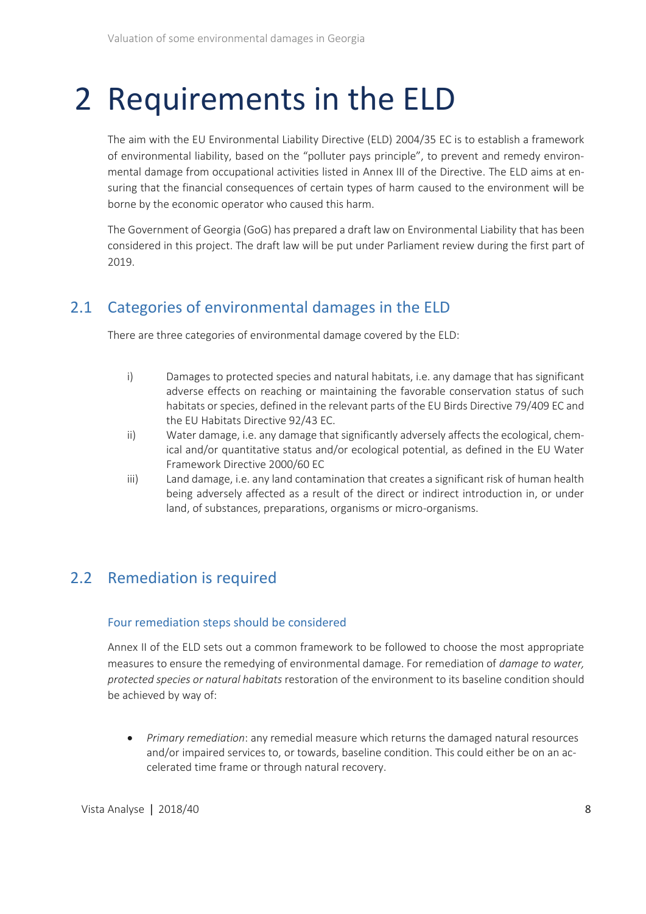# 2 Requirements in the ELD

The aim with the EU Environmental Liability Directive (ELD) 2004/35 EC is to establish a framework of environmental liability, based on the "polluter pays principle", to prevent and remedy environmental damage from occupational activities listed in Annex III of the Directive. The ELD aims at ensuring that the financial consequences of certain types of harm caused to the environment will be borne by the economic operator who caused this harm.

The Government of Georgia (GoG) has prepared a draft law on Environmental Liability that has been considered in this project. The draft law will be put under Parliament review during the first part of 2019.

## 2.1 Categories of environmental damages in the ELD

There are three categories of environmental damage covered by the ELD:

i) Damages to protected species and natural habitats, i.e. any damage that has significant adverse effects on reaching or maintaining the favorable conservation status of such habitats or species, defined in the relevant parts of the EU Birds Directive 79/409 EC and the EU Habitats Directive 92/43 EC.

ii) Water damage, i.e. any damage that significantly adversely affects the ecological, chemical and/or quantitative status and/or ecological potential, as defined in the EU Water Framework Directive 2000/60 EC

iii) Land damage, i.e. any land contamination that creates a significant risk of human health being adversely affected as a result of the direct or indirect introduction in, or under land, of substances, preparations, organisms or micro-organisms.

## 2.2 Remediation is required

### Four remediation steps should be considered

Annex II of the ELD sets out a common framework to be followed to choose the most appropriate measures to ensure the remedying of environmental damage. For remediation of *damage to water, protected species or natural habitats* restoration of the environment to its baseline condition should be achieved by way of:

- *Primary remediation*: any remedial measure which returns the damaged natural resources and/or impaired services to, or towards, baseline condition. This could either be on an accelerated time frame or through natural recovery.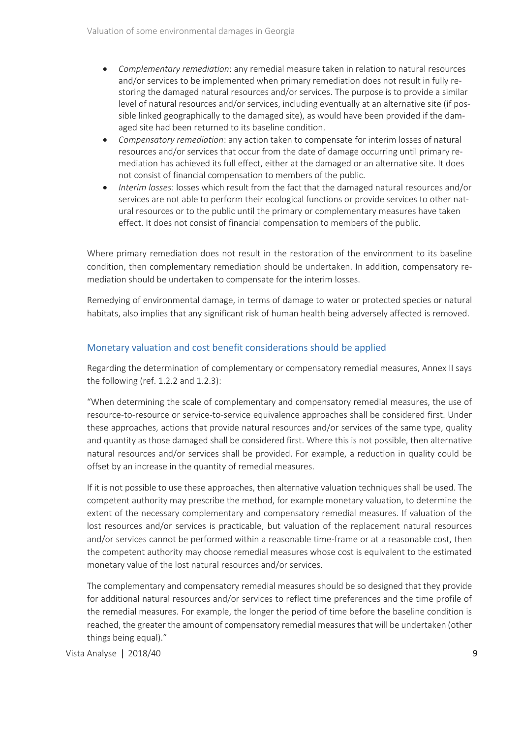- *Complementary remediation*: any remedial measure taken in relation to natural resources and/or services to be implemented when primary remediation does not result in fully restoring the damaged natural resources and/or services. The purpose is to provide a similar level of natural resources and/or services, including eventually at an alternative site (if possible linked geographically to the damaged site), as would have been provided if the damaged site had been returned to its baseline condition.
- *Compensatory remediation*: any action taken to compensate for interim losses of natural resources and/or services that occur from the date of damage occurring until primary remediation has achieved its full effect, either at the damaged or an alternative site. It does not consist of financial compensation to members of the public.
- *Interim losses*: losses which result from the fact that the damaged natural resources and/or services are not able to perform their ecological functions or provide services to other natural resources or to the public until the primary or complementary measures have taken effect. It does not consist of financial compensation to members of the public.

Where primary remediation does not result in the restoration of the environment to its baseline condition, then complementary remediation should be undertaken. In addition, compensatory remediation should be undertaken to compensate for the interim losses.

Remedying of environmental damage, in terms of damage to water or protected species or natural habitats, also implies that any significant risk of human health being adversely affected is removed.

### Monetary valuation and cost benefit considerations should be applied

Regarding the determination of complementary or compensatory remedial measures, Annex II says the following (ref. 1.2.2 and 1.2.3):

"When determining the scale of complementary and compensatory remedial measures, the use of resource-to-resource or service-to-service equivalence approaches shall be considered first. Under these approaches, actions that provide natural resources and/or services of the same type, quality and quantity as those damaged shall be considered first. Where this is not possible, then alternative natural resources and/or services shall be provided. For example, a reduction in quality could be offset by an increase in the quantity of remedial measures.

If it is not possible to use these approaches, then alternative valuation techniques shall be used. The competent authority may prescribe the method, for example monetary valuation, to determine the extent of the necessary complementary and compensatory remedial measures. If valuation of the lost resources and/or services is practicable, but valuation of the replacement natural resources and/or services cannot be performed within a reasonable time-frame or at a reasonable cost, then the competent authority may choose remedial measures whose cost is equivalent to the estimated monetary value of the lost natural resources and/or services.

The complementary and compensatory remedial measures should be so designed that they provide for additional natural resources and/or services to reflect time preferences and the time profile of the remedial measures. For example, the longer the period of time before the baseline condition is reached, the greater the amount of compensatory remedial measures that will be undertaken (other things being equal)."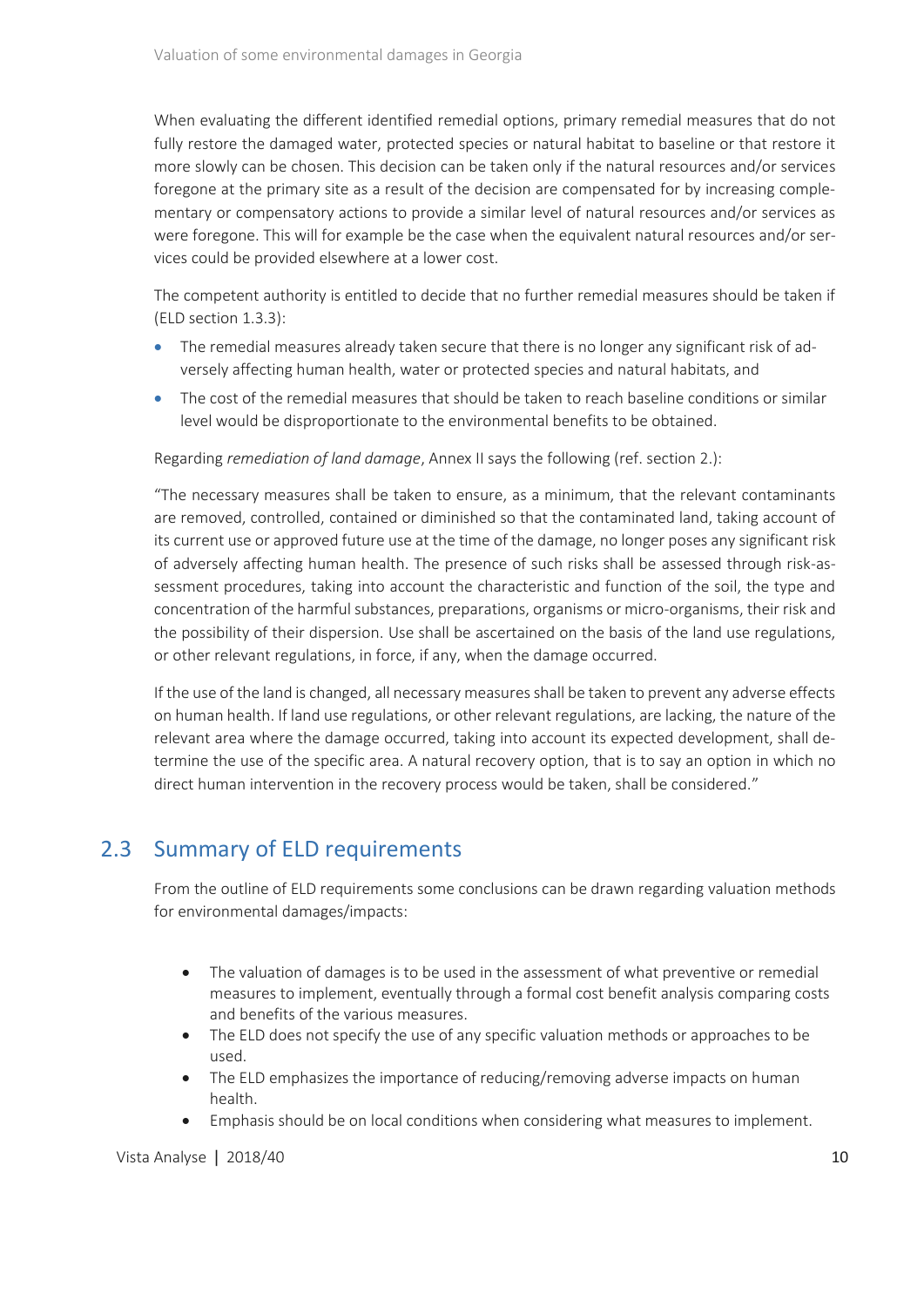When evaluating the different identified remedial options, primary remedial measures that do not fully restore the damaged water, protected species or natural habitat to baseline or that restore it more slowly can be chosen. This decision can be taken only if the natural resources and/or services foregone at the primary site as a result of the decision are compensated for by increasing complementary or compensatory actions to provide a similar level of natural resources and/or services as were foregone. This will for example be the case when the equivalent natural resources and/or services could be provided elsewhere at a lower cost.

The competent authority is entitled to decide that no further remedial measures should be taken if (ELD section 1.3.3):

- The remedial measures already taken secure that there is no longer any significant risk of adversely affecting human health, water or protected species and natural habitats, and
- The cost of the remedial measures that should be taken to reach baseline conditions or similar level would be disproportionate to the environmental benefits to be obtained.

Regarding *remediation of land damage*, Annex II says the following (ref. section 2.):

"The necessary measures shall be taken to ensure, as a minimum, that the relevant contaminants are removed, controlled, contained or diminished so that the contaminated land, taking account of its current use or approved future use at the time of the damage, no longer poses any significant risk of adversely affecting human health. The presence of such risks shall be assessed through risk-assessment procedures, taking into account the characteristic and function of the soil, the type and concentration of the harmful substances, preparations, organisms or micro-organisms, their risk and the possibility of their dispersion. Use shall be ascertained on the basis of the land use regulations, or other relevant regulations, in force, if any, when the damage occurred.

If the use of the land is changed, all necessary measures shall be taken to prevent any adverse effects on human health. If land use regulations, or other relevant regulations, are lacking, the nature of the relevant area where the damage occurred, taking into account its expected development, shall determine the use of the specific area. A natural recovery option, that is to say an option in which no direct human intervention in the recovery process would be taken, shall be considered."

## 2.3 Summary of ELD requirements

From the outline of ELD requirements some conclusions can be drawn regarding valuation methods for environmental damages/impacts:

- The valuation of damages is to be used in the assessment of what preventive or remedial measures to implement, eventually through a formal cost benefit analysis comparing costs and benefits of the various measures.
- The ELD does not specify the use of any specific valuation methods or approaches to be used.
- The ELD emphasizes the importance of reducing/removing adverse impacts on human health.
- Emphasis should be on local conditions when considering what measures to implement.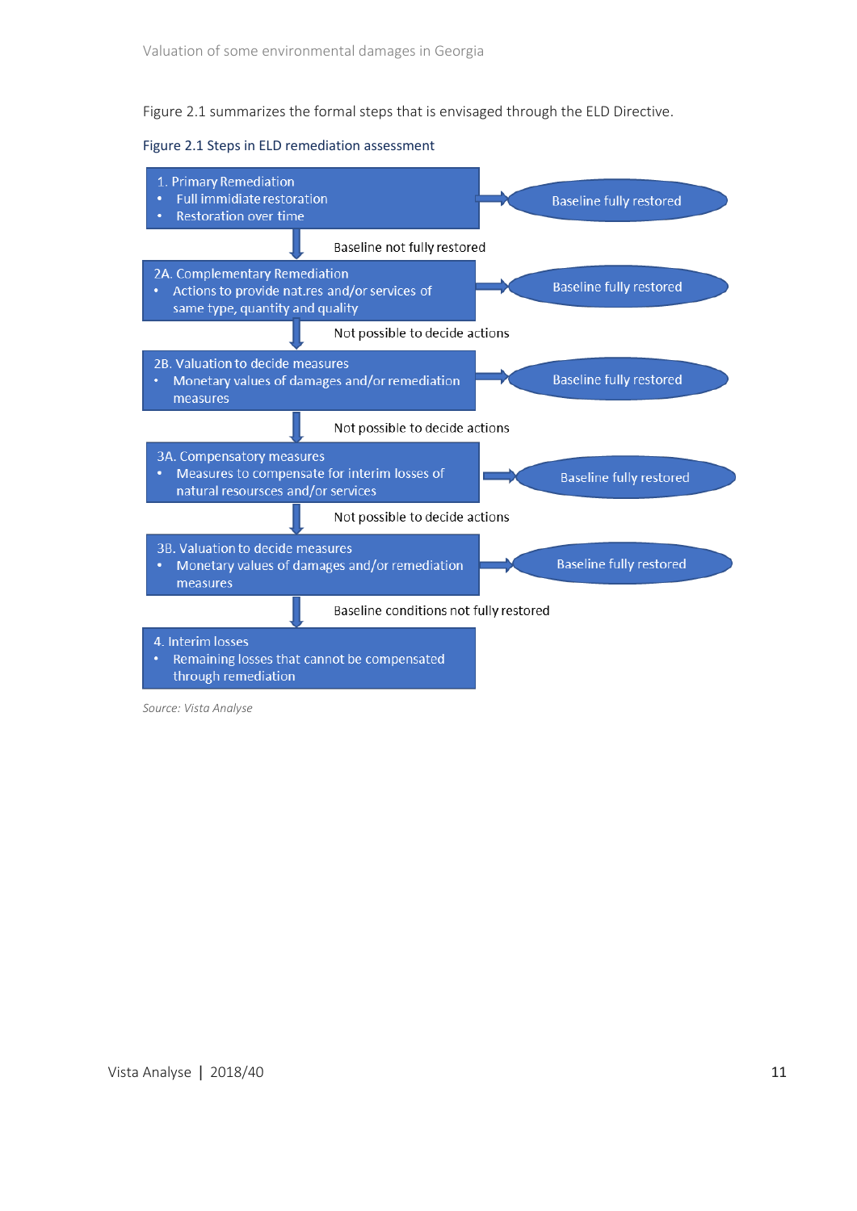Figure 2.1 summarizes the formal steps that is envisaged through the ELD Directive.

Figure 2.1 Steps in ELD remediation assessment

1. Primary Remediation
   - Full immidiate restoration
   - Restoration over time

   → Baseline fully restored

   ↓ Baseline not fully restored

2A. Complementary Remediation
   - Actions to provide nat.res and/or services of same type, quantity and quality

   → Baseline fully restored

   ↓ Not possible to decide actions

2B. Valuation to decide measures
   - Monetary values of damages and/or remediation measures

   → Baseline fully restored

   ↓ Not possible to decide actions

3A. Compensatory measures
   - Measures to compensate for interim losses of natural resoursces and/or services

   → Baseline fully restored

   ↓ Not possible to decide actions

3B. Valuation to decide measures
   - Monetary values of damages and/or remediation measures

   → Baseline fully restored

   ↓ Baseline conditions not fully restored

4. Interim losses
   - Remaining losses that cannot be compensated through remediation

*Source: Vista Analyse*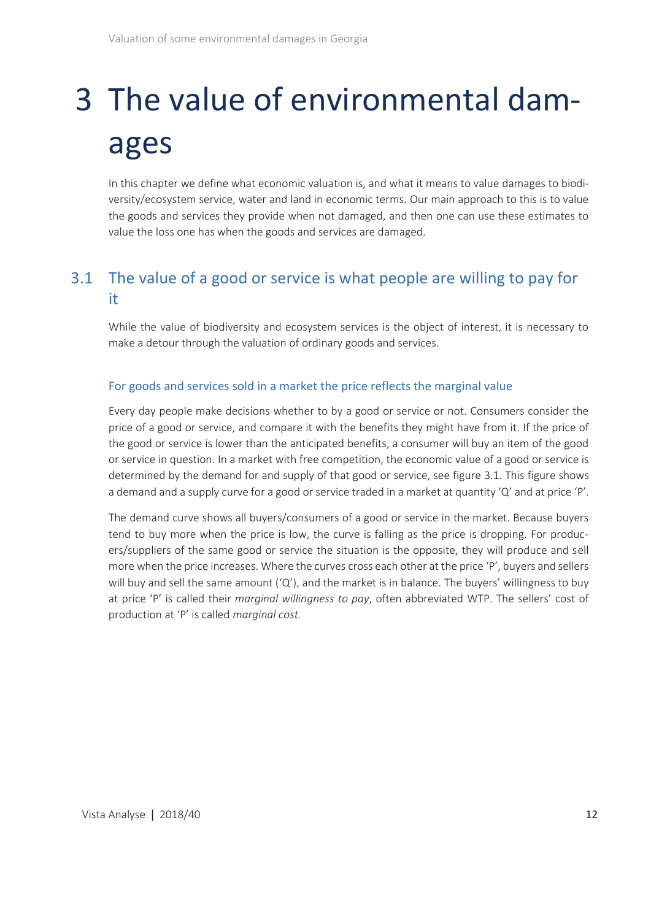# 3 The value of environmental damages

In this chapter we define what economic valuation is, and what it means to value damages to biodiversity/ecosystem service, water and land in economic terms. Our main approach to this is to value the goods and services they provide when not damaged, and then one can use these estimates to value the loss one has when the goods and services are damaged.

## 3.1 The value of a good or service is what people are willing to pay for it

While the value of biodiversity and ecosystem services is the object of interest, it is necessary to make a detour through the valuation of ordinary goods and services.

### For goods and services sold in a market the price reflects the marginal value

Every day people make decisions whether to by a good or service or not. Consumers consider the price of a good or service, and compare it with the benefits they might have from it. If the price of the good or service is lower than the anticipated benefits, a consumer will buy an item of the good or service in question. In a market with free competition, the economic value of a good or service is determined by the demand for and supply of that good or service, see figure 3.1. This figure shows a demand and a supply curve for a good or service traded in a market at quantity 'Q' and at price 'P'.

The demand curve shows all buyers/consumers of a good or service in the market. Because buyers tend to buy more when the price is low, the curve is falling as the price is dropping. For producers/suppliers of the same good or service the situation is the opposite, they will produce and sell more when the price increases. Where the curves cross each other at the price 'P', buyers and sellers will buy and sell the same amount ('Q'), and the market is in balance. The buyers' willingness to buy at price 'P' is called their *marginal willingness to pay*, often abbreviated WTP. The sellers' cost of production at 'P' is called *marginal cost.*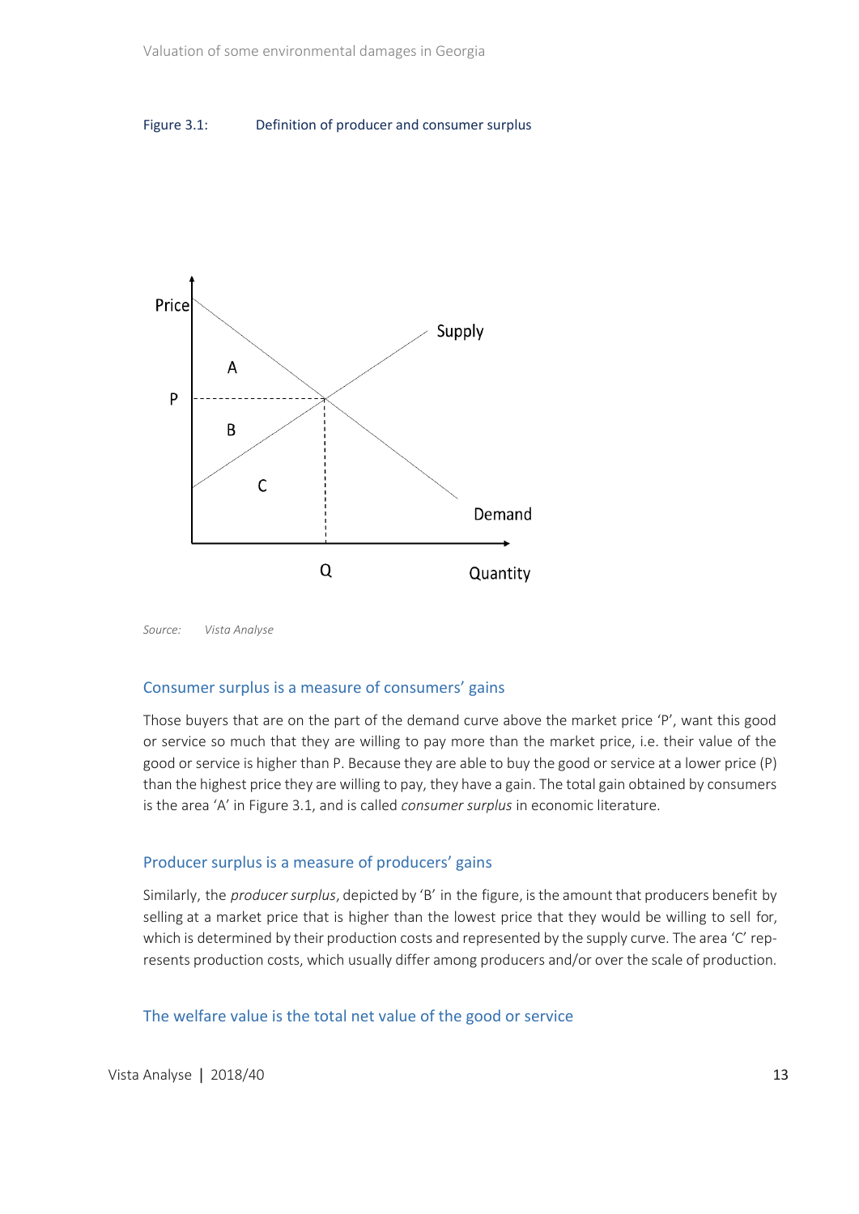Figure 3.1: Definition of producer and consumer surplus

Source: *Vista Analyse*

### Consumer surplus is a measure of consumers' gains

Those buyers that are on the part of the demand curve above the market price 'P', want this good or service so much that they are willing to pay more than the market price, i.e. their value of the good or service is higher than P. Because they are able to buy the good or service at a lower price (P) than the highest price they are willing to pay, they have a gain. The total gain obtained by consumers is the area 'A' in Figure 3.1, and is called *consumer surplus* in economic literature.

### Producer surplus is a measure of producers' gains

Similarly, the *producer surplus*, depicted by 'B' in the figure, is the amount that producers benefit by selling at a market price that is higher than the lowest price that they would be willing to sell for, which is determined by their production costs and represented by the supply curve. The area 'C' represents production costs, which usually differ among producers and/or over the scale of production.

### The welfare value is the total net value of the good or service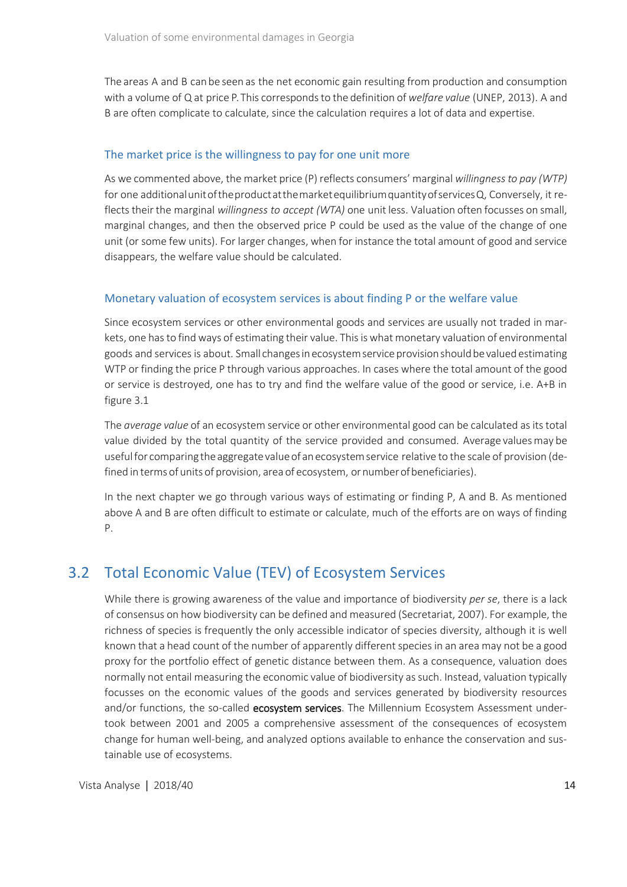The areas A and B can be seen as the net economic gain resulting from production and consumption with a volume of Q at price P. This corresponds to the definition of *welfare value* (UNEP, 2013). A and B are often complicate to calculate, since the calculation requires a lot of data and expertise.

### The market price is the willingness to pay for one unit more

As we commented above, the market price (P) reflects consumers' marginal *willingness to pay (WTP)* for one additional unit of the product at the market equilibrium quantity of services Q, Conversely, it reflects their the marginal *willingness to accept (WTA)* one unit less. Valuation often focusses on small, marginal changes, and then the observed price P could be used as the value of the change of one unit (or some few units). For larger changes, when for instance the total amount of good and service disappears, the welfare value should be calculated.

### Monetary valuation of ecosystem services is about finding P or the welfare value

Since ecosystem services or other environmental goods and services are usually not traded in markets, one has to find ways of estimating their value. This is what monetary valuation of environmental goods and services is about. Small changes in ecosystem service provision should be valued estimating WTP or finding the price P through various approaches. In cases where the total amount of the good or service is destroyed, one has to try and find the welfare value of the good or service, i.e. A+B in figure 3.1

The *average value* of an ecosystem service or other environmental good can be calculated as its total value divided by the total quantity of the service provided and consumed. Average values may be useful for comparing the aggregate value of an ecosystem service relative to the scale of provision (defined in terms of units of provision, area of ecosystem, or number of beneficiaries).

In the next chapter we go through various ways of estimating or finding P, A and B. As mentioned above A and B are often difficult to estimate or calculate, much of the efforts are on ways of finding P.

## 3.2 Total Economic Value (TEV) of Ecosystem Services

While there is growing awareness of the value and importance of biodiversity *per se*, there is a lack of consensus on how biodiversity can be defined and measured (Secretariat, 2007). For example, the richness of species is frequently the only accessible indicator of species diversity, although it is well known that a head count of the number of apparently different species in an area may not be a good proxy for the portfolio effect of genetic distance between them. As a consequence, valuation does normally not entail measuring the economic value of biodiversity as such. Instead, valuation typically focusses on the economic values of the goods and services generated by biodiversity resources and/or functions, the so-called **ecosystem services**. The Millennium Ecosystem Assessment undertook between 2001 and 2005 a comprehensive assessment of the consequences of ecosystem change for human well-being, and analyzed options available to enhance the conservation and sustainable use of ecosystems.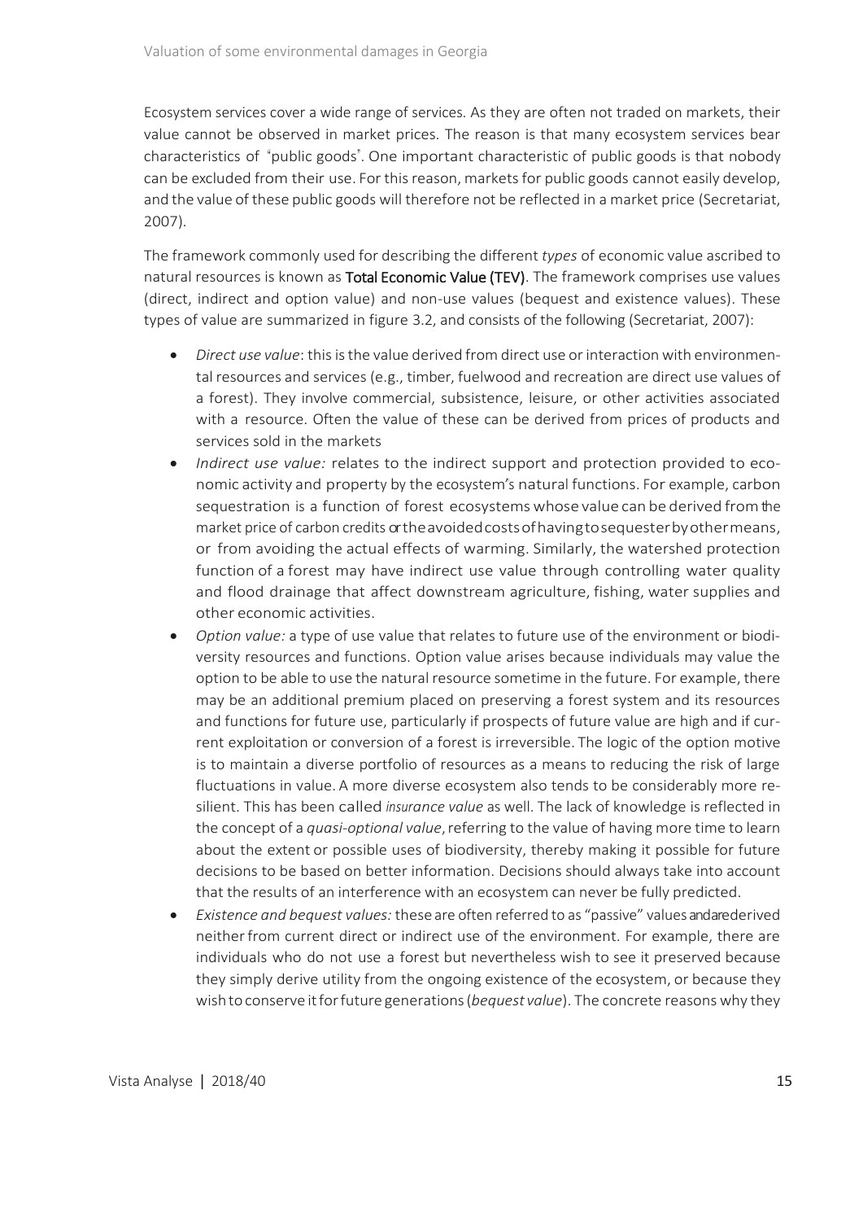Ecosystem services cover a wide range of services. As they are often not traded on markets, their value cannot be observed in market prices. The reason is that many ecosystem services bear characteristics of "public goods". One important characteristic of public goods is that nobody can be excluded from their use. For this reason, markets for public goods cannot easily develop, and the value of these public goods will therefore not be reflected in a market price (Secretariat, 2007).

The framework commonly used for describing the different *types* of economic value ascribed to natural resources is known as **Total Economic Value (TEV)**. The framework comprises use values (direct, indirect and option value) and non-use values (bequest and existence values). These types of value are summarized in figure 3.2, and consists of the following (Secretariat, 2007):

- *Direct use value*: this is the value derived from direct use or interaction with environmental resources and services (e.g., timber, fuelwood and recreation are direct use values of a forest). They involve commercial, subsistence, leisure, or other activities associated with a resource. Often the value of these can be derived from prices of products and services sold in the markets
- *Indirect use value:* relates to the indirect support and protection provided to economic activity and property by the ecosystem's natural functions. For example, carbon sequestration is a function of forest ecosystems whose value can be derived from the market price of carbon credits or the avoided costs of having to sequester by other means, or from avoiding the actual effects of warming. Similarly, the watershed protection function of a forest may have indirect use value through controlling water quality and flood drainage that affect downstream agriculture, fishing, water supplies and other economic activities.
- *Option value:* a type of use value that relates to future use of the environment or biodiversity resources and functions. Option value arises because individuals may value the option to be able to use the natural resource sometime in the future. For example, there may be an additional premium placed on preserving a forest system and its resources and functions for future use, particularly if prospects of future value are high and if current exploitation or conversion of a forest is irreversible. The logic of the option motive is to maintain a diverse portfolio of resources as a means to reducing the risk of large fluctuations in value. A more diverse ecosystem also tends to be considerably more resilient. This has been called *insurance value* as well. The lack of knowledge is reflected in the concept of a *quasi-optional value*, referring to the value of having more time to learn about the extent or possible uses of biodiversity, thereby making it possible for future decisions to be based on better information. Decisions should always take into account that the results of an interference with an ecosystem can never be fully predicted.
- *Existence and bequest values:* these are often referred to as "passive" values and are derived neither from current direct or indirect use of the environment. For example, there are individuals who do not use a forest but nevertheless wish to see it preserved because they simply derive utility from the ongoing existence of the ecosystem, or because they wish to conserve it for future generations (*bequest value*). The concrete reasons why they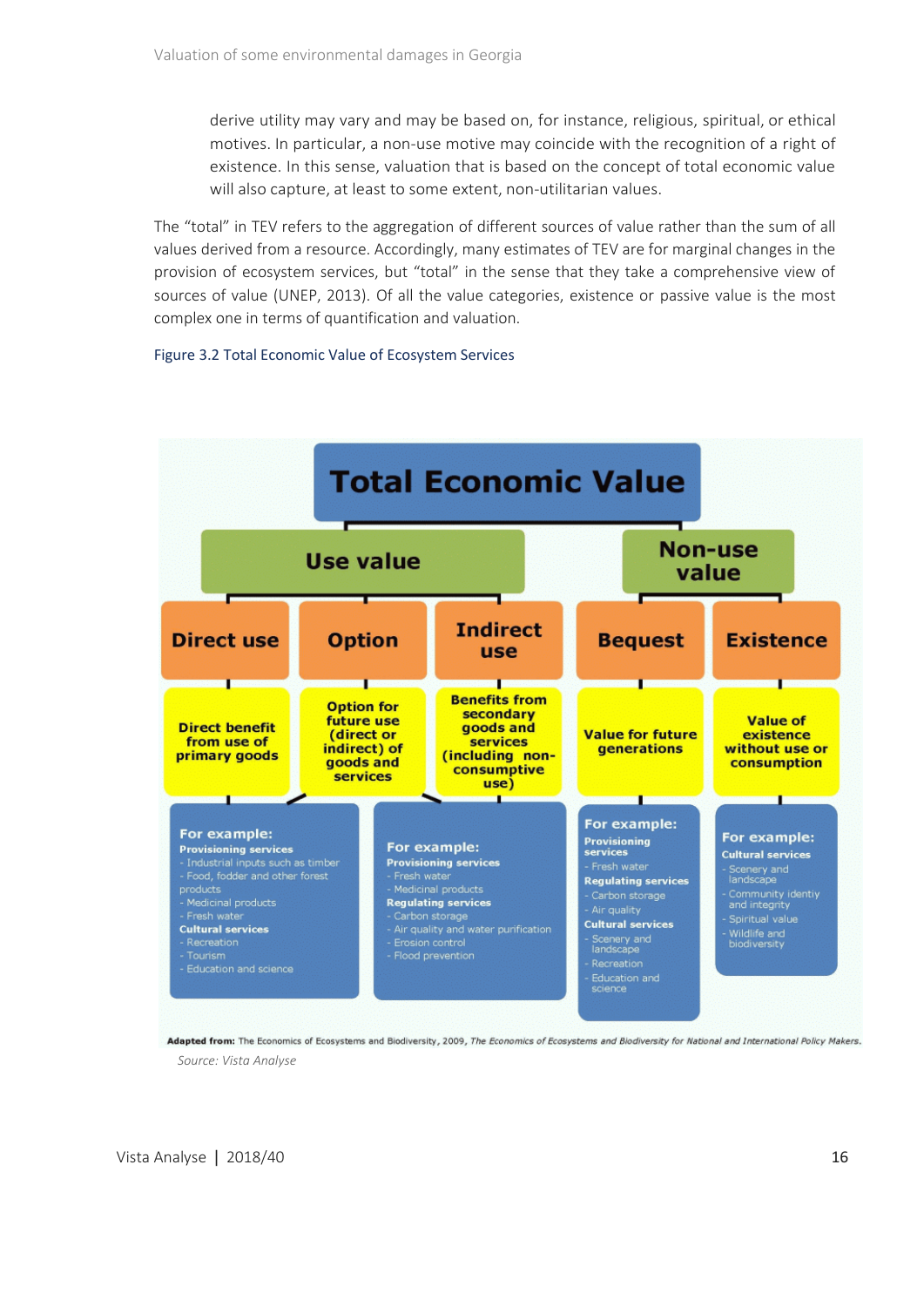derive utility may vary and may be based on, for instance, religious, spiritual, or ethical motives. In particular, a non-use motive may coincide with the recognition of a right of existence. In this sense, valuation that is based on the concept of total economic value will also capture, at least to some extent, non-utilitarian values.

The "total" in TEV refers to the aggregation of different sources of value rather than the sum of all values derived from a resource. Accordingly, many estimates of TEV are for marginal changes in the provision of ecosystem services, but "total" in the sense that they take a comprehensive view of sources of value (UNEP, 2013). Of all the value categories, existence or passive value is the most complex one in terms of quantification and valuation.

Figure 3.2 Total Economic Value of Ecosystem Services

**Total Economic Value**

- **Use value**
  - **Direct use** — Direct benefit from use of primary goods
  - **Option** — Option for future use (direct or indirect) of goods and services
  - **Indirect use** — Benefits from secondary goods and services (including non-consumptive use)
- **Non-use value**
  - **Bequest** — Value for future generations
  - **Existence** — Value of existence without use or consumption

**For example (Direct use, Option):**
Provisioning services
- Industrial inputs such as timber
- Food, fodder and other forest products
- Medicinal products
- Fresh water

Cultural services
- Recreation
- Tourism
- Education and science

**For example (Option, Indirect use):**
Provisioning services
- Fresh water
- Medicinal products

Regulating services
- Carbon storage
- Air quality and water purification
- Erosion control
- Flood prevention

**For example (Bequest):**
Provisioning services
- Fresh water

Regulating services
- Carbon storage
- Air quality

Cultural services
- Scenery and landscape
- Recreation
- Education and science

**For example (Existence):**
Cultural services
- Scenery and landscape
- Community identiy and integrity
- Spiritual value
- Wildlife and biodiversity

**Adapted from:** The Economics of Ecosystems and Biodiversity, 2009, *The Economics of Ecosystems and Biodiversity for National and International Policy Makers.*

*Source: Vista Analyse*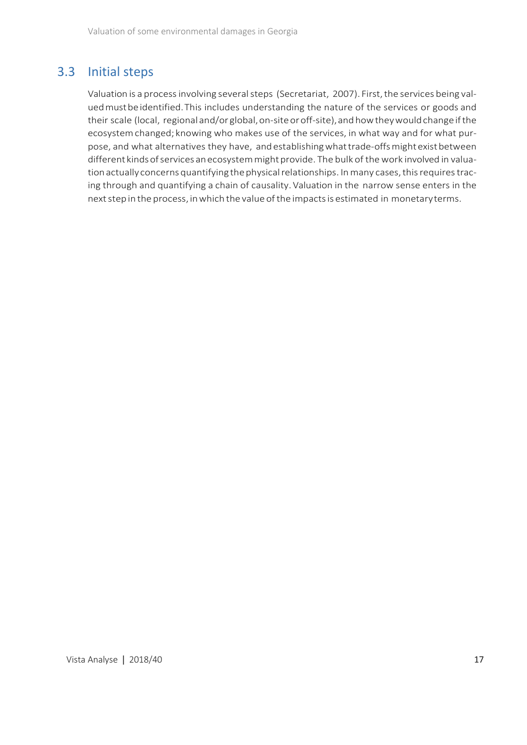## 3.3 Initial steps

Valuation is a process involving several steps (Secretariat, 2007). First, the services being valued must be identified. This includes understanding the nature of the services or goods and their scale (local, regional and/or global, on-site or off-site), and how they would change if the ecosystem changed; knowing who makes use of the services, in what way and for what purpose, and what alternatives they have, and establishing what trade-offs might exist between different kinds of services an ecosystem might provide. The bulk of the work involved in valuation actually concerns quantifying the physical relationships. In many cases, this requires tracing through and quantifying a chain of causality. Valuation in the narrow sense enters in the next step in the process, in which the value of the impacts is estimated in monetary terms.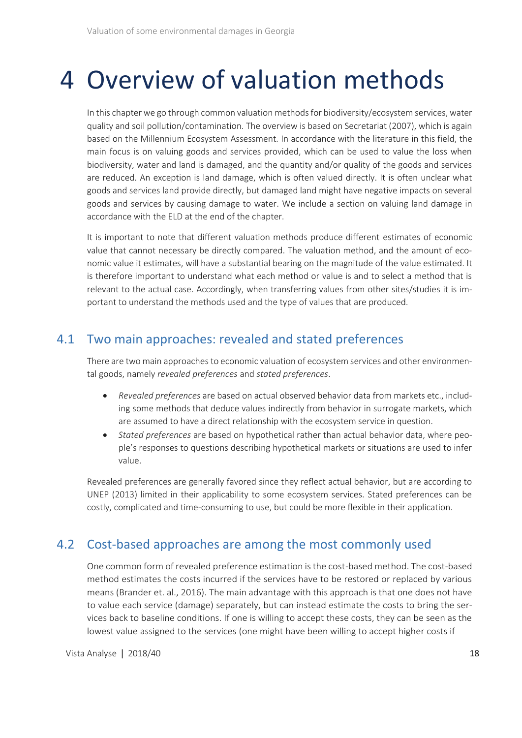# 4 Overview of valuation methods

In this chapter we go through common valuation methods for biodiversity/ecosystem services, water quality and soil pollution/contamination. The overview is based on Secretariat (2007), which is again based on the Millennium Ecosystem Assessment. In accordance with the literature in this field, the main focus is on valuing goods and services provided, which can be used to value the loss when biodiversity, water and land is damaged, and the quantity and/or quality of the goods and services are reduced. An exception is land damage, which is often valued directly. It is often unclear what goods and services land provide directly, but damaged land might have negative impacts on several goods and services by causing damage to water. We include a section on valuing land damage in accordance with the ELD at the end of the chapter.

It is important to note that different valuation methods produce different estimates of economic value that cannot necessary be directly compared. The valuation method, and the amount of economic value it estimates, will have a substantial bearing on the magnitude of the value estimated. It is therefore important to understand what each method or value is and to select a method that is relevant to the actual case. Accordingly, when transferring values from other sites/studies it is important to understand the methods used and the type of values that are produced.

## 4.1 Two main approaches: revealed and stated preferences

There are two main approaches to economic valuation of ecosystem services and other environmental goods, namely *revealed preferences* and *stated preferences*.

- *Revealed preferences* are based on actual observed behavior data from markets etc., including some methods that deduce values indirectly from behavior in surrogate markets, which are assumed to have a direct relationship with the ecosystem service in question.
- *Stated preferences* are based on hypothetical rather than actual behavior data, where people's responses to questions describing hypothetical markets or situations are used to infer value.

Revealed preferences are generally favored since they reflect actual behavior, but are according to UNEP (2013) limited in their applicability to some ecosystem services. Stated preferences can be costly, complicated and time-consuming to use, but could be more flexible in their application.

## 4.2 Cost-based approaches are among the most commonly used

One common form of revealed preference estimation is the cost-based method. The cost-based method estimates the costs incurred if the services have to be restored or replaced by various means (Brander et. al., 2016). The main advantage with this approach is that one does not have to value each service (damage) separately, but can instead estimate the costs to bring the services back to baseline conditions. If one is willing to accept these costs, they can be seen as the lowest value assigned to the services (one might have been willing to accept higher costs if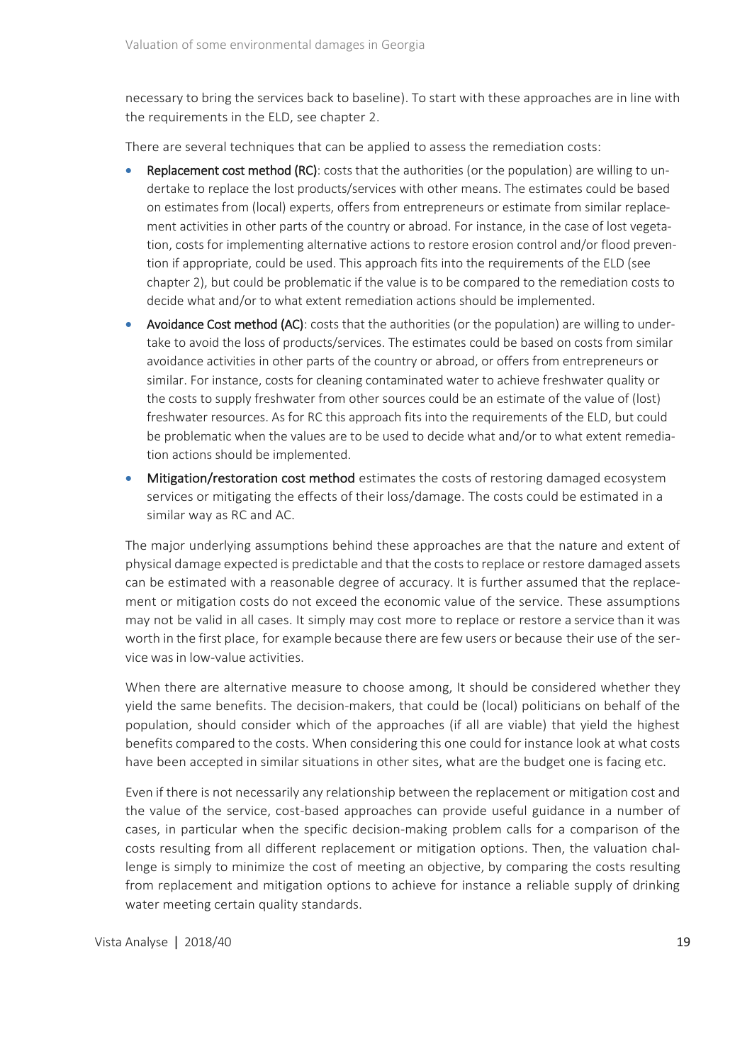necessary to bring the services back to baseline). To start with these approaches are in line with the requirements in the ELD, see chapter 2.

There are several techniques that can be applied to assess the remediation costs:

- **Replacement cost method (RC)**: costs that the authorities (or the population) are willing to undertake to replace the lost products/services with other means. The estimates could be based on estimates from (local) experts, offers from entrepreneurs or estimate from similar replacement activities in other parts of the country or abroad. For instance, in the case of lost vegetation, costs for implementing alternative actions to restore erosion control and/or flood prevention if appropriate, could be used. This approach fits into the requirements of the ELD (see chapter 2), but could be problematic if the value is to be compared to the remediation costs to decide what and/or to what extent remediation actions should be implemented.
- **Avoidance Cost method (AC)**: costs that the authorities (or the population) are willing to undertake to avoid the loss of products/services. The estimates could be based on costs from similar avoidance activities in other parts of the country or abroad, or offers from entrepreneurs or similar. For instance, costs for cleaning contaminated water to achieve freshwater quality or the costs to supply freshwater from other sources could be an estimate of the value of (lost) freshwater resources. As for RC this approach fits into the requirements of the ELD, but could be problematic when the values are to be used to decide what and/or to what extent remediation actions should be implemented.
- **Mitigation/restoration cost method** estimates the costs of restoring damaged ecosystem services or mitigating the effects of their loss/damage. The costs could be estimated in a similar way as RC and AC.

The major underlying assumptions behind these approaches are that the nature and extent of physical damage expected is predictable and that the costs to replace or restore damaged assets can be estimated with a reasonable degree of accuracy. It is further assumed that the replacement or mitigation costs do not exceed the economic value of the service. These assumptions may not be valid in all cases. It simply may cost more to replace or restore a service than it was worth in the first place, for example because there are few users or because their use of the service was in low-value activities.

When there are alternative measure to choose among, It should be considered whether they yield the same benefits. The decision-makers, that could be (local) politicians on behalf of the population, should consider which of the approaches (if all are viable) that yield the highest benefits compared to the costs. When considering this one could for instance look at what costs have been accepted in similar situations in other sites, what are the budget one is facing etc.

Even if there is not necessarily any relationship between the replacement or mitigation cost and the value of the service, cost-based approaches can provide useful guidance in a number of cases, in particular when the specific decision-making problem calls for a comparison of the costs resulting from all different replacement or mitigation options. Then, the valuation challenge is simply to minimize the cost of meeting an objective, by comparing the costs resulting from replacement and mitigation options to achieve for instance a reliable supply of drinking water meeting certain quality standards.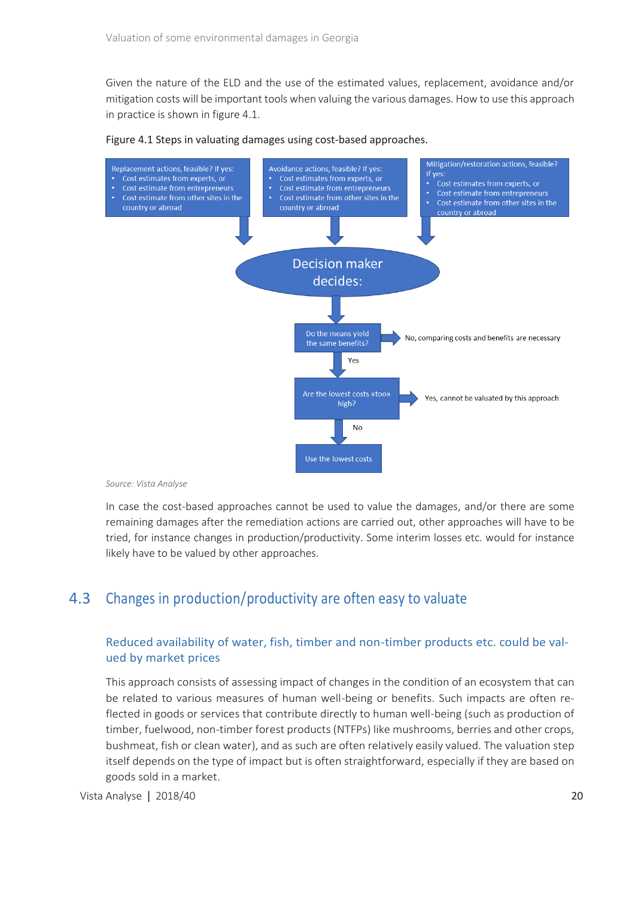Given the nature of the ELD and the use of the estimated values, replacement, avoidance and/or mitigation costs will be important tools when valuing the various damages. How to use this approach in practice is shown in figure 4.1.

Figure 4.1 Steps in valuating damages using cost-based approaches.

Replacement actions, feasible? If yes:
- Cost estimates from experts, or
- Cost estimate from entrepreneurs
- Cost estimate from other sites in the country or abroad

Avoidance actions, feasible? If yes:
- Cost estimates from experts, or
- Cost estimate from entrepreneurs
- Cost estimate from other sites in the country or abroad

Mitigation/restoration actions, feasible? If yes:
- Cost estimates from experts, or
- Cost estimate from entrepreneurs
- Cost estimate from other sites in the country or abroad

Decision maker decides:

Do the means yield the same benefits? → No, comparing costs and benefits are necessary

Yes

Are the lowest costs «too» high? → Yes, cannot be valuated by this approach

No

Use the lowest costs

*Source: Vista Analyse*

In case the cost-based approaches cannot be used to value the damages, and/or there are some remaining damages after the remediation actions are carried out, other approaches will have to be tried, for instance changes in production/productivity. Some interim losses etc. would for instance likely have to be valued by other approaches.

## 4.3 Changes in production/productivity are often easy to valuate

### Reduced availability of water, fish, timber and non-timber products etc. could be valued by market prices

This approach consists of assessing impact of changes in the condition of an ecosystem that can be related to various measures of human well-being or benefits. Such impacts are often reflected in goods or services that contribute directly to human well-being (such as production of timber, fuelwood, non-timber forest products (NTFPs) like mushrooms, berries and other crops, bushmeat, fish or clean water), and as such are often relatively easily valued. The valuation step itself depends on the type of impact but is often straightforward, especially if they are based on goods sold in a market.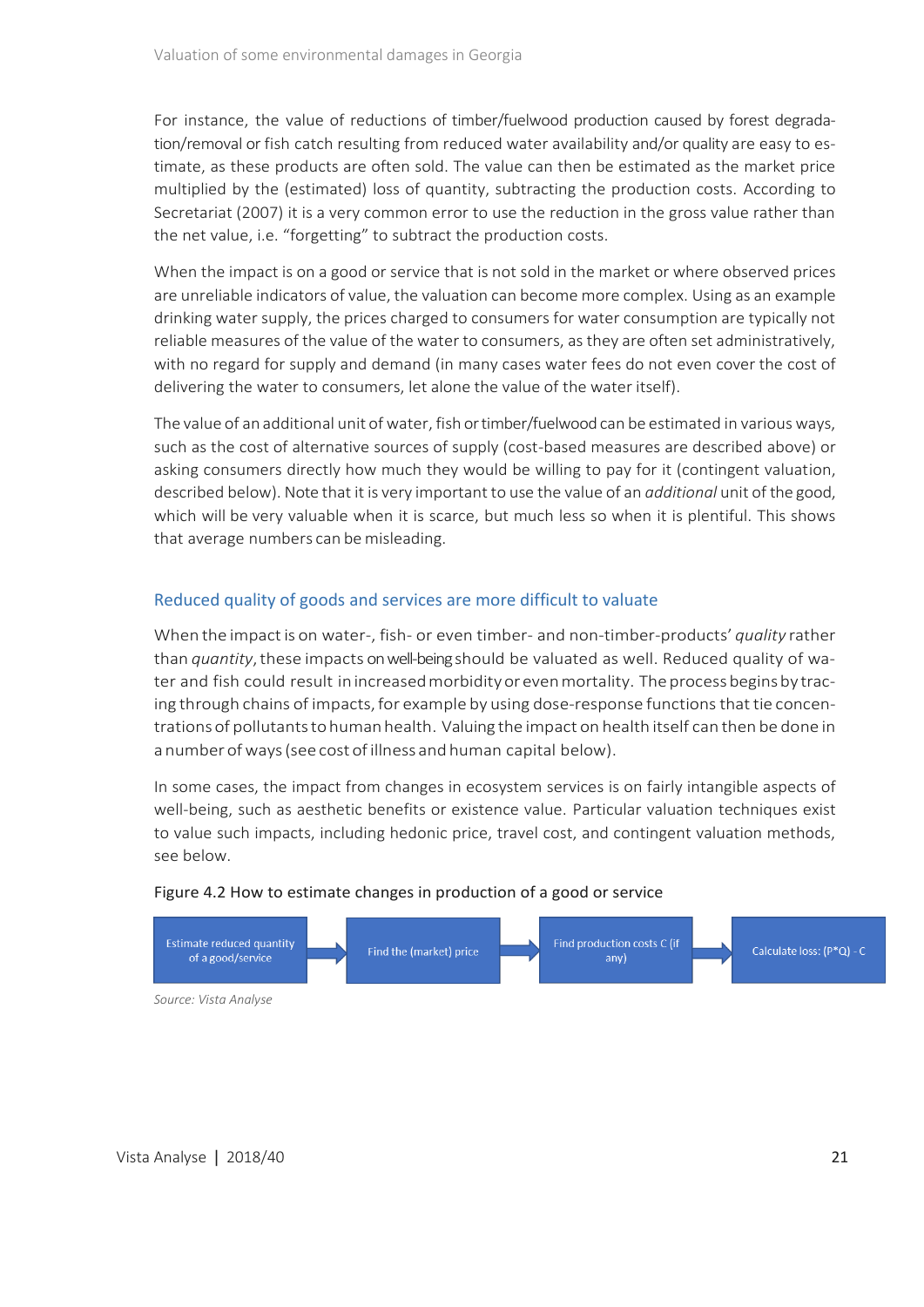For instance, the value of reductions of timber/fuelwood production caused by forest degradation/removal or fish catch resulting from reduced water availability and/or quality are easy to estimate, as these products are often sold. The value can then be estimated as the market price multiplied by the (estimated) loss of quantity, subtracting the production costs. According to Secretariat (2007) it is a very common error to use the reduction in the gross value rather than the net value, i.e. "forgetting" to subtract the production costs.

When the impact is on a good or service that is not sold in the market or where observed prices are unreliable indicators of value, the valuation can become more complex. Using as an example drinking water supply, the prices charged to consumers for water consumption are typically not reliable measures of the value of the water to consumers, as they are often set administratively, with no regard for supply and demand (in many cases water fees do not even cover the cost of delivering the water to consumers, let alone the value of the water itself).

The value of an additional unit of water, fish or timber/fuelwood can be estimated in various ways, such as the cost of alternative sources of supply (cost-based measures are described above) or asking consumers directly how much they would be willing to pay for it (contingent valuation, described below). Note that it is very important to use the value of an *additional* unit of the good, which will be very valuable when it is scarce, but much less so when it is plentiful. This shows that average numbers can be misleading.

### Reduced quality of goods and services are more difficult to valuate

When the impact is on water-, fish- or even timber- and non-timber-products' *quality* rather than *quantity*, these impacts on well-being should be valuated as well. Reduced quality of water and fish could result in increased morbidity or even mortality. The process begins by tracing through chains of impacts, for example by using dose-response functions that tie concentrations of pollutants to human health. Valuing the impact on health itself can then be done in a number of ways (see cost of illness and human capital below).

In some cases, the impact from changes in ecosystem services is on fairly intangible aspects of well-being, such as aesthetic benefits or existence value. Particular valuation techniques exist to value such impacts, including hedonic price, travel cost, and contingent valuation methods, see below.

Figure 4.2 How to estimate changes in production of a good or service

Estimate reduced quantity of a good/service → Find the (market) price → Find production costs C (if any) → Calculate loss: (P*Q) - C

*Source: Vista Analyse*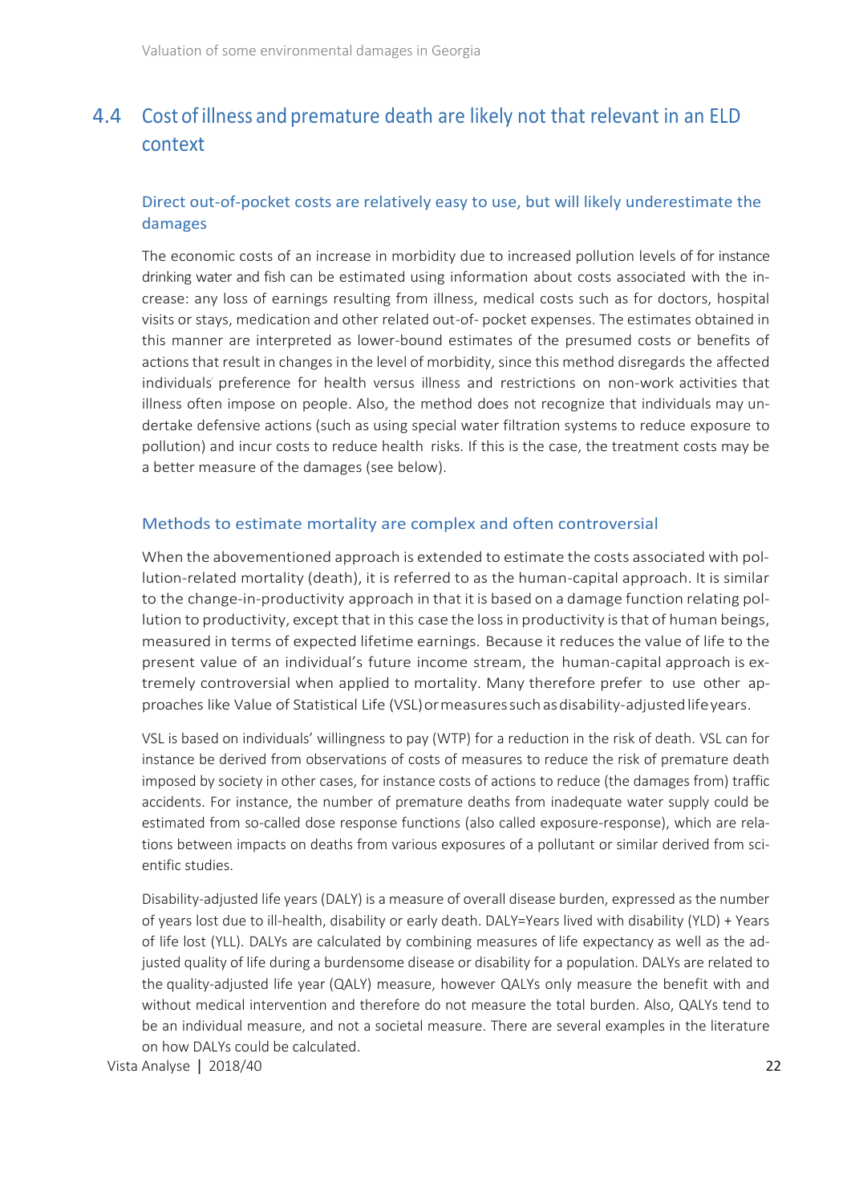## 4.4 Cost of illness and premature death are likely not that relevant in an ELD context

### Direct out-of-pocket costs are relatively easy to use, but will likely underestimate the damages

The economic costs of an increase in morbidity due to increased pollution levels of for instance drinking water and fish can be estimated using information about costs associated with the increase: any loss of earnings resulting from illness, medical costs such as for doctors, hospital visits or stays, medication and other related out-of- pocket expenses. The estimates obtained in this manner are interpreted as lower-bound estimates of the presumed costs or benefits of actions that result in changes in the level of morbidity, since this method disregards the affected individuals' preference for health versus illness and restrictions on non-work activities that illness often impose on people. Also, the method does not recognize that individuals may undertake defensive actions (such as using special water filtration systems to reduce exposure to pollution) and incur costs to reduce health risks. If this is the case, the treatment costs may be a better measure of the damages (see below).

### Methods to estimate mortality are complex and often controversial

When the abovementioned approach is extended to estimate the costs associated with pollution-related mortality (death), it is referred to as the human-capital approach. It is similar to the change-in-productivity approach in that it is based on a damage function relating pollution to productivity, except that in this case the loss in productivity is that of human beings, measured in terms of expected lifetime earnings. Because it reduces the value of life to the present value of an individual's future income stream, the human-capital approach is extremely controversial when applied to mortality. Many therefore prefer to use other approaches like Value of Statistical Life (VSL) or measures such as disability-adjusted life years.

VSL is based on individuals' willingness to pay (WTP) for a reduction in the risk of death. VSL can for instance be derived from observations of costs of measures to reduce the risk of premature death imposed by society in other cases, for instance costs of actions to reduce (the damages from) traffic accidents. For instance, the number of premature deaths from inadequate water supply could be estimated from so-called dose response functions (also called exposure-response), which are relations between impacts on deaths from various exposures of a pollutant or similar derived from scientific studies.

Disability-adjusted life years (DALY) is a measure of overall disease burden, expressed as the number of years lost due to ill-health, disability or early death. DALY=Years lived with disability (YLD) + Years of life lost (YLL). DALYs are calculated by combining measures of life expectancy as well as the adjusted quality of life during a burdensome disease or disability for a population. DALYs are related to the quality-adjusted life year (QALY) measure, however QALYs only measure the benefit with and without medical intervention and therefore do not measure the total burden. Also, QALYs tend to be an individual measure, and not a societal measure. There are several examples in the literature on how DALYs could be calculated.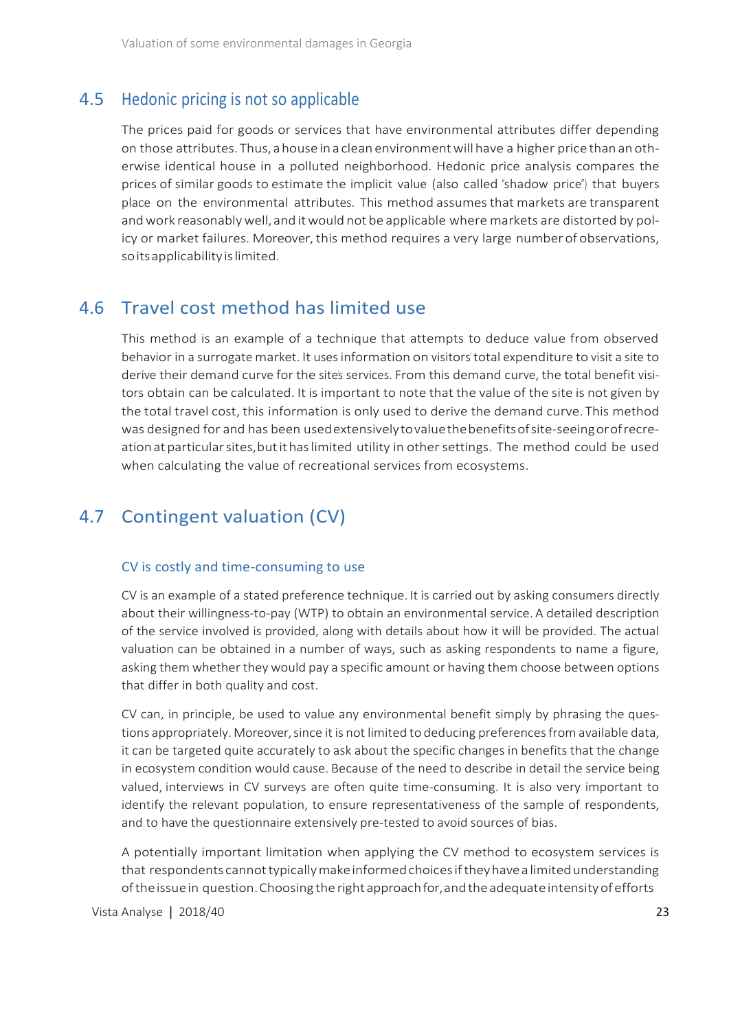## 4.5 Hedonic pricing is not so applicable

The prices paid for goods or services that have environmental attributes differ depending on those attributes. Thus, a house in a clean environment will have a higher price than an otherwise identical house in a polluted neighborhood. Hedonic price analysis compares the prices of similar goods to estimate the implicit value (also called 'shadow price') that buyers place on the environmental attributes. This method assumes that markets are transparent and work reasonably well, and it would not be applicable where markets are distorted by policy or market failures. Moreover, this method requires a very large number of observations, so its applicability is limited.

## 4.6 Travel cost method has limited use

This method is an example of a technique that attempts to deduce value from observed behavior in a surrogate market. It uses information on visitors total expenditure to visit a site to derive their demand curve for the sites' services. From this demand curve, the total benefit visitors obtain can be calculated. It is important to note that the value of the site is not given by the total travel cost, this information is only used to derive the demand curve. This method was designed for and has been used extensively to value the benefits of site-seeing or of recreation at particular sites, but it has limited utility in other settings. The method could be used when calculating the value of recreational services from ecosystems.

## 4.7 Contingent valuation (CV)

### CV is costly and time-consuming to use

CV is an example of a stated preference technique. It is carried out by asking consumers directly about their willingness-to-pay (WTP) to obtain an environmental service. A detailed description of the service involved is provided, along with details about how it will be provided. The actual valuation can be obtained in a number of ways, such as asking respondents to name a figure, asking them whether they would pay a specific amount or having them choose between options that differ in both quality and cost.

CV can, in principle, be used to value any environmental benefit simply by phrasing the questions appropriately. Moreover, since it is not limited to deducing preferences from available data, it can be targeted quite accurately to ask about the specific changes in benefits that the change in ecosystem condition would cause. Because of the need to describe in detail the service being valued, interviews in CV surveys are often quite time-consuming. It is also very important to identify the relevant population, to ensure representativeness of the sample of respondents, and to have the questionnaire extensively pre-tested to avoid sources of bias.

A potentially important limitation when applying the CV method to ecosystem services is that respondents cannot typically make informed choices if they have a limited understanding of the issue in question. Choosing the right approach for, and the adequate intensity of efforts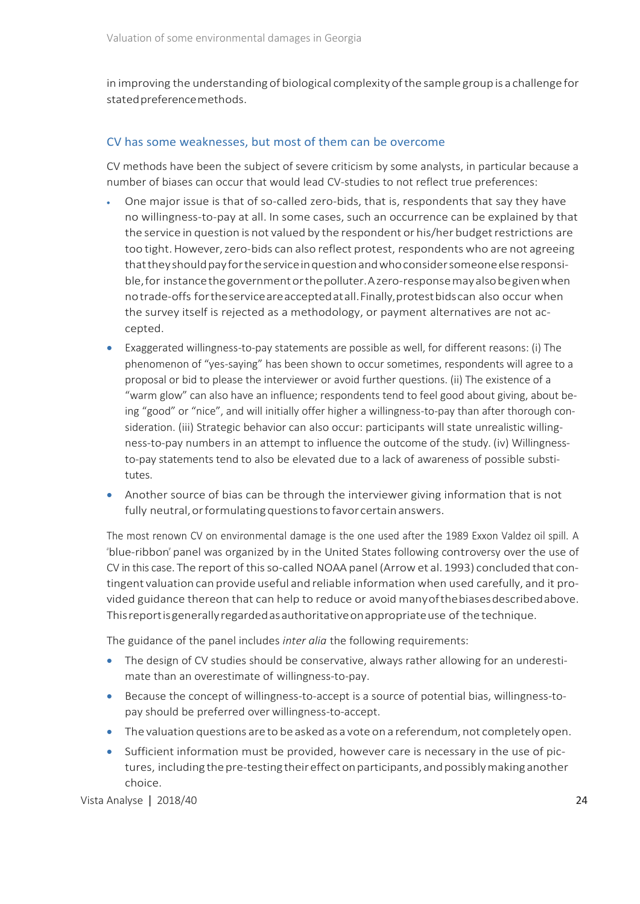in improving the understanding of biological complexity of the sample group is a challenge for stated preference methods.

### CV has some weaknesses, but most of them can be overcome

CV methods have been the subject of severe criticism by some analysts, in particular because a number of biases can occur that would lead CV-studies to not reflect true preferences:

- One major issue is that of so-called zero-bids, that is, respondents that say they have no willingness-to-pay at all. In some cases, such an occurrence can be explained by that the service in question is not valued by the respondent or his/her budget restrictions are too tight. However, zero-bids can also reflect protest, respondents who are not agreeing that they should pay for the service in question and who consider someone else responsible, for instance the government or the polluter. A zero-response may also be given when no trade-offs for the service are accepted at all. Finally, protest bids can also occur when the survey itself is rejected as a methodology, or payment alternatives are not accepted.
- Exaggerated willingness-to-pay statements are possible as well, for different reasons: (i) The phenomenon of "yes-saying" has been shown to occur sometimes, respondents will agree to a proposal or bid to please the interviewer or avoid further questions. (ii) The existence of a "warm glow" can also have an influence; respondents tend to feel good about giving, about being "good" or "nice", and will initially offer higher a willingness-to-pay than after thorough consideration. (iii) Strategic behavior can also occur: participants will state unrealistic willingness-to-pay numbers in an attempt to influence the outcome of the study. (iv) Willingness-to-pay statements tend to also be elevated due to a lack of awareness of possible substitutes.
- Another source of bias can be through the interviewer giving information that is not fully neutral, or formulating questions to favor certain answers.

The most renown CV on environmental damage is the one used after the 1989 Exxon Valdez oil spill. A "blue-ribbon" panel was organized by in the United States following controversy over the use of CV in this case. The report of this so-called NOAA panel (Arrow et al. 1993) concluded that contingent valuation can provide useful and reliable information when used carefully, and it provided guidance thereon that can help to reduce or avoid many of the biases described above. This report is generally regarded as authoritative on appropriate use of the technique.

The guidance of the panel includes *inter alia* the following requirements:

- The design of CV studies should be conservative, always rather allowing for an underestimate than an overestimate of willingness-to-pay.
- Because the concept of willingness-to-accept is a source of potential bias, willingness-to-pay should be preferred over willingness-to-accept.
- The valuation questions are to be asked as a vote on a referendum, not completely open.
- Sufficient information must be provided, however care is necessary in the use of pictures, including the pre-testing their effect on participants, and possibly making another choice.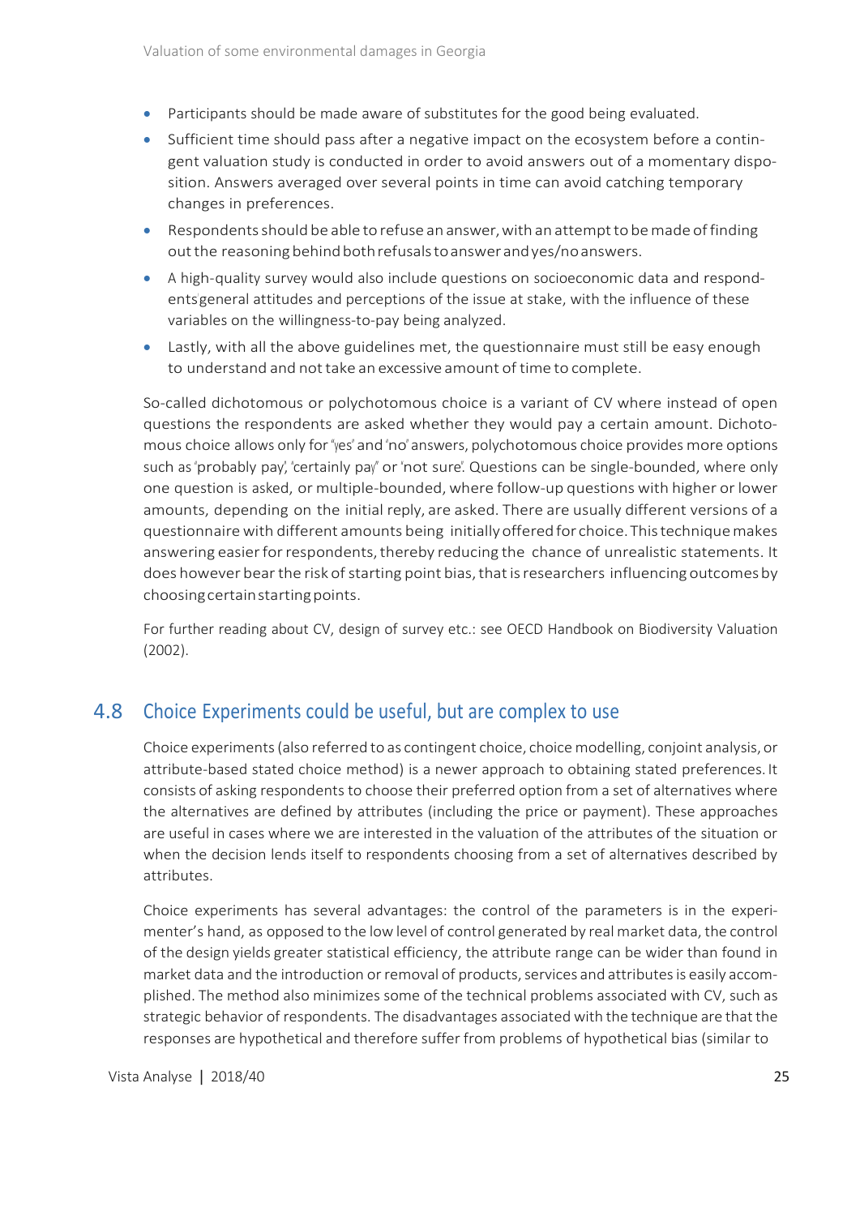- Participants should be made aware of substitutes for the good being evaluated.
- Sufficient time should pass after a negative impact on the ecosystem before a contingent valuation study is conducted in order to avoid answers out of a momentary disposition. Answers averaged over several points in time can avoid catching temporary changes in preferences.
- Respondents should be able to refuse an answer, with an attempt to be made of finding out the reasoning behind both refusals to answer and yes/no answers.
- A high-quality survey would also include questions on socioeconomic data and respondents general attitudes and perceptions of the issue at stake, with the influence of these variables on the willingness-to-pay being analyzed.
- Lastly, with all the above guidelines met, the questionnaire must still be easy enough to understand and not take an excessive amount of time to complete.

So-called dichotomous or polychotomous choice is a variant of CV where instead of open questions the respondents are asked whether they would pay a certain amount. Dichotomous choice allows only for "yes" and "no" answers, polychotomous choice provides more options such as "probably pay", "certainly pay" or "not sure". Questions can be single-bounded, where only one question is asked, or multiple-bounded, where follow-up questions with higher or lower amounts, depending on the initial reply, are asked. There are usually different versions of a questionnaire with different amounts being initially offered for choice. This technique makes answering easier for respondents, thereby reducing the chance of unrealistic statements. It does however bear the risk of starting point bias, that is researchers influencing outcomes by choosing certain starting points.

For further reading about CV, design of survey etc.: see OECD Handbook on Biodiversity Valuation (2002).

## 4.8 Choice Experiments could be useful, but are complex to use

Choice experiments (also referred to as contingent choice, choice modelling, conjoint analysis, or attribute-based stated choice method) is a newer approach to obtaining stated preferences. It consists of asking respondents to choose their preferred option from a set of alternatives where the alternatives are defined by attributes (including the price or payment). These approaches are useful in cases where we are interested in the valuation of the attributes of the situation or when the decision lends itself to respondents choosing from a set of alternatives described by attributes.

Choice experiments has several advantages: the control of the parameters is in the experimenter's hand, as opposed to the low level of control generated by real market data, the control of the design yields greater statistical efficiency, the attribute range can be wider than found in market data and the introduction or removal of products, services and attributes is easily accomplished. The method also minimizes some of the technical problems associated with CV, such as strategic behavior of respondents. The disadvantages associated with the technique are that the responses are hypothetical and therefore suffer from problems of hypothetical bias (similar to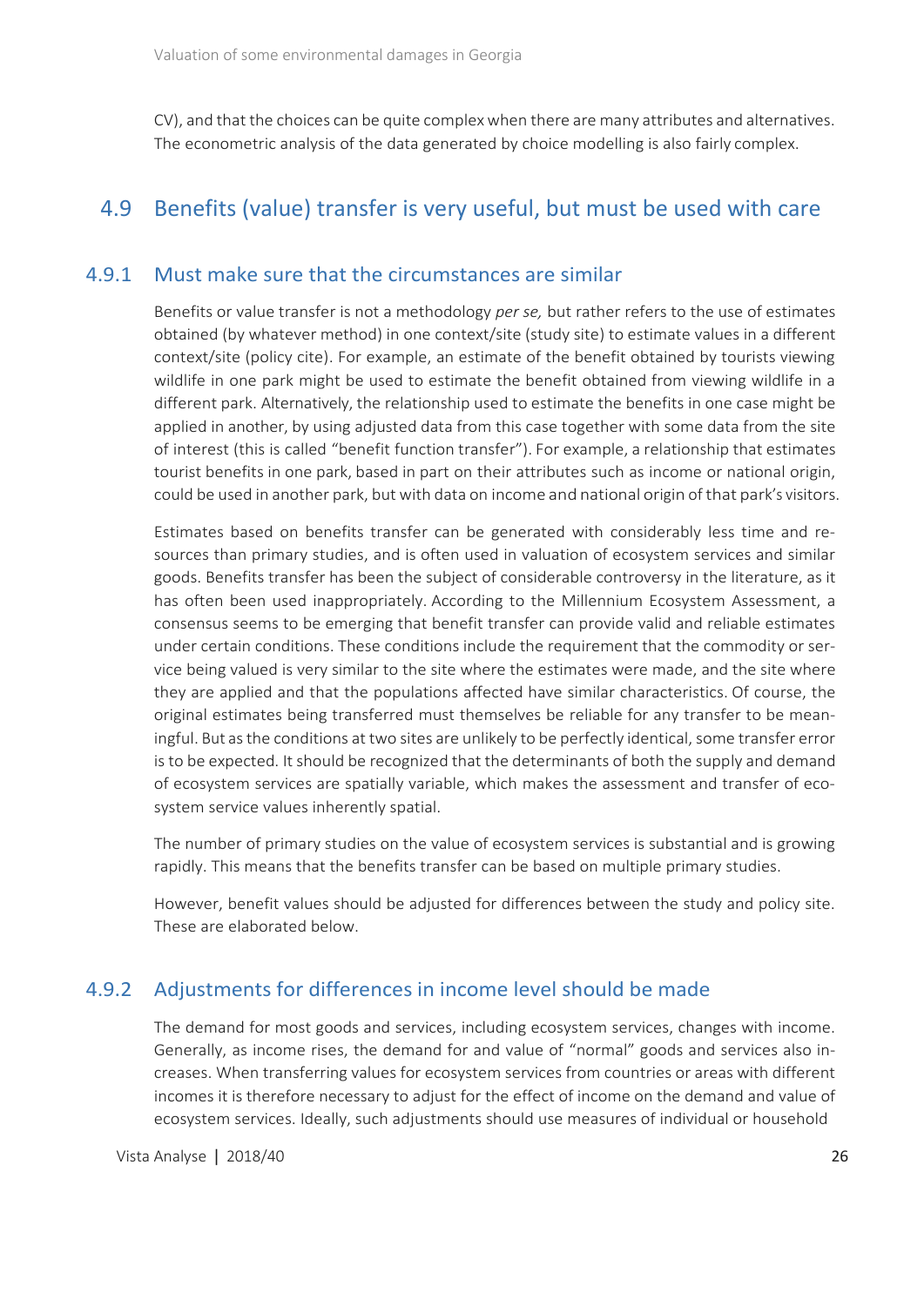CV), and that the choices can be quite complex when there are many attributes and alternatives. The econometric analysis of the data generated by choice modelling is also fairly complex.

## 4.9 Benefits (value) transfer is very useful, but must be used with care

### 4.9.1 Must make sure that the circumstances are similar

Benefits or value transfer is not a methodology *per se,* but rather refers to the use of estimates obtained (by whatever method) in one context/site (study site) to estimate values in a different context/site (policy cite). For example, an estimate of the benefit obtained by tourists viewing wildlife in one park might be used to estimate the benefit obtained from viewing wildlife in a different park. Alternatively, the relationship used to estimate the benefits in one case might be applied in another, by using adjusted data from this case together with some data from the site of interest (this is called "benefit function transfer"). For example, a relationship that estimates tourist benefits in one park, based in part on their attributes such as income or national origin, could be used in another park, but with data on income and national origin of that park's visitors.

Estimates based on benefits transfer can be generated with considerably less time and resources than primary studies, and is often used in valuation of ecosystem services and similar goods. Benefits transfer has been the subject of considerable controversy in the literature, as it has often been used inappropriately. According to the Millennium Ecosystem Assessment, a consensus seems to be emerging that benefit transfer can provide valid and reliable estimates under certain conditions. These conditions include the requirement that the commodity or service being valued is very similar to the site where the estimates were made, and the site where they are applied and that the populations affected have similar characteristics. Of course, the original estimates being transferred must themselves be reliable for any transfer to be meaningful. But as the conditions at two sites are unlikely to be perfectly identical, some transfer error is to be expected. It should be recognized that the determinants of both the supply and demand of ecosystem services are spatially variable, which makes the assessment and transfer of ecosystem service values inherently spatial.

The number of primary studies on the value of ecosystem services is substantial and is growing rapidly. This means that the benefits transfer can be based on multiple primary studies.

However, benefit values should be adjusted for differences between the study and policy site. These are elaborated below.

### 4.9.2 Adjustments for differences in income level should be made

The demand for most goods and services, including ecosystem services, changes with income. Generally, as income rises, the demand for and value of "normal" goods and services also increases. When transferring values for ecosystem services from countries or areas with different incomes it is therefore necessary to adjust for the effect of income on the demand and value of ecosystem services. Ideally, such adjustments should use measures of individual or household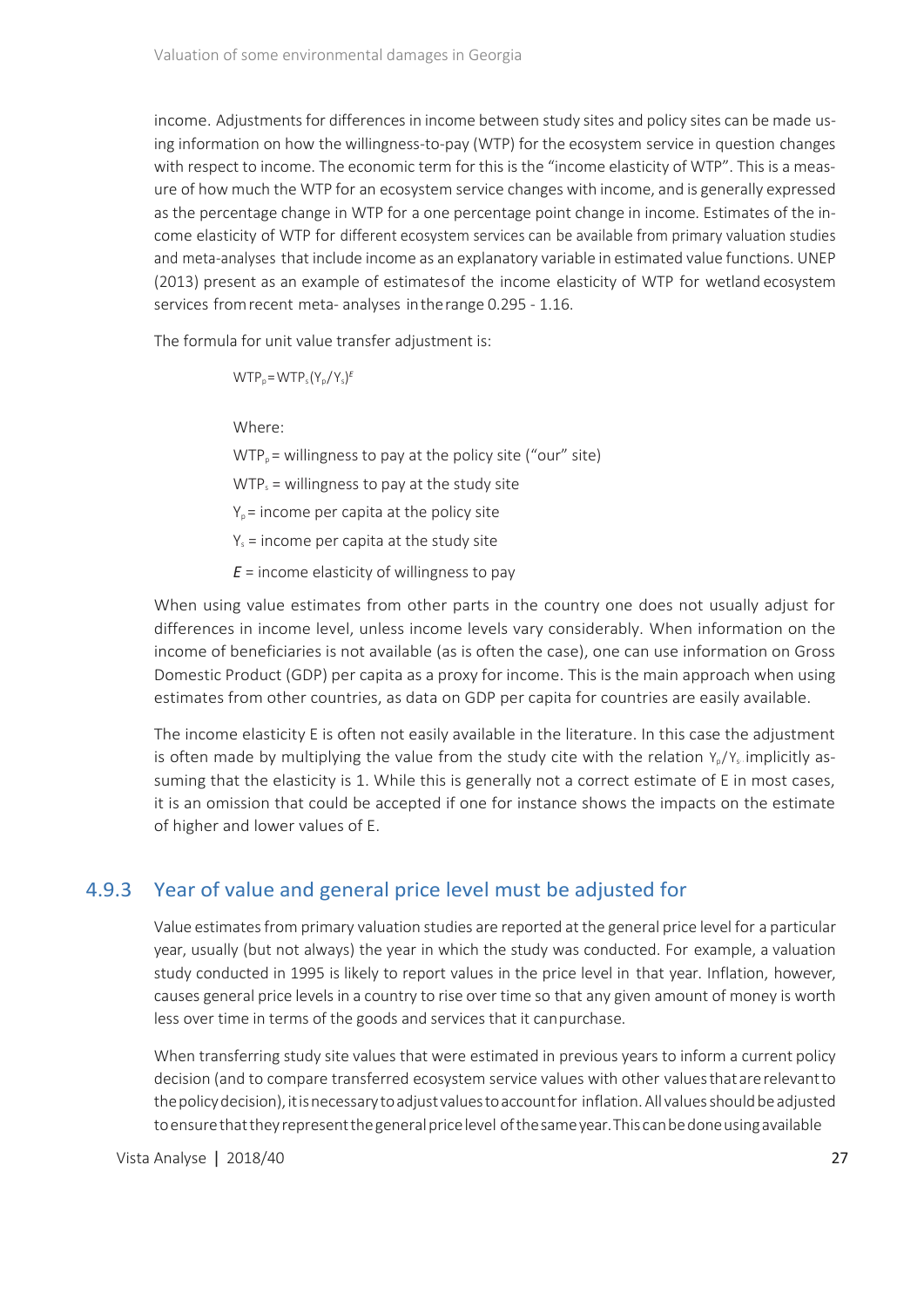income. Adjustments for differences in income between study sites and policy sites can be made using information on how the willingness-to-pay (WTP) for the ecosystem service in question changes with respect to income. The economic term for this is the "income elasticity of WTP". This is a measure of how much the WTP for an ecosystem service changes with income, and is generally expressed as the percentage change in WTP for a one percentage point change in income. Estimates of the income elasticity of WTP for different ecosystem services can be available from primary valuation studies and meta-analyses that include income as an explanatory variable in estimated value functions. UNEP (2013) present as an example of estimates of the income elasticity of WTP for wetland ecosystem services from recent meta- analyses in the range 0.295 - 1.16.

The formula for unit value transfer adjustment is:

$$WTP_p = WTP_s (Y_p / Y_s)^E$$

Where:

$WTP_p$ = willingness to pay at the policy site ("our" site)

$WTP_s$ = willingness to pay at the study site

$Y_p$ = income per capita at the policy site

$Y_s$ = income per capita at the study site

$E$ = income elasticity of willingness to pay

When using value estimates from other parts in the country one does not usually adjust for differences in income level, unless income levels vary considerably. When information on the income of beneficiaries is not available (as is often the case), one can use information on Gross Domestic Product (GDP) per capita as a proxy for income. This is the main approach when using estimates from other countries, as data on GDP per capita for countries are easily available.

The income elasticity E is often not easily available in the literature. In this case the adjustment is often made by multiplying the value from the study cite with the relation $Y_p/Y_s$ implicitly assuming that the elasticity is 1. While this is generally not a correct estimate of E in most cases, it is an omission that could be accepted if one for instance shows the impacts on the estimate of higher and lower values of E.

### 4.9.3 Year of value and general price level must be adjusted for

Value estimates from primary valuation studies are reported at the general price level for a particular year, usually (but not always) the year in which the study was conducted. For example, a valuation study conducted in 1995 is likely to report values in the price level in that year. Inflation, however, causes general price levels in a country to rise over time so that any given amount of money is worth less over time in terms of the goods and services that it can purchase.

When transferring study site values that were estimated in previous years to inform a current policy decision (and to compare transferred ecosystem service values with other values that are relevant to the policy decision), it is necessary to adjust values to account for inflation. All values should be adjusted to ensure that they represent the general price level of the same year. This can be done using available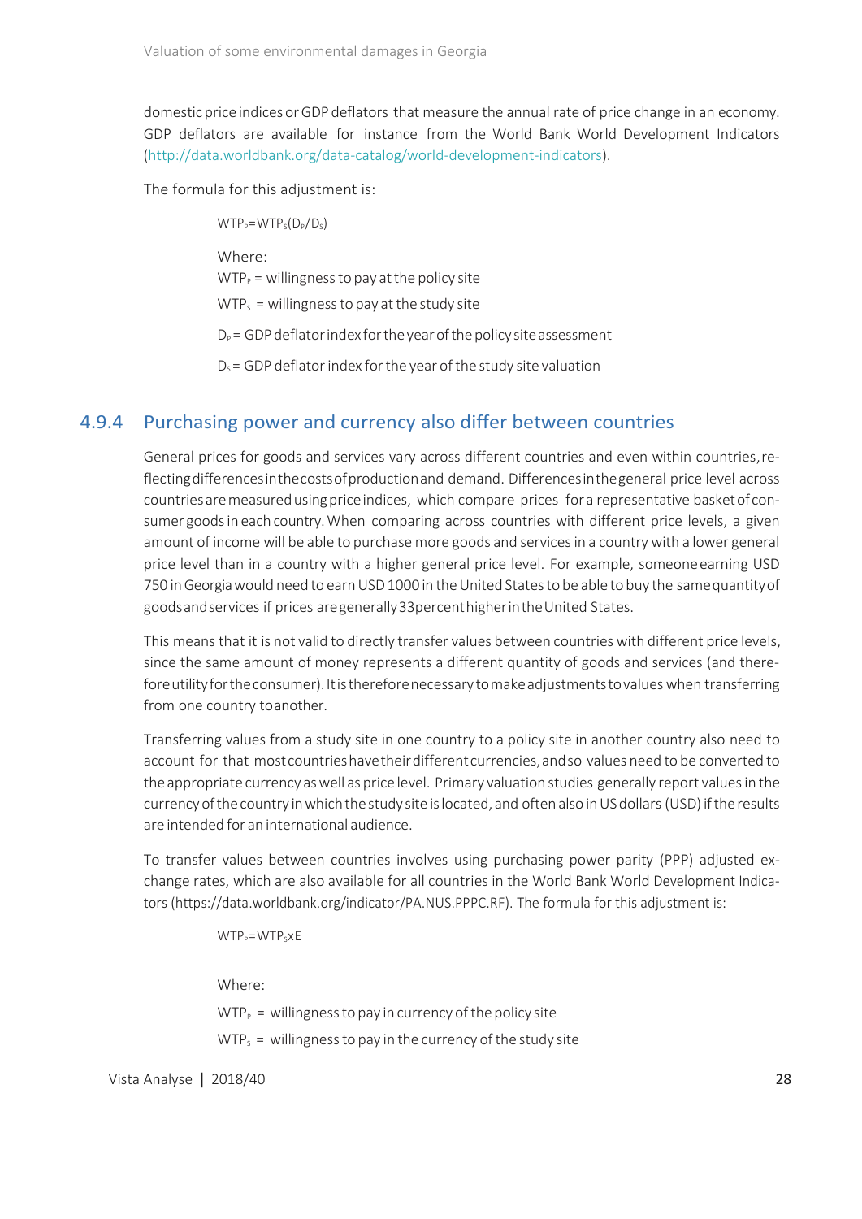domestic price indices or GDP deflators that measure the annual rate of price change in an economy. GDP deflators are available for instance from the World Bank World Development Indicators (http://data.worldbank.org/data-catalog/world-development-indicators).

The formula for this adjustment is:

$$WTP_P = WTP_S(D_P/D_S)$$

Where:

$WTP_P$ = willingness to pay at the policy site

$WTP_S$ = willingness to pay at the study site

$D_P$ = GDP deflator index for the year of the policy site assessment

$D_S$ = GDP deflator index for the year of the study site valuation

### 4.9.4 Purchasing power and currency also differ between countries

General prices for goods and services vary across different countries and even within countries, reflecting differences in the costs of production and demand. Differences in the general price level across countries are measured using price indices, which compare prices for a representative basket of consumer goods in each country. When comparing across countries with different price levels, a given amount of income will be able to purchase more goods and services in a country with a lower general price level than in a country with a higher general price level. For example, someone earning USD 750 in Georgia would need to earn USD 1000 in the United States to be able to buy the same quantity of goods and services if prices are generally 33 percent higher in the United States.

This means that it is not valid to directly transfer values between countries with different price levels, since the same amount of money represents a different quantity of goods and services (and therefore utility for the consumer). It is therefore necessary to make adjustments to values when transferring from one country to another.

Transferring values from a study site in one country to a policy site in another country also need to account for that most countries have their different currencies, and so values need to be converted to the appropriate currency as well as price level. Primary valuation studies generally report values in the currency of the country in which the study site is located, and often also in US dollars (USD) if the results are intended for an international audience.

To transfer values between countries involves using purchasing power parity (PPP) adjusted exchange rates, which are also available for all countries in the World Bank World Development Indicators (https://data.worldbank.org/indicator/PA.NUS.PPPC.RF). The formula for this adjustment is:

$$WTP_P = WTP_S x E$$

Where:

$WTP_P$ = willingness to pay in currency of the policy site

$WTP_S$ = willingness to pay in the currency of the study site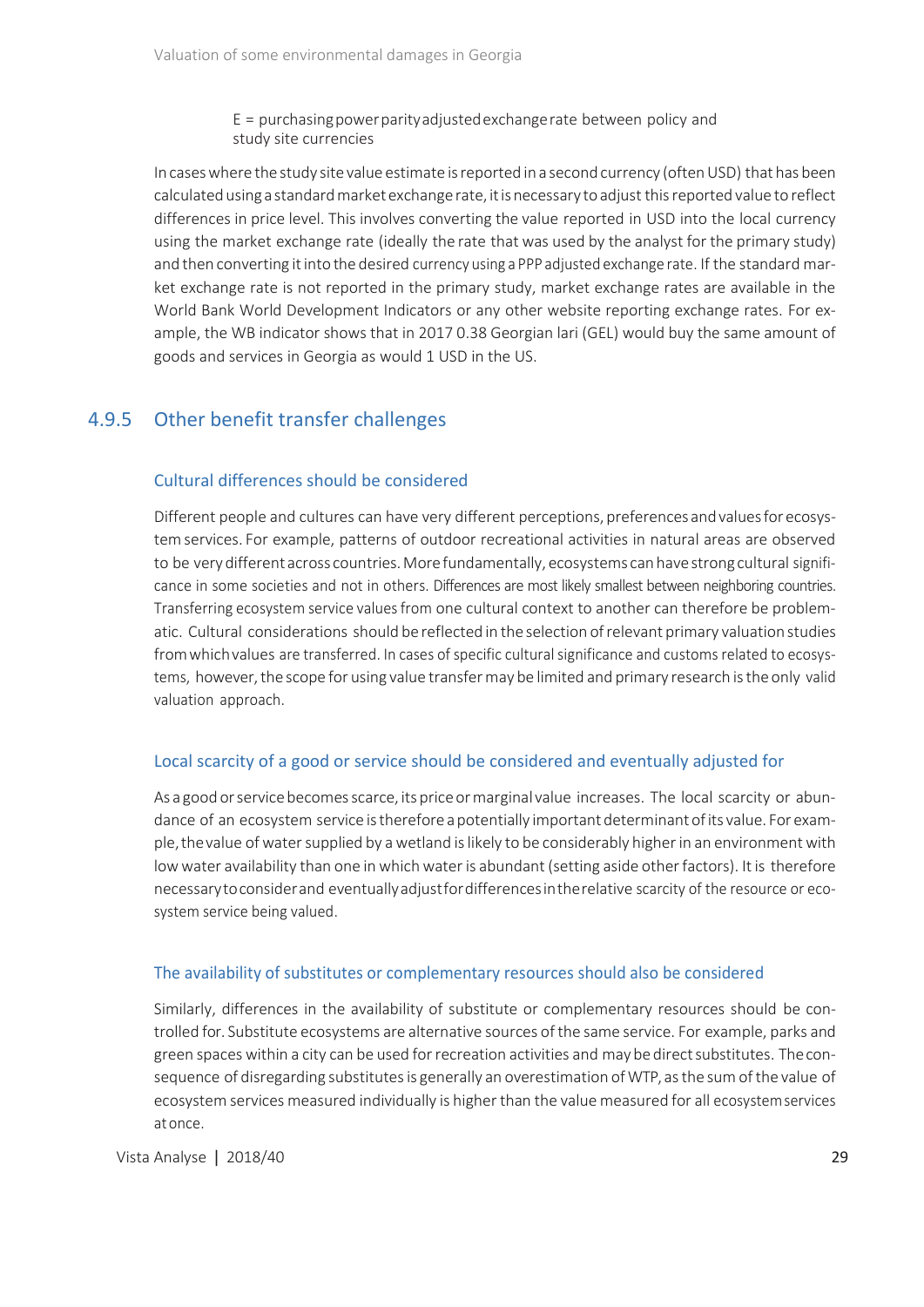E = purchasing power parity adjusted exchange rate between policy and study site currencies

In cases where the study site value estimate is reported in a second currency (often USD) that has been calculated using a standard market exchange rate, it is necessary to adjust this reported value to reflect differences in price level. This involves converting the value reported in USD into the local currency using the market exchange rate (ideally the rate that was used by the analyst for the primary study) and then converting it into the desired currency using a PPP adjusted exchange rate. If the standard market exchange rate is not reported in the primary study, market exchange rates are available in the World Bank World Development Indicators or any other website reporting exchange rates. For example, the WB indicator shows that in 2017 0.38 Georgian lari (GEL) would buy the same amount of goods and services in Georgia as would 1 USD in the US.

### 4.9.5 Other benefit transfer challenges

#### Cultural differences should be considered

Different people and cultures can have very different perceptions, preferences and values for ecosystem services. For example, patterns of outdoor recreational activities in natural areas are observed to be very different across countries. More fundamentally, ecosystems can have strong cultural significance in some societies and not in others. Differences are most likely smallest between neighboring countries. Transferring ecosystem service values from one cultural context to another can therefore be problematic. Cultural considerations should be reflected in the selection of relevant primary valuation studies from which values are transferred. In cases of specific cultural significance and customs related to ecosystems, however, the scope for using value transfer may be limited and primary research is the only valid valuation approach.

#### Local scarcity of a good or service should be considered and eventually adjusted for

As a good or service becomes scarce, its price or marginal value increases. The local scarcity or abundance of an ecosystem service is therefore a potentially important determinant of its value. For example, the value of water supplied by a wetland is likely to be considerably higher in an environment with low water availability than one in which water is abundant (setting aside other factors). It is therefore necessary to consider and eventually adjust for differences in the relative scarcity of the resource or ecosystem service being valued.

#### The availability of substitutes or complementary resources should also be considered

Similarly, differences in the availability of substitute or complementary resources should be controlled for. Substitute ecosystems are alternative sources of the same service. For example, parks and green spaces within a city can be used for recreation activities and may be direct substitutes. The consequence of disregarding substitutes is generally an overestimation of WTP, as the sum of the value of ecosystem services measured individually is higher than the value measured for all ecosystem services at once.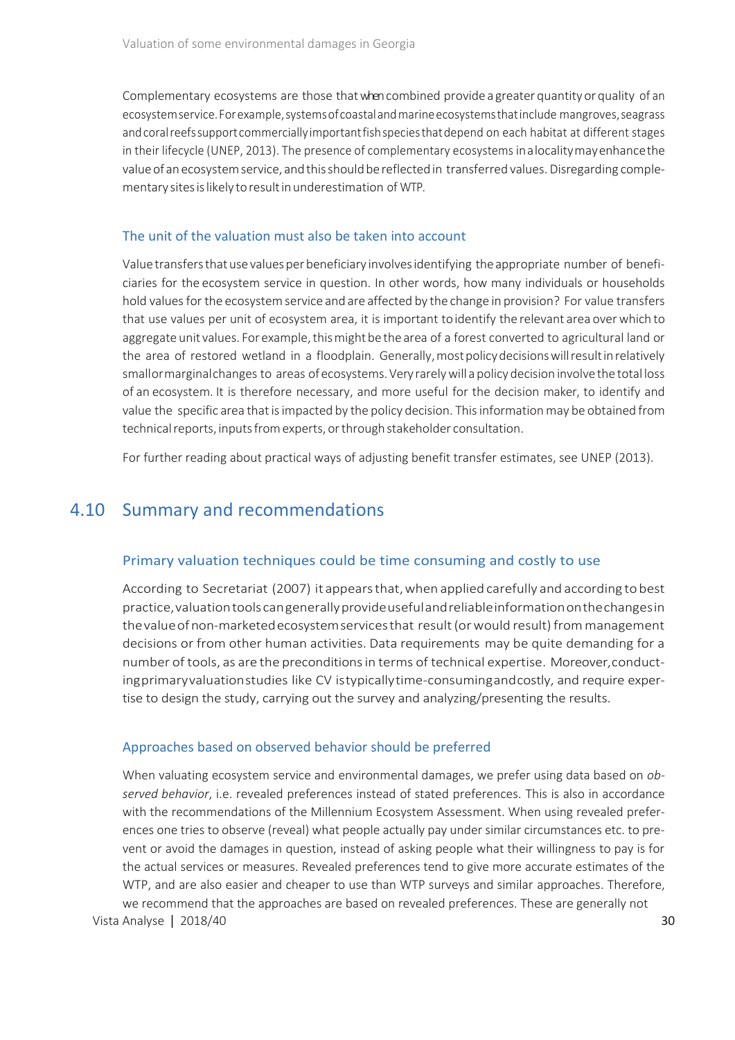Complementary ecosystems are those that when combined provide a greater quantity or quality of an ecosystem service. For example, systems of coastal and marine ecosystems that include mangroves, seagrass and coral reefs support commercially important fish species that depend on each habitat at different stages in their lifecycle (UNEP, 2013). The presence of complementary ecosystems in a locality may enhance the value of an ecosystem service, and this should be reflected in transferred values. Disregarding complementary sites is likely to result in underestimation of WTP.

### The unit of the valuation must also be taken into account

Value transfers that use values per beneficiary involves identifying the appropriate number of beneficiaries for the ecosystem service in question. In other words, how many individuals or households hold values for the ecosystem service and are affected by the change in provision? For value transfers that use values per unit of ecosystem area, it is important to identify the relevant area over which to aggregate unit values. For example, this might be the area of a forest converted to agricultural land or the area of restored wetland in a floodplain. Generally, most policy decisions will result in relatively small or marginal changes to areas of ecosystems. Very rarely will a policy decision involve the total loss of an ecosystem. It is therefore necessary, and more useful for the decision maker, to identify and value the specific area that is impacted by the policy decision. This information may be obtained from technical reports, inputs from experts, or through stakeholder consultation.

For further reading about practical ways of adjusting benefit transfer estimates, see UNEP (2013).

## 4.10 Summary and recommendations

### Primary valuation techniques could be time consuming and costly to use

According to Secretariat (2007) it appears that, when applied carefully and according to best practice, valuation tools can generally provide useful and reliable information on the changes in the value of non-marketed ecosystem services that result (or would result) from management decisions or from other human activities. Data requirements may be quite demanding for a number of tools, as are the preconditions in terms of technical expertise. Moreover, conducting primary valuation studies like CV is typically time-consuming and costly, and require expertise to design the study, carrying out the survey and analyzing/presenting the results.

### Approaches based on observed behavior should be preferred

When valuating ecosystem service and environmental damages, we prefer using data based on *observed behavior*, i.e. revealed preferences instead of stated preferences. This is also in accordance with the recommendations of the Millennium Ecosystem Assessment. When using revealed preferences one tries to observe (reveal) what people actually pay under similar circumstances etc. to prevent or avoid the damages in question, instead of asking people what their willingness to pay is for the actual services or measures. Revealed preferences tend to give more accurate estimates of the WTP, and are also easier and cheaper to use than WTP surveys and similar approaches. Therefore, we recommend that the approaches are based on revealed preferences. These are generally not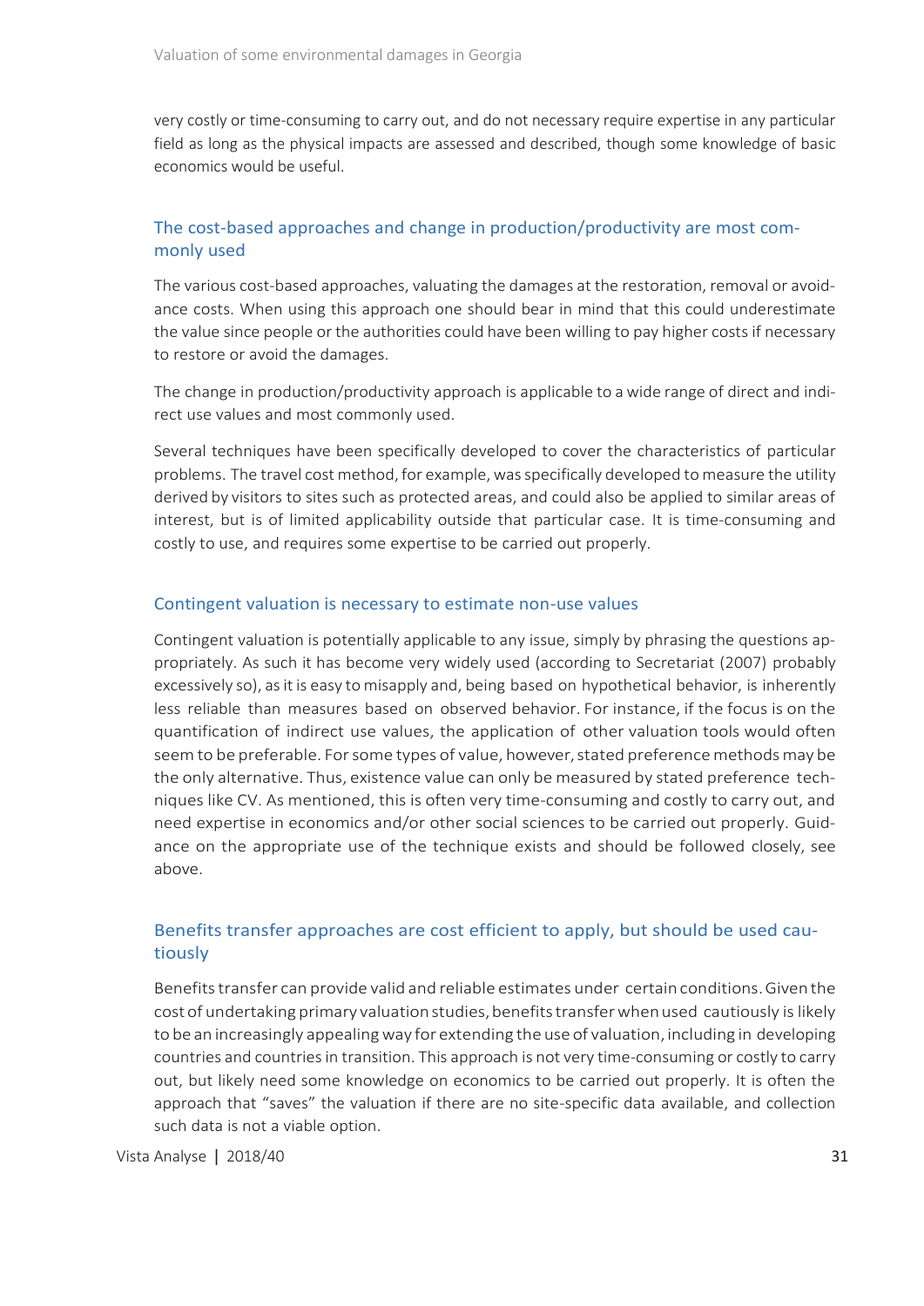very costly or time-consuming to carry out, and do not necessary require expertise in any particular field as long as the physical impacts are assessed and described, though some knowledge of basic economics would be useful.

### The cost-based approaches and change in production/productivity are most commonly used

The various cost-based approaches, valuating the damages at the restoration, removal or avoidance costs. When using this approach one should bear in mind that this could underestimate the value since people or the authorities could have been willing to pay higher costs if necessary to restore or avoid the damages.

The change in production/productivity approach is applicable to a wide range of direct and indirect use values and most commonly used.

Several techniques have been specifically developed to cover the characteristics of particular problems. The travel cost method, for example, was specifically developed to measure the utility derived by visitors to sites such as protected areas, and could also be applied to similar areas of interest, but is of limited applicability outside that particular case. It is time-consuming and costly to use, and requires some expertise to be carried out properly.

### Contingent valuation is necessary to estimate non-use values

Contingent valuation is potentially applicable to any issue, simply by phrasing the questions appropriately. As such it has become very widely used (according to Secretariat (2007) probably excessively so), as it is easy to misapply and, being based on hypothetical behavior, is inherently less reliable than measures based on observed behavior. For instance, if the focus is on the quantification of indirect use values, the application of other valuation tools would often seem to be preferable. For some types of value, however, stated preference methods may be the only alternative. Thus, existence value can only be measured by stated preference techniques like CV. As mentioned, this is often very time-consuming and costly to carry out, and need expertise in economics and/or other social sciences to be carried out properly. Guidance on the appropriate use of the technique exists and should be followed closely, see above.

### Benefits transfer approaches are cost efficient to apply, but should be used cautiously

Benefits transfer can provide valid and reliable estimates under certain conditions. Given the cost of undertaking primary valuation studies, benefits transfer when used cautiously is likely to be an increasingly appealing way for extending the use of valuation, including in developing countries and countries in transition. This approach is not very time-consuming or costly to carry out, but likely need some knowledge on economics to be carried out properly. It is often the approach that "saves" the valuation if there are no site-specific data available, and collection such data is not a viable option.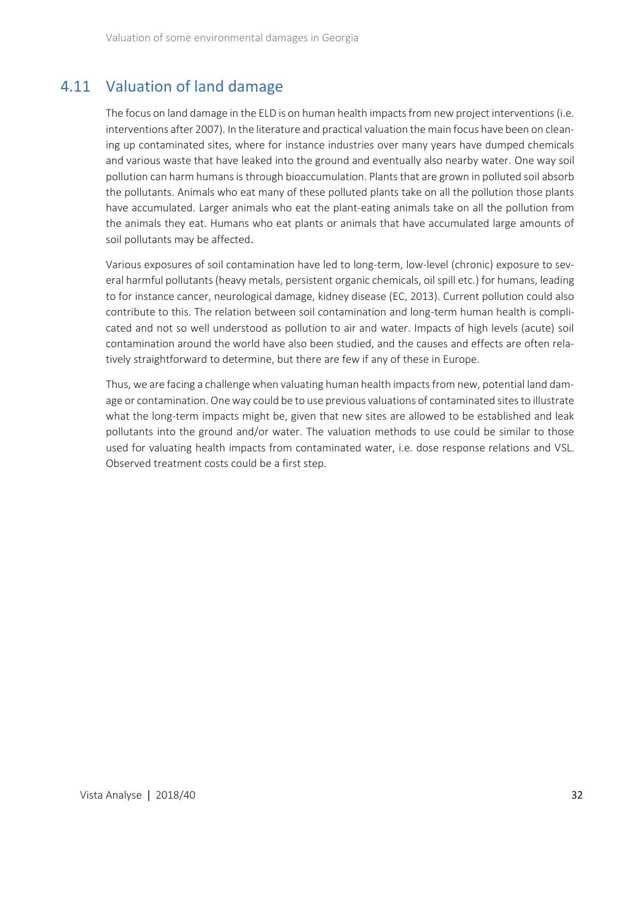## 4.11 Valuation of land damage

The focus on land damage in the ELD is on human health impacts from new project interventions (i.e. interventions after 2007). In the literature and practical valuation the main focus have been on cleaning up contaminated sites, where for instance industries over many years have dumped chemicals and various waste that have leaked into the ground and eventually also nearby water. One way soil pollution can harm humans is through bioaccumulation. Plants that are grown in polluted soil absorb the pollutants. Animals who eat many of these polluted plants take on all the pollution those plants have accumulated. Larger animals who eat the plant-eating animals take on all the pollution from the animals they eat. Humans who eat plants or animals that have accumulated large amounts of soil pollutants may be affected.

Various exposures of soil contamination have led to long-term, low-level (chronic) exposure to several harmful pollutants (heavy metals, persistent organic chemicals, oil spill etc.) for humans, leading to for instance cancer, neurological damage, kidney disease (EC, 2013). Current pollution could also contribute to this. The relation between soil contamination and long-term human health is complicated and not so well understood as pollution to air and water. Impacts of high levels (acute) soil contamination around the world have also been studied, and the causes and effects are often relatively straightforward to determine, but there are few if any of these in Europe.

Thus, we are facing a challenge when valuating human health impacts from new, potential land damage or contamination. One way could be to use previous valuations of contaminated sites to illustrate what the long-term impacts might be, given that new sites are allowed to be established and leak pollutants into the ground and/or water. The valuation methods to use could be similar to those used for valuating health impacts from contaminated water, i.e. dose response relations and VSL. Observed treatment costs could be a first step.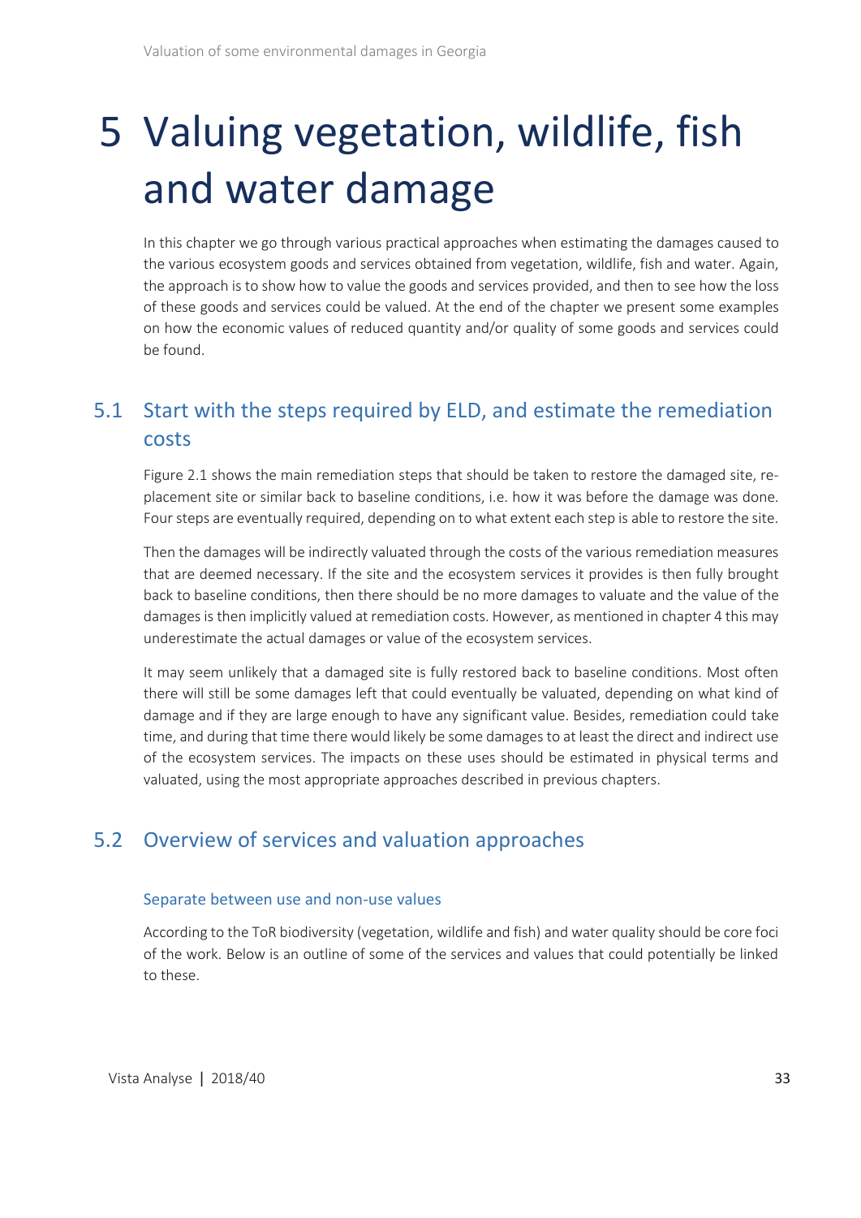# 5 Valuing vegetation, wildlife, fish and water damage

In this chapter we go through various practical approaches when estimating the damages caused to the various ecosystem goods and services obtained from vegetation, wildlife, fish and water. Again, the approach is to show how to value the goods and services provided, and then to see how the loss of these goods and services could be valued. At the end of the chapter we present some examples on how the economic values of reduced quantity and/or quality of some goods and services could be found.

## 5.1 Start with the steps required by ELD, and estimate the remediation costs

Figure 2.1 shows the main remediation steps that should be taken to restore the damaged site, replacement site or similar back to baseline conditions, i.e. how it was before the damage was done. Four steps are eventually required, depending on to what extent each step is able to restore the site.

Then the damages will be indirectly valuated through the costs of the various remediation measures that are deemed necessary. If the site and the ecosystem services it provides is then fully brought back to baseline conditions, then there should be no more damages to valuate and the value of the damages is then implicitly valued at remediation costs. However, as mentioned in chapter 4 this may underestimate the actual damages or value of the ecosystem services.

It may seem unlikely that a damaged site is fully restored back to baseline conditions. Most often there will still be some damages left that could eventually be valuated, depending on what kind of damage and if they are large enough to have any significant value. Besides, remediation could take time, and during that time there would likely be some damages to at least the direct and indirect use of the ecosystem services. The impacts on these uses should be estimated in physical terms and valuated, using the most appropriate approaches described in previous chapters.

## 5.2 Overview of services and valuation approaches

### Separate between use and non-use values

According to the ToR biodiversity (vegetation, wildlife and fish) and water quality should be core foci of the work. Below is an outline of some of the services and values that could potentially be linked to these.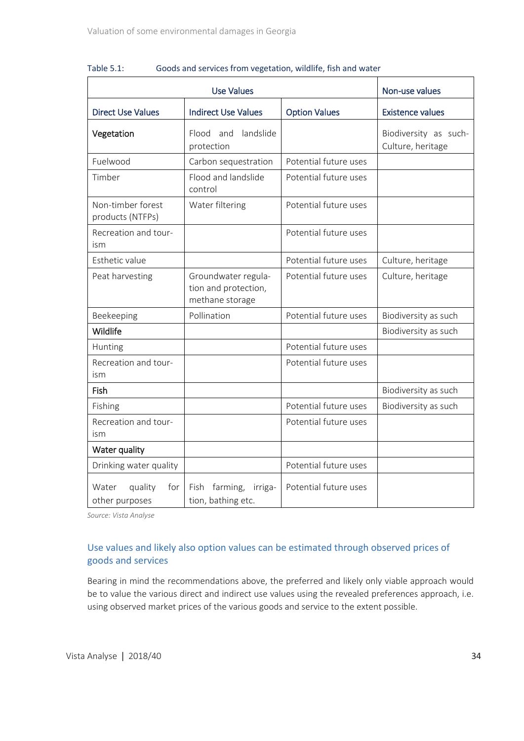Table 5.1: Goods and services from vegetation, wildlife, fish and water

| Use Values | | | Non-use values |
|---|---|---|---|
| **Direct Use Values** | **Indirect Use Values** | **Option Values** | **Existence values** |
| **Vegetation** | Flood and landslide protection | | Biodiversity as such-Culture, heritage |
| Fuelwood | Carbon sequestration | Potential future uses | |
| Timber | Flood and landslide control | Potential future uses | |
| Non-timber forest products (NTFPs) | Water filtering | Potential future uses | |
| Recreation and tourism | | Potential future uses | |
| Esthetic value | | Potential future uses | Culture, heritage |
| Peat harvesting | Groundwater regulation and protection, methane storage | Potential future uses | Culture, heritage |
| Beekeeping | Pollination | Potential future uses | Biodiversity as such |
| **Wildlife** | | | Biodiversity as such |
| Hunting | | Potential future uses | |
| Recreation and tourism | | Potential future uses | |
| **Fish** | | | Biodiversity as such |
| Fishing | | Potential future uses | Biodiversity as such |
| Recreation and tourism | | Potential future uses | |
| **Water quality** | | | |
| Drinking water quality | | Potential future uses | |
| Water quality for other purposes | Fish farming, irrigation, bathing etc. | Potential future uses | |

*Source: Vista Analyse*

### Use values and likely also option values can be estimated through observed prices of goods and services

Bearing in mind the recommendations above, the preferred and likely only viable approach would be to value the various direct and indirect use values using the revealed preferences approach, i.e. using observed market prices of the various goods and service to the extent possible.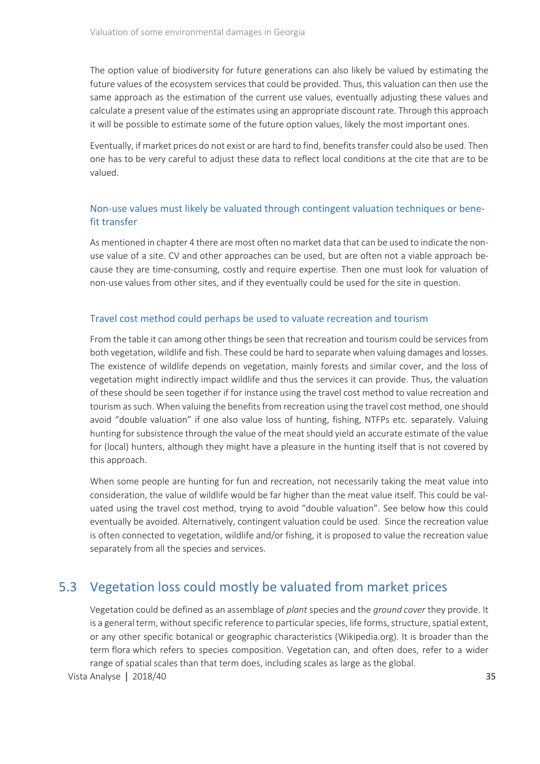The option value of biodiversity for future generations can also likely be valued by estimating the future values of the ecosystem services that could be provided. Thus, this valuation can then use the same approach as the estimation of the current use values, eventually adjusting these values and calculate a present value of the estimates using an appropriate discount rate. Through this approach it will be possible to estimate some of the future option values, likely the most important ones.

Eventually, if market prices do not exist or are hard to find, benefits transfer could also be used. Then one has to be very careful to adjust these data to reflect local conditions at the cite that are to be valued.

### Non-use values must likely be valuated through contingent valuation techniques or benefit transfer

As mentioned in chapter 4 there are most often no market data that can be used to indicate the non-use value of a site. CV and other approaches can be used, but are often not a viable approach because they are time-consuming, costly and require expertise. Then one must look for valuation of non-use values from other sites, and if they eventually could be used for the site in question.

### Travel cost method could perhaps be used to valuate recreation and tourism

From the table it can among other things be seen that recreation and tourism could be services from both vegetation, wildlife and fish. These could be hard to separate when valuing damages and losses. The existence of wildlife depends on vegetation, mainly forests and similar cover, and the loss of vegetation might indirectly impact wildlife and thus the services it can provide. Thus, the valuation of these should be seen together if for instance using the travel cost method to value recreation and tourism as such. When valuing the benefits from recreation using the travel cost method, one should avoid "double valuation" if one also value loss of hunting, fishing, NTFPs etc. separately. Valuing hunting for subsistence through the value of the meat should yield an accurate estimate of the value for (local) hunters, although they might have a pleasure in the hunting itself that is not covered by this approach.

When some people are hunting for fun and recreation, not necessarily taking the meat value into consideration, the value of wildlife would be far higher than the meat value itself. This could be valuated using the travel cost method, trying to avoid "double valuation". See below how this could eventually be avoided. Alternatively, contingent valuation could be used. Since the recreation value is often connected to vegetation, wildlife and/or fishing, it is proposed to value the recreation value separately from all the species and services.

## 5.3 Vegetation loss could mostly be valuated from market prices

Vegetation could be defined as an assemblage of *plant* species and the *ground cover* they provide. It is a general term, without specific reference to particular species, life forms, structure, spatial extent, or any other specific botanical or geographic characteristics (Wikipedia.org). It is broader than the term flora which refers to species composition. Vegetation can, and often does, refer to a wider range of spatial scales than that term does, including scales as large as the global.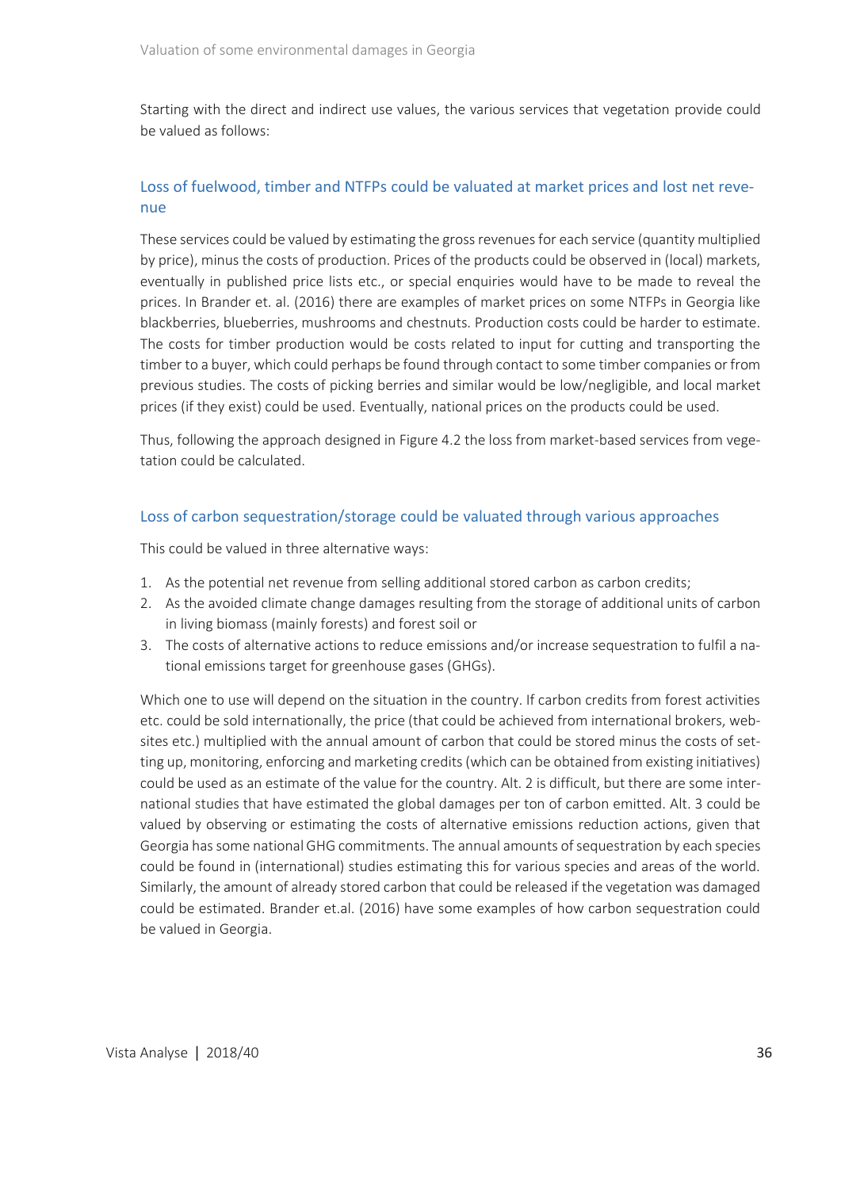Starting with the direct and indirect use values, the various services that vegetation provide could be valued as follows:

### Loss of fuelwood, timber and NTFPs could be valuated at market prices and lost net revenue

These services could be valued by estimating the gross revenues for each service (quantity multiplied by price), minus the costs of production. Prices of the products could be observed in (local) markets, eventually in published price lists etc., or special enquiries would have to be made to reveal the prices. In Brander et. al. (2016) there are examples of market prices on some NTFPs in Georgia like blackberries, blueberries, mushrooms and chestnuts. Production costs could be harder to estimate. The costs for timber production would be costs related to input for cutting and transporting the timber to a buyer, which could perhaps be found through contact to some timber companies or from previous studies. The costs of picking berries and similar would be low/negligible, and local market prices (if they exist) could be used. Eventually, national prices on the products could be used.

Thus, following the approach designed in Figure 4.2 the loss from market-based services from vegetation could be calculated.

### Loss of carbon sequestration/storage could be valuated through various approaches

This could be valued in three alternative ways:

1. As the potential net revenue from selling additional stored carbon as carbon credits;
2. As the avoided climate change damages resulting from the storage of additional units of carbon in living biomass (mainly forests) and forest soil or
3. The costs of alternative actions to reduce emissions and/or increase sequestration to fulfil a national emissions target for greenhouse gases (GHGs).

Which one to use will depend on the situation in the country. If carbon credits from forest activities etc. could be sold internationally, the price (that could be achieved from international brokers, websites etc.) multiplied with the annual amount of carbon that could be stored minus the costs of setting up, monitoring, enforcing and marketing credits (which can be obtained from existing initiatives) could be used as an estimate of the value for the country. Alt. 2 is difficult, but there are some international studies that have estimated the global damages per ton of carbon emitted. Alt. 3 could be valued by observing or estimating the costs of alternative emissions reduction actions, given that Georgia has some national GHG commitments. The annual amounts of sequestration by each species could be found in (international) studies estimating this for various species and areas of the world. Similarly, the amount of already stored carbon that could be released if the vegetation was damaged could be estimated. Brander et.al. (2016) have some examples of how carbon sequestration could be valued in Georgia.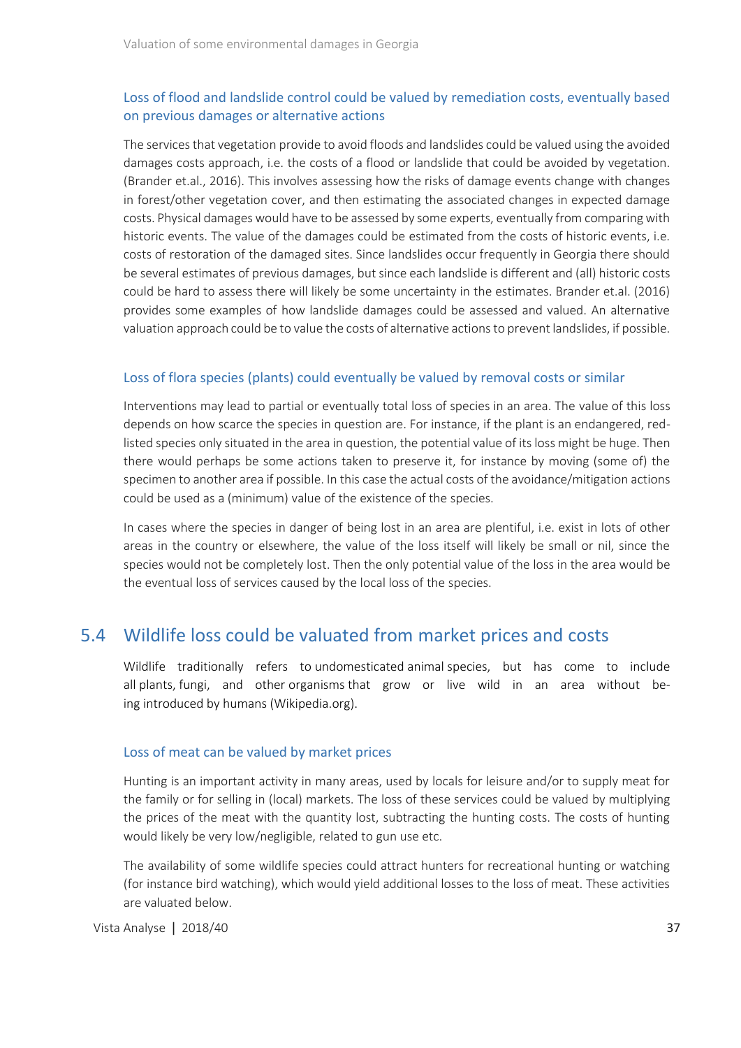### Loss of flood and landslide control could be valued by remediation costs, eventually based on previous damages or alternative actions

The services that vegetation provide to avoid floods and landslides could be valued using the avoided damages costs approach, i.e. the costs of a flood or landslide that could be avoided by vegetation. (Brander et.al., 2016). This involves assessing how the risks of damage events change with changes in forest/other vegetation cover, and then estimating the associated changes in expected damage costs. Physical damages would have to be assessed by some experts, eventually from comparing with historic events. The value of the damages could be estimated from the costs of historic events, i.e. costs of restoration of the damaged sites. Since landslides occur frequently in Georgia there should be several estimates of previous damages, but since each landslide is different and (all) historic costs could be hard to assess there will likely be some uncertainty in the estimates. Brander et.al. (2016) provides some examples of how landslide damages could be assessed and valued. An alternative valuation approach could be to value the costs of alternative actions to prevent landslides, if possible.

### Loss of flora species (plants) could eventually be valued by removal costs or similar

Interventions may lead to partial or eventually total loss of species in an area. The value of this loss depends on how scarce the species in question are. For instance, if the plant is an endangered, red-listed species only situated in the area in question, the potential value of its loss might be huge. Then there would perhaps be some actions taken to preserve it, for instance by moving (some of) the specimen to another area if possible. In this case the actual costs of the avoidance/mitigation actions could be used as a (minimum) value of the existence of the species.

In cases where the species in danger of being lost in an area are plentiful, i.e. exist in lots of other areas in the country or elsewhere, the value of the loss itself will likely be small or nil, since the species would not be completely lost. Then the only potential value of the loss in the area would be the eventual loss of services caused by the local loss of the species.

## 5.4 Wildlife loss could be valuated from market prices and costs

Wildlife traditionally refers to undomesticated animal species, but has come to include all plants, fungi, and other organisms that grow or live wild in an area without being introduced by humans (Wikipedia.org).

### Loss of meat can be valued by market prices

Hunting is an important activity in many areas, used by locals for leisure and/or to supply meat for the family or for selling in (local) markets. The loss of these services could be valued by multiplying the prices of the meat with the quantity lost, subtracting the hunting costs. The costs of hunting would likely be very low/negligible, related to gun use etc.

The availability of some wildlife species could attract hunters for recreational hunting or watching (for instance bird watching), which would yield additional losses to the loss of meat. These activities are valuated below.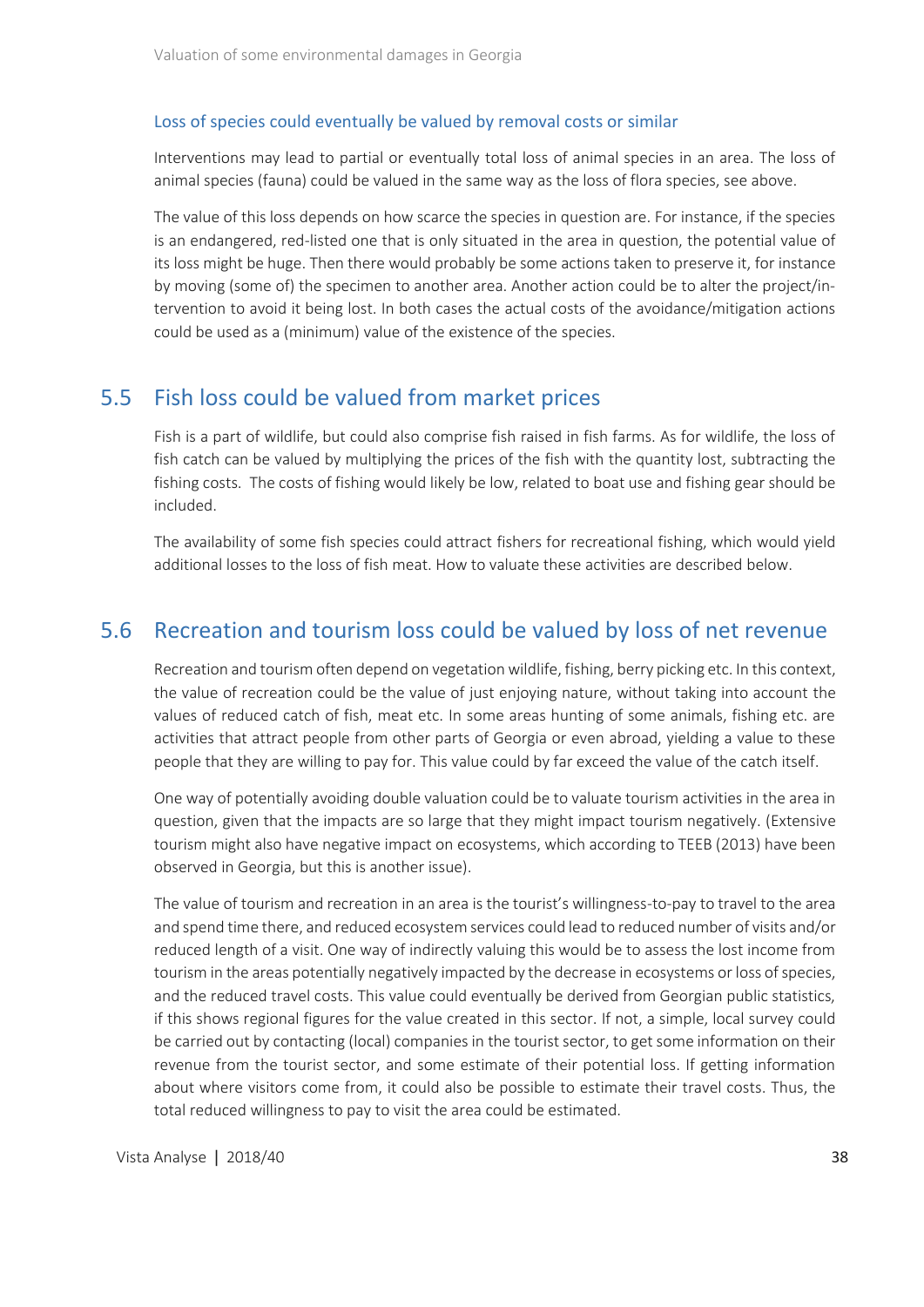### Loss of species could eventually be valued by removal costs or similar

Interventions may lead to partial or eventually total loss of animal species in an area. The loss of animal species (fauna) could be valued in the same way as the loss of flora species, see above.

The value of this loss depends on how scarce the species in question are. For instance, if the species is an endangered, red-listed one that is only situated in the area in question, the potential value of its loss might be huge. Then there would probably be some actions taken to preserve it, for instance by moving (some of) the specimen to another area. Another action could be to alter the project/intervention to avoid it being lost. In both cases the actual costs of the avoidance/mitigation actions could be used as a (minimum) value of the existence of the species.

## 5.5 Fish loss could be valued from market prices

Fish is a part of wildlife, but could also comprise fish raised in fish farms. As for wildlife, the loss of fish catch can be valued by multiplying the prices of the fish with the quantity lost, subtracting the fishing costs. The costs of fishing would likely be low, related to boat use and fishing gear should be included.

The availability of some fish species could attract fishers for recreational fishing, which would yield additional losses to the loss of fish meat. How to valuate these activities are described below.

## 5.6 Recreation and tourism loss could be valued by loss of net revenue

Recreation and tourism often depend on vegetation wildlife, fishing, berry picking etc. In this context, the value of recreation could be the value of just enjoying nature, without taking into account the values of reduced catch of fish, meat etc. In some areas hunting of some animals, fishing etc. are activities that attract people from other parts of Georgia or even abroad, yielding a value to these people that they are willing to pay for. This value could by far exceed the value of the catch itself.

One way of potentially avoiding double valuation could be to valuate tourism activities in the area in question, given that the impacts are so large that they might impact tourism negatively. (Extensive tourism might also have negative impact on ecosystems, which according to TEEB (2013) have been observed in Georgia, but this is another issue).

The value of tourism and recreation in an area is the tourist's willingness-to-pay to travel to the area and spend time there, and reduced ecosystem services could lead to reduced number of visits and/or reduced length of a visit. One way of indirectly valuing this would be to assess the lost income from tourism in the areas potentially negatively impacted by the decrease in ecosystems or loss of species, and the reduced travel costs. This value could eventually be derived from Georgian public statistics, if this shows regional figures for the value created in this sector. If not, a simple, local survey could be carried out by contacting (local) companies in the tourist sector, to get some information on their revenue from the tourist sector, and some estimate of their potential loss. If getting information about where visitors come from, it could also be possible to estimate their travel costs. Thus, the total reduced willingness to pay to visit the area could be estimated.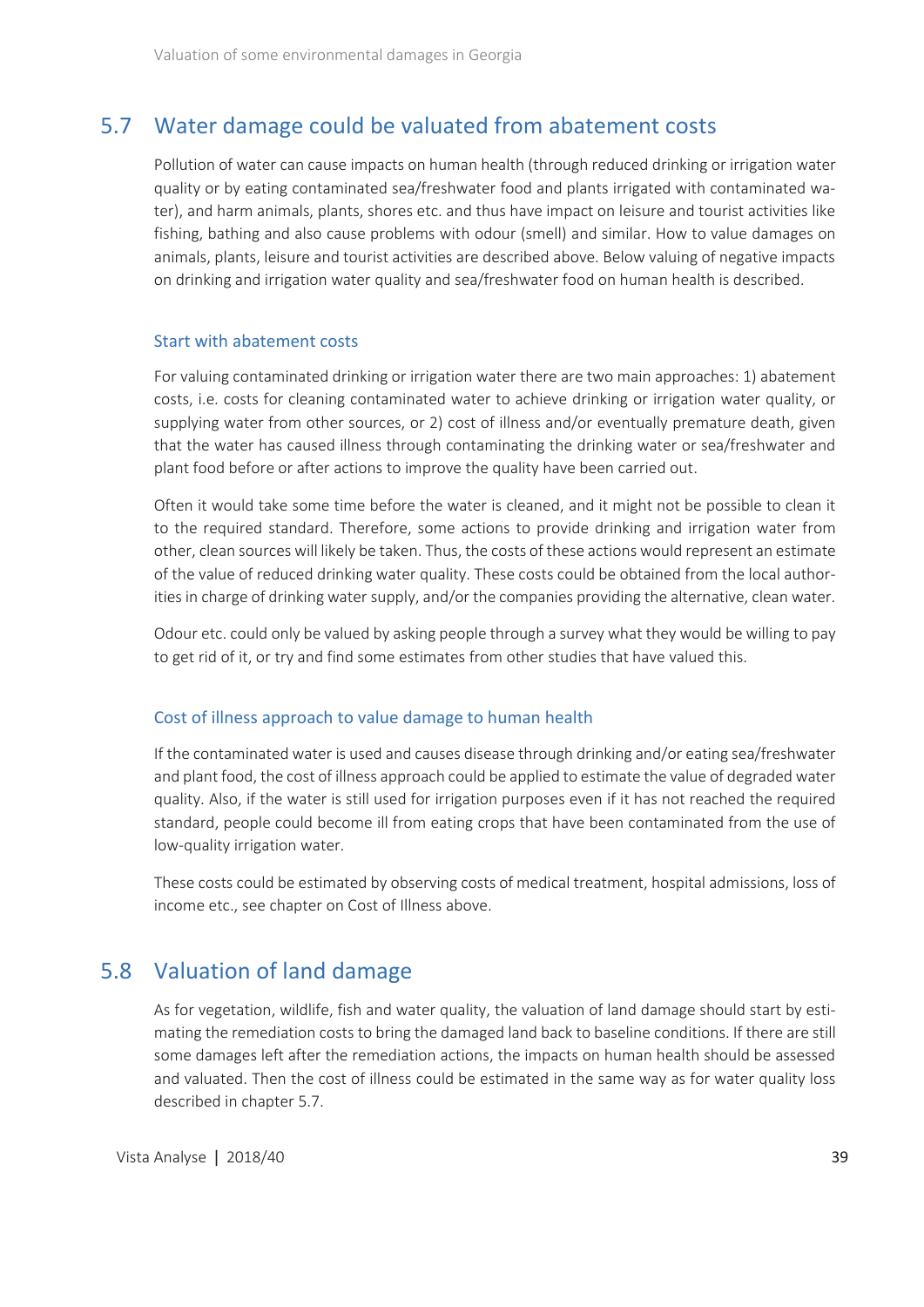## 5.7 Water damage could be valuated from abatement costs

Pollution of water can cause impacts on human health (through reduced drinking or irrigation water quality or by eating contaminated sea/freshwater food and plants irrigated with contaminated water), and harm animals, plants, shores etc. and thus have impact on leisure and tourist activities like fishing, bathing and also cause problems with odour (smell) and similar. How to value damages on animals, plants, leisure and tourist activities are described above. Below valuing of negative impacts on drinking and irrigation water quality and sea/freshwater food on human health is described.

### Start with abatement costs

For valuing contaminated drinking or irrigation water there are two main approaches: 1) abatement costs, i.e. costs for cleaning contaminated water to achieve drinking or irrigation water quality, or supplying water from other sources, or 2) cost of illness and/or eventually premature death, given that the water has caused illness through contaminating the drinking water or sea/freshwater and plant food before or after actions to improve the quality have been carried out.

Often it would take some time before the water is cleaned, and it might not be possible to clean it to the required standard. Therefore, some actions to provide drinking and irrigation water from other, clean sources will likely be taken. Thus, the costs of these actions would represent an estimate of the value of reduced drinking water quality. These costs could be obtained from the local authorities in charge of drinking water supply, and/or the companies providing the alternative, clean water.

Odour etc. could only be valued by asking people through a survey what they would be willing to pay to get rid of it, or try and find some estimates from other studies that have valued this.

### Cost of illness approach to value damage to human health

If the contaminated water is used and causes disease through drinking and/or eating sea/freshwater and plant food, the cost of illness approach could be applied to estimate the value of degraded water quality. Also, if the water is still used for irrigation purposes even if it has not reached the required standard, people could become ill from eating crops that have been contaminated from the use of low-quality irrigation water.

These costs could be estimated by observing costs of medical treatment, hospital admissions, loss of income etc., see chapter on Cost of Illness above.

## 5.8 Valuation of land damage

As for vegetation, wildlife, fish and water quality, the valuation of land damage should start by estimating the remediation costs to bring the damaged land back to baseline conditions. If there are still some damages left after the remediation actions, the impacts on human health should be assessed and valuated. Then the cost of illness could be estimated in the same way as for water quality loss described in chapter 5.7.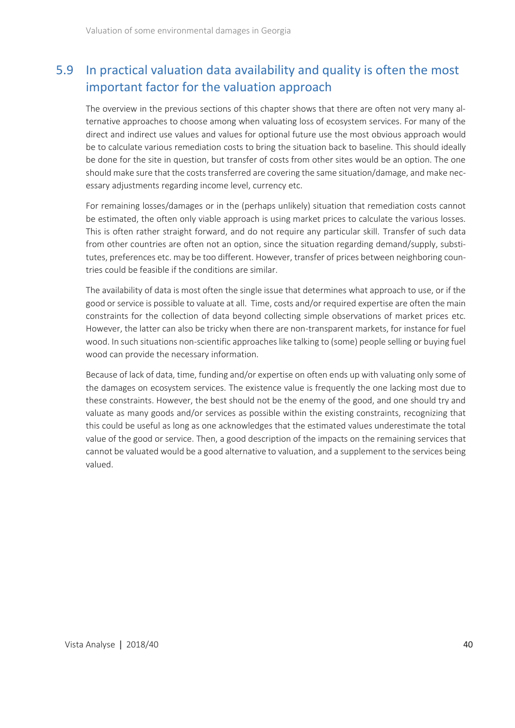## 5.9 In practical valuation data availability and quality is often the most important factor for the valuation approach

The overview in the previous sections of this chapter shows that there are often not very many alternative approaches to choose among when valuating loss of ecosystem services. For many of the direct and indirect use values and values for optional future use the most obvious approach would be to calculate various remediation costs to bring the situation back to baseline. This should ideally be done for the site in question, but transfer of costs from other sites would be an option. The one should make sure that the costs transferred are covering the same situation/damage, and make necessary adjustments regarding income level, currency etc.

For remaining losses/damages or in the (perhaps unlikely) situation that remediation costs cannot be estimated, the often only viable approach is using market prices to calculate the various losses. This is often rather straight forward, and do not require any particular skill. Transfer of such data from other countries are often not an option, since the situation regarding demand/supply, substitutes, preferences etc. may be too different. However, transfer of prices between neighboring countries could be feasible if the conditions are similar.

The availability of data is most often the single issue that determines what approach to use, or if the good or service is possible to valuate at all. Time, costs and/or required expertise are often the main constraints for the collection of data beyond collecting simple observations of market prices etc. However, the latter can also be tricky when there are non-transparent markets, for instance for fuel wood. In such situations non-scientific approaches like talking to (some) people selling or buying fuel wood can provide the necessary information.

Because of lack of data, time, funding and/or expertise on often ends up with valuating only some of the damages on ecosystem services. The existence value is frequently the one lacking most due to these constraints. However, the best should not be the enemy of the good, and one should try and valuate as many goods and/or services as possible within the existing constraints, recognizing that this could be useful as long as one acknowledges that the estimated values underestimate the total value of the good or service. Then, a good description of the impacts on the remaining services that cannot be valuated would be a good alternative to valuation, and a supplement to the services being valued.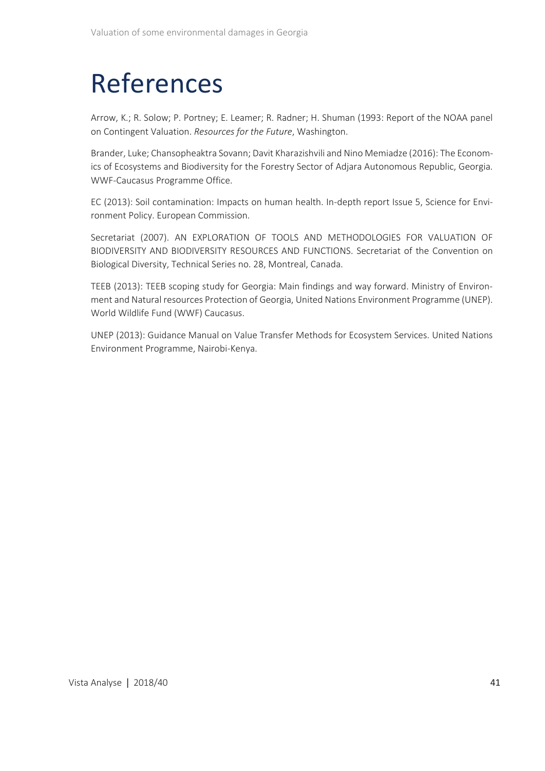# References

Arrow, K.; R. Solow; P. Portney; E. Leamer; R. Radner; H. Shuman (1993: Report of the NOAA panel on Contingent Valuation. *Resources for the Future*, Washington.

Brander, Luke; Chansopheaktra Sovann; Davit Kharazishvili and Nino Memiadze (2016): The Economics of Ecosystems and Biodiversity for the Forestry Sector of Adjara Autonomous Republic, Georgia. WWF-Caucasus Programme Office.

EC (2013): Soil contamination: Impacts on human health. In-depth report Issue 5, Science for Environment Policy. European Commission.

Secretariat (2007). AN EXPLORATION OF TOOLS AND METHODOLOGIES FOR VALUATION OF BIODIVERSITY AND BIODIVERSITY RESOURCES AND FUNCTIONS. Secretariat of the Convention on Biological Diversity, Technical Series no. 28, Montreal, Canada.

TEEB (2013): TEEB scoping study for Georgia: Main findings and way forward. Ministry of Environment and Natural resources Protection of Georgia, United Nations Environment Programme (UNEP). World Wildlife Fund (WWF) Caucasus.

UNEP (2013): Guidance Manual on Value Transfer Methods for Ecosystem Services. United Nations Environment Programme, Nairobi-Kenya.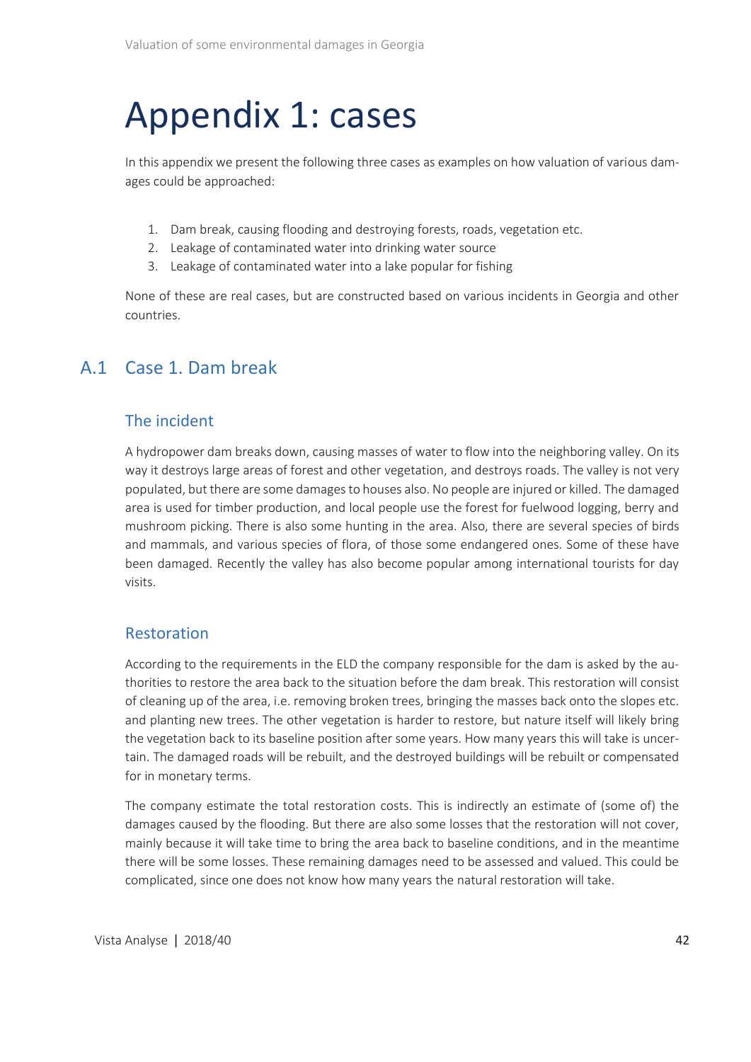# Appendix 1: cases

In this appendix we present the following three cases as examples on how valuation of various damages could be approached:

1. Dam break, causing flooding and destroying forests, roads, vegetation etc.
2. Leakage of contaminated water into drinking water source
3. Leakage of contaminated water into a lake popular for fishing

None of these are real cases, but are constructed based on various incidents in Georgia and other countries.

## A.1 Case 1. Dam break

### The incident

A hydropower dam breaks down, causing masses of water to flow into the neighboring valley. On its way it destroys large areas of forest and other vegetation, and destroys roads. The valley is not very populated, but there are some damages to houses also. No people are injured or killed. The damaged area is used for timber production, and local people use the forest for fuelwood logging, berry and mushroom picking. There is also some hunting in the area. Also, there are several species of birds and mammals, and various species of flora, of those some endangered ones. Some of these have been damaged. Recently the valley has also become popular among international tourists for day visits.

### Restoration

According to the requirements in the ELD the company responsible for the dam is asked by the authorities to restore the area back to the situation before the dam break. This restoration will consist of cleaning up of the area, i.e. removing broken trees, bringing the masses back onto the slopes etc. and planting new trees. The other vegetation is harder to restore, but nature itself will likely bring the vegetation back to its baseline position after some years. How many years this will take is uncertain. The damaged roads will be rebuilt, and the destroyed buildings will be rebuilt or compensated for in monetary terms.

The company estimate the total restoration costs. This is indirectly an estimate of (some of) the damages caused by the flooding. But there are also some losses that the restoration will not cover, mainly because it will take time to bring the area back to baseline conditions, and in the meantime there will be some losses. These remaining damages need to be assessed and valued. This could be complicated, since one does not know how many years the natural restoration will take.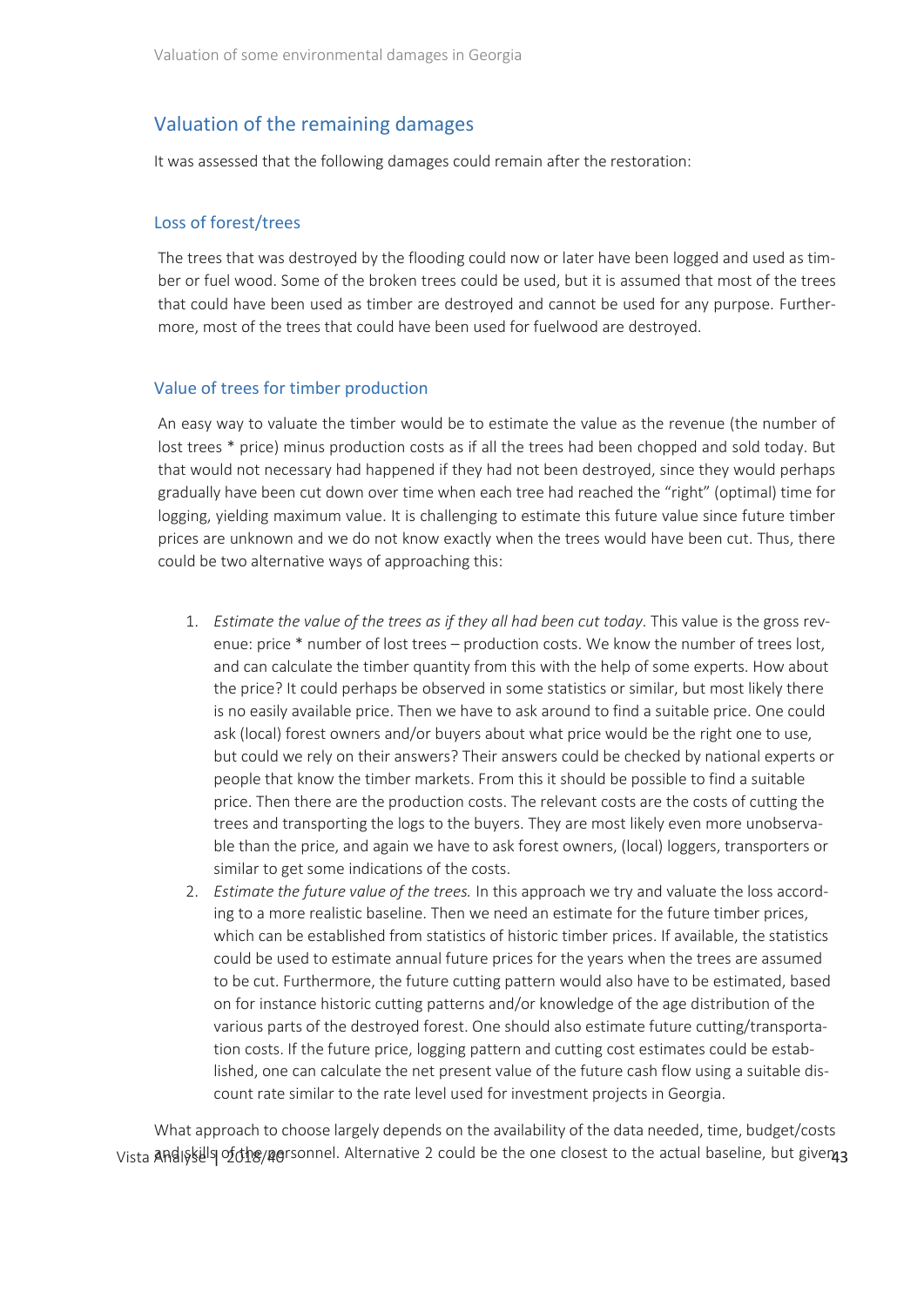## Valuation of the remaining damages

It was assessed that the following damages could remain after the restoration:

### Loss of forest/trees

The trees that was destroyed by the flooding could now or later have been logged and used as timber or fuel wood. Some of the broken trees could be used, but it is assumed that most of the trees that could have been used as timber are destroyed and cannot be used for any purpose. Furthermore, most of the trees that could have been used for fuelwood are destroyed.

### Value of trees for timber production

An easy way to valuate the timber would be to estimate the value as the revenue (the number of lost trees * price) minus production costs as if all the trees had been chopped and sold today. But that would not necessary had happened if they had not been destroyed, since they would perhaps gradually have been cut down over time when each tree had reached the "right" (optimal) time for logging, yielding maximum value. It is challenging to estimate this future value since future timber prices are unknown and we do not know exactly when the trees would have been cut. Thus, there could be two alternative ways of approaching this:

1. *Estimate the value of the trees as if they all had been cut today*. This value is the gross revenue: price * number of lost trees – production costs. We know the number of trees lost, and can calculate the timber quantity from this with the help of some experts. How about the price? It could perhaps be observed in some statistics or similar, but most likely there is no easily available price. Then we have to ask around to find a suitable price. One could ask (local) forest owners and/or buyers about what price would be the right one to use, but could we rely on their answers? Their answers could be checked by national experts or people that know the timber markets. From this it should be possible to find a suitable price. Then there are the production costs. The relevant costs are the costs of cutting the trees and transporting the logs to the buyers. They are most likely even more unobservable than the price, and again we have to ask forest owners, (local) loggers, transporters or similar to get some indications of the costs.
2. *Estimate the future value of the trees.* In this approach we try and valuate the loss according to a more realistic baseline. Then we need an estimate for the future timber prices, which can be established from statistics of historic timber prices. If available, the statistics could be used to estimate annual future prices for the years when the trees are assumed to be cut. Furthermore, the future cutting pattern would also have to be estimated, based on for instance historic cutting patterns and/or knowledge of the age distribution of the various parts of the destroyed forest. One should also estimate future cutting/transportation costs. If the future price, logging pattern and cutting cost estimates could be established, one can calculate the net present value of the future cash flow using a suitable discount rate similar to the rate level used for investment projects in Georgia.

What approach to choose largely depends on the availability of the data needed, time, budget/costs and skills of the personnel. Alternative 2 could be the one closest to the actual baseline, but given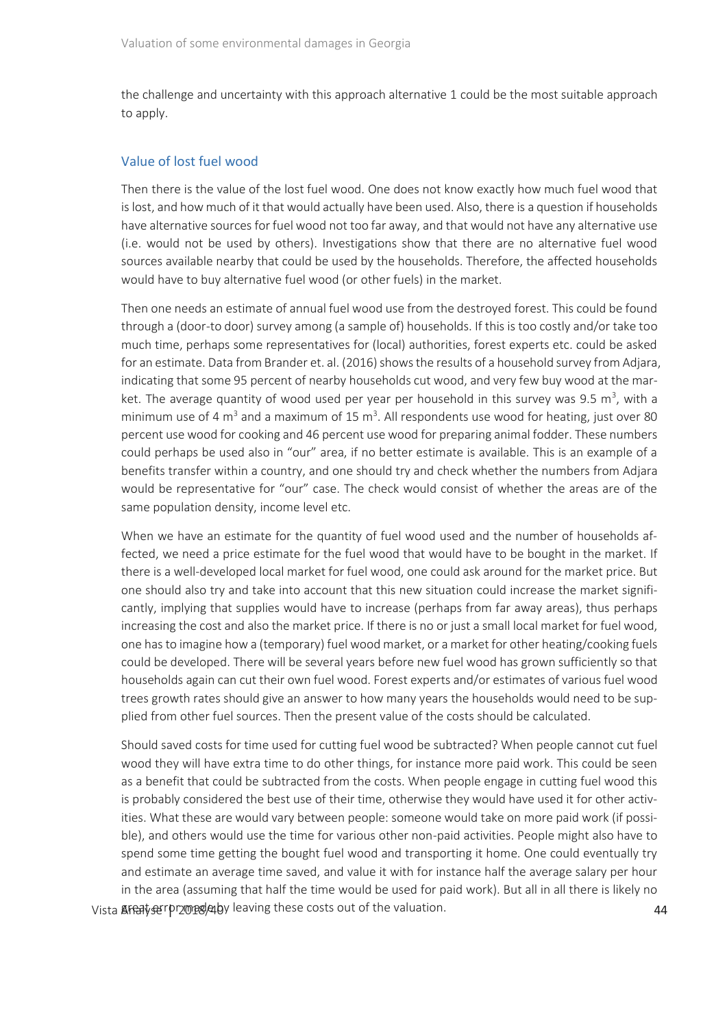the challenge and uncertainty with this approach alternative 1 could be the most suitable approach to apply.

### Value of lost fuel wood

Then there is the value of the lost fuel wood. One does not know exactly how much fuel wood that is lost, and how much of it that would actually have been used. Also, there is a question if households have alternative sources for fuel wood not too far away, and that would not have any alternative use (i.e. would not be used by others). Investigations show that there are no alternative fuel wood sources available nearby that could be used by the households. Therefore, the affected households would have to buy alternative fuel wood (or other fuels) in the market.

Then one needs an estimate of annual fuel wood use from the destroyed forest. This could be found through a (door-to door) survey among (a sample of) households. If this is too costly and/or take too much time, perhaps some representatives for (local) authorities, forest experts etc. could be asked for an estimate. Data from Brander et. al. (2016) shows the results of a household survey from Adjara, indicating that some 95 percent of nearby households cut wood, and very few buy wood at the market. The average quantity of wood used per year per household in this survey was 9.5 m$^3$, with a minimum use of 4 m$^3$ and a maximum of 15 m$^3$. All respondents use wood for heating, just over 80 percent use wood for cooking and 46 percent use wood for preparing animal fodder. These numbers could perhaps be used also in "our" area, if no better estimate is available. This is an example of a benefits transfer within a country, and one should try and check whether the numbers from Adjara would be representative for "our" case. The check would consist of whether the areas are of the same population density, income level etc.

When we have an estimate for the quantity of fuel wood used and the number of households affected, we need a price estimate for the fuel wood that would have to be bought in the market. If there is a well-developed local market for fuel wood, one could ask around for the market price. But one should also try and take into account that this new situation could increase the market significantly, implying that supplies would have to increase (perhaps from far away areas), thus perhaps increasing the cost and also the market price. If there is no or just a small local market for fuel wood, one has to imagine how a (temporary) fuel wood market, or a market for other heating/cooking fuels could be developed. There will be several years before new fuel wood has grown sufficiently so that households again can cut their own fuel wood. Forest experts and/or estimates of various fuel wood trees growth rates should give an answer to how many years the households would need to be supplied from other fuel sources. Then the present value of the costs should be calculated.

Should saved costs for time used for cutting fuel wood be subtracted? When people cannot cut fuel wood they will have extra time to do other things, for instance more paid work. This could be seen as a benefit that could be subtracted from the costs. When people engage in cutting fuel wood this is probably considered the best use of their time, otherwise they would have used it for other activities. What these are would vary between people: someone would take on more paid work (if possible), and others would use the time for various other non-paid activities. People might also have to spend some time getting the bought fuel wood and transporting it home. One could eventually try and estimate an average time saved, and value it with for instance half the average salary per hour in the area (assuming that half the time would be used for paid work). But all in all there is likely no great error made by leaving these costs out of the valuation.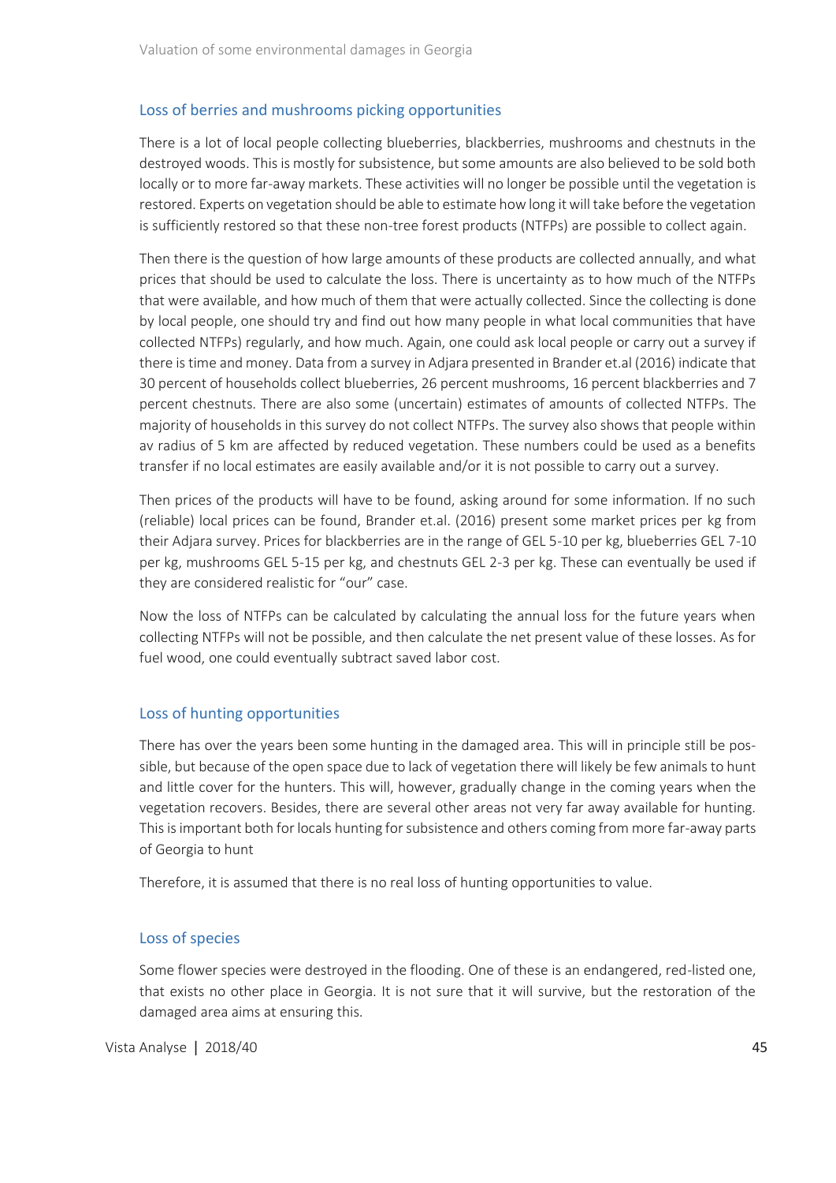## Loss of berries and mushrooms picking opportunities

There is a lot of local people collecting blueberries, blackberries, mushrooms and chestnuts in the destroyed woods. This is mostly for subsistence, but some amounts are also believed to be sold both locally or to more far-away markets. These activities will no longer be possible until the vegetation is restored. Experts on vegetation should be able to estimate how long it will take before the vegetation is sufficiently restored so that these non-tree forest products (NTFPs) are possible to collect again.

Then there is the question of how large amounts of these products are collected annually, and what prices that should be used to calculate the loss. There is uncertainty as to how much of the NTFPs that were available, and how much of them that were actually collected. Since the collecting is done by local people, one should try and find out how many people in what local communities that have collected NTFPs) regularly, and how much. Again, one could ask local people or carry out a survey if there is time and money. Data from a survey in Adjara presented in Brander et.al (2016) indicate that 30 percent of households collect blueberries, 26 percent mushrooms, 16 percent blackberries and 7 percent chestnuts. There are also some (uncertain) estimates of amounts of collected NTFPs. The majority of households in this survey do not collect NTFPs. The survey also shows that people within av radius of 5 km are affected by reduced vegetation. These numbers could be used as a benefits transfer if no local estimates are easily available and/or it is not possible to carry out a survey.

Then prices of the products will have to be found, asking around for some information. If no such (reliable) local prices can be found, Brander et.al. (2016) present some market prices per kg from their Adjara survey. Prices for blackberries are in the range of GEL 5-10 per kg, blueberries GEL 7-10 per kg, mushrooms GEL 5-15 per kg, and chestnuts GEL 2-3 per kg. These can eventually be used if they are considered realistic for "our" case.

Now the loss of NTFPs can be calculated by calculating the annual loss for the future years when collecting NTFPs will not be possible, and then calculate the net present value of these losses. As for fuel wood, one could eventually subtract saved labor cost.

## Loss of hunting opportunities

There has over the years been some hunting in the damaged area. This will in principle still be possible, but because of the open space due to lack of vegetation there will likely be few animals to hunt and little cover for the hunters. This will, however, gradually change in the coming years when the vegetation recovers. Besides, there are several other areas not very far away available for hunting. This is important both for locals hunting for subsistence and others coming from more far-away parts of Georgia to hunt

Therefore, it is assumed that there is no real loss of hunting opportunities to value.

## Loss of species

Some flower species were destroyed in the flooding. One of these is an endangered, red-listed one, that exists no other place in Georgia. It is not sure that it will survive, but the restoration of the damaged area aims at ensuring this.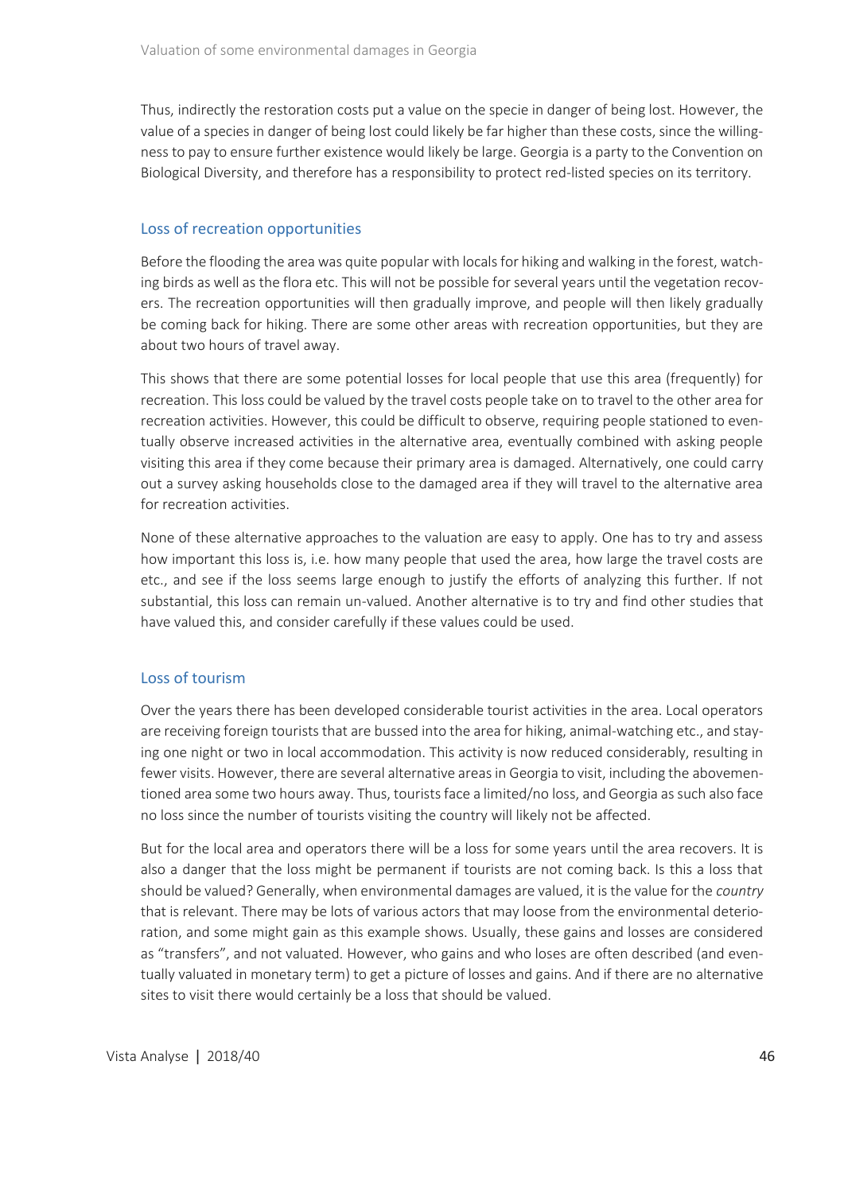Thus, indirectly the restoration costs put a value on the specie in danger of being lost. However, the value of a species in danger of being lost could likely be far higher than these costs, since the willingness to pay to ensure further existence would likely be large. Georgia is a party to the Convention on Biological Diversity, and therefore has a responsibility to protect red-listed species on its territory.

### Loss of recreation opportunities

Before the flooding the area was quite popular with locals for hiking and walking in the forest, watching birds as well as the flora etc. This will not be possible for several years until the vegetation recovers. The recreation opportunities will then gradually improve, and people will then likely gradually be coming back for hiking. There are some other areas with recreation opportunities, but they are about two hours of travel away.

This shows that there are some potential losses for local people that use this area (frequently) for recreation. This loss could be valued by the travel costs people take on to travel to the other area for recreation activities. However, this could be difficult to observe, requiring people stationed to eventually observe increased activities in the alternative area, eventually combined with asking people visiting this area if they come because their primary area is damaged. Alternatively, one could carry out a survey asking households close to the damaged area if they will travel to the alternative area for recreation activities.

None of these alternative approaches to the valuation are easy to apply. One has to try and assess how important this loss is, i.e. how many people that used the area, how large the travel costs are etc., and see if the loss seems large enough to justify the efforts of analyzing this further. If not substantial, this loss can remain un-valued. Another alternative is to try and find other studies that have valued this, and consider carefully if these values could be used.

### Loss of tourism

Over the years there has been developed considerable tourist activities in the area. Local operators are receiving foreign tourists that are bussed into the area for hiking, animal-watching etc., and staying one night or two in local accommodation. This activity is now reduced considerably, resulting in fewer visits. However, there are several alternative areas in Georgia to visit, including the abovementioned area some two hours away. Thus, tourists face a limited/no loss, and Georgia as such also face no loss since the number of tourists visiting the country will likely not be affected.

But for the local area and operators there will be a loss for some years until the area recovers. It is also a danger that the loss might be permanent if tourists are not coming back. Is this a loss that should be valued? Generally, when environmental damages are valued, it is the value for the *country* that is relevant. There may be lots of various actors that may loose from the environmental deterioration, and some might gain as this example shows. Usually, these gains and losses are considered as "transfers", and not valuated. However, who gains and who loses are often described (and eventually valuated in monetary term) to get a picture of losses and gains. And if there are no alternative sites to visit there would certainly be a loss that should be valued.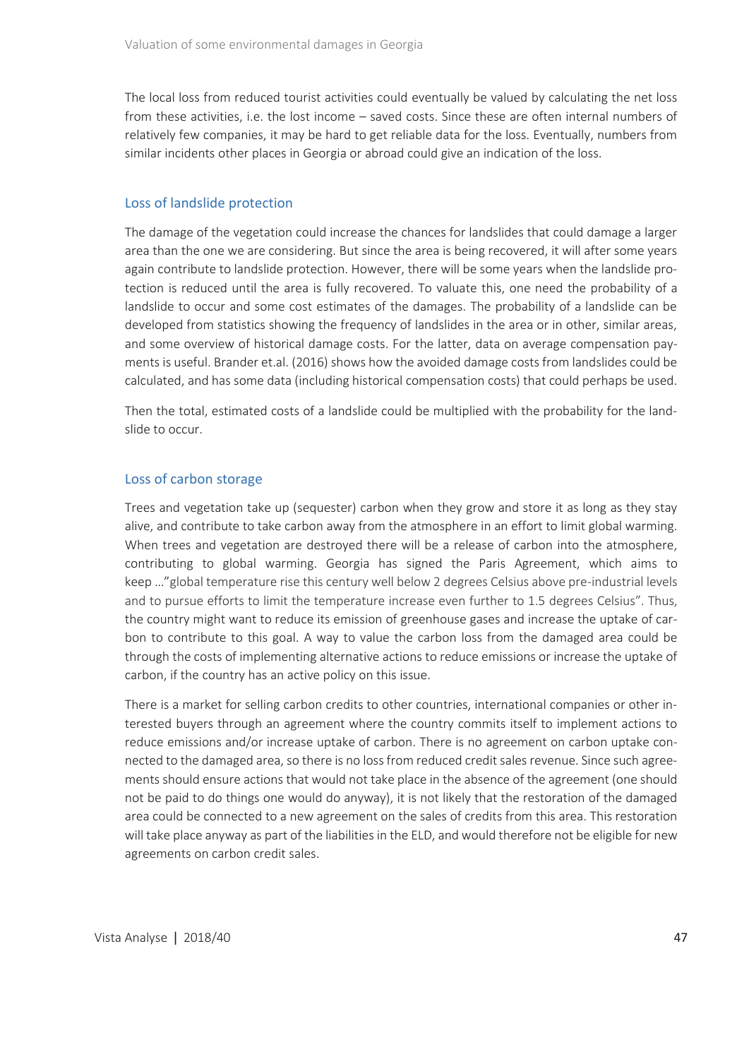The local loss from reduced tourist activities could eventually be valued by calculating the net loss from these activities, i.e. the lost income – saved costs. Since these are often internal numbers of relatively few companies, it may be hard to get reliable data for the loss. Eventually, numbers from similar incidents other places in Georgia or abroad could give an indication of the loss.

### Loss of landslide protection

The damage of the vegetation could increase the chances for landslides that could damage a larger area than the one we are considering. But since the area is being recovered, it will after some years again contribute to landslide protection. However, there will be some years when the landslide protection is reduced until the area is fully recovered. To valuate this, one need the probability of a landslide to occur and some cost estimates of the damages. The probability of a landslide can be developed from statistics showing the frequency of landslides in the area or in other, similar areas, and some overview of historical damage costs. For the latter, data on average compensation payments is useful. Brander et.al. (2016) shows how the avoided damage costs from landslides could be calculated, and has some data (including historical compensation costs) that could perhaps be used.

Then the total, estimated costs of a landslide could be multiplied with the probability for the landslide to occur.

### Loss of carbon storage

Trees and vegetation take up (sequester) carbon when they grow and store it as long as they stay alive, and contribute to take carbon away from the atmosphere in an effort to limit global warming. When trees and vegetation are destroyed there will be a release of carbon into the atmosphere, contributing to global warming. Georgia has signed the Paris Agreement, which aims to keep …"global temperature rise this century well below 2 degrees Celsius above pre-industrial levels and to pursue efforts to limit the temperature increase even further to 1.5 degrees Celsius". Thus, the country might want to reduce its emission of greenhouse gases and increase the uptake of carbon to contribute to this goal. A way to value the carbon loss from the damaged area could be through the costs of implementing alternative actions to reduce emissions or increase the uptake of carbon, if the country has an active policy on this issue.

There is a market for selling carbon credits to other countries, international companies or other interested buyers through an agreement where the country commits itself to implement actions to reduce emissions and/or increase uptake of carbon. There is no agreement on carbon uptake connected to the damaged area, so there is no loss from reduced credit sales revenue. Since such agreements should ensure actions that would not take place in the absence of the agreement (one should not be paid to do things one would do anyway), it is not likely that the restoration of the damaged area could be connected to a new agreement on the sales of credits from this area. This restoration will take place anyway as part of the liabilities in the ELD, and would therefore not be eligible for new agreements on carbon credit sales.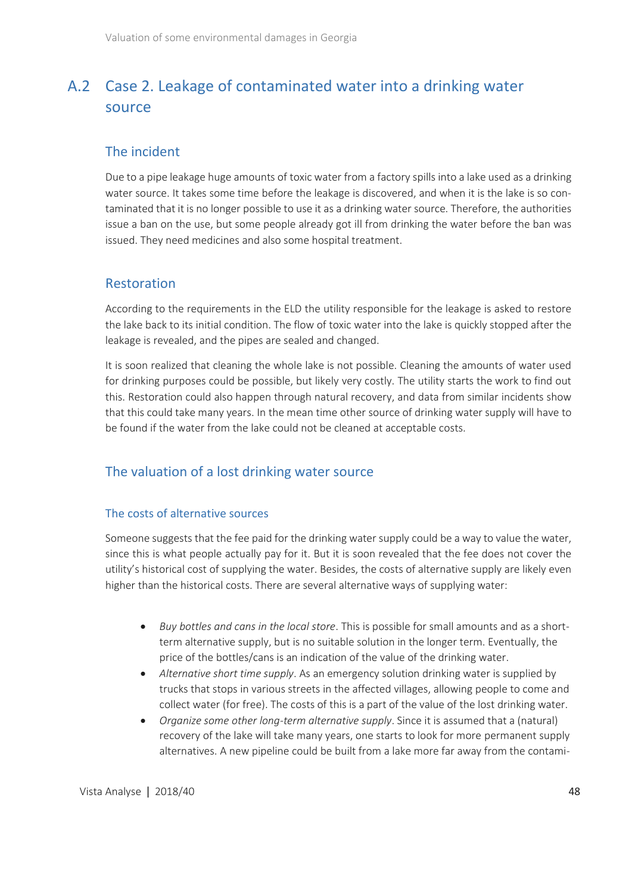## A.2 Case 2. Leakage of contaminated water into a drinking water source

### The incident

Due to a pipe leakage huge amounts of toxic water from a factory spills into a lake used as a drinking water source. It takes some time before the leakage is discovered, and when it is the lake is so contaminated that it is no longer possible to use it as a drinking water source. Therefore, the authorities issue a ban on the use, but some people already got ill from drinking the water before the ban was issued. They need medicines and also some hospital treatment.

### Restoration

According to the requirements in the ELD the utility responsible for the leakage is asked to restore the lake back to its initial condition. The flow of toxic water into the lake is quickly stopped after the leakage is revealed, and the pipes are sealed and changed.

It is soon realized that cleaning the whole lake is not possible. Cleaning the amounts of water used for drinking purposes could be possible, but likely very costly. The utility starts the work to find out this. Restoration could also happen through natural recovery, and data from similar incidents show that this could take many years. In the mean time other source of drinking water supply will have to be found if the water from the lake could not be cleaned at acceptable costs.

### The valuation of a lost drinking water source

#### The costs of alternative sources

Someone suggests that the fee paid for the drinking water supply could be a way to value the water, since this is what people actually pay for it. But it is soon revealed that the fee does not cover the utility's historical cost of supplying the water. Besides, the costs of alternative supply are likely even higher than the historical costs. There are several alternative ways of supplying water:

- *Buy bottles and cans in the local store*. This is possible for small amounts and as a short-term alternative supply, but is no suitable solution in the longer term. Eventually, the price of the bottles/cans is an indication of the value of the drinking water.
- *Alternative short time supply*. As an emergency solution drinking water is supplied by trucks that stops in various streets in the affected villages, allowing people to come and collect water (for free). The costs of this is a part of the value of the lost drinking water.
- *Organize some other long-term alternative supply*. Since it is assumed that a (natural) recovery of the lake will take many years, one starts to look for more permanent supply alternatives. A new pipeline could be built from a lake more far away from the contami-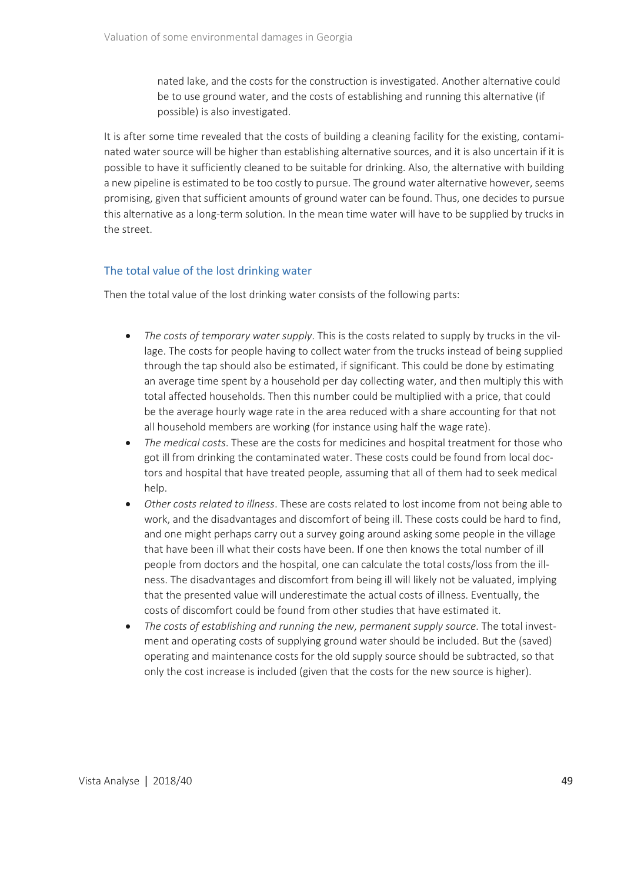nated lake, and the costs for the construction is investigated. Another alternative could be to use ground water, and the costs of establishing and running this alternative (if possible) is also investigated.

It is after some time revealed that the costs of building a cleaning facility for the existing, contaminated water source will be higher than establishing alternative sources, and it is also uncertain if it is possible to have it sufficiently cleaned to be suitable for drinking. Also, the alternative with building a new pipeline is estimated to be too costly to pursue. The ground water alternative however, seems promising, given that sufficient amounts of ground water can be found. Thus, one decides to pursue this alternative as a long-term solution. In the mean time water will have to be supplied by trucks in the street.

### The total value of the lost drinking water

Then the total value of the lost drinking water consists of the following parts:

- *The costs of temporary water supply*. This is the costs related to supply by trucks in the village. The costs for people having to collect water from the trucks instead of being supplied through the tap should also be estimated, if significant. This could be done by estimating an average time spent by a household per day collecting water, and then multiply this with total affected households. Then this number could be multiplied with a price, that could be the average hourly wage rate in the area reduced with a share accounting for that not all household members are working (for instance using half the wage rate).
- *The medical costs*. These are the costs for medicines and hospital treatment for those who got ill from drinking the contaminated water. These costs could be found from local doctors and hospital that have treated people, assuming that all of them had to seek medical help.
- *Other costs related to illness*. These are costs related to lost income from not being able to work, and the disadvantages and discomfort of being ill. These costs could be hard to find, and one might perhaps carry out a survey going around asking some people in the village that have been ill what their costs have been. If one then knows the total number of ill people from doctors and the hospital, one can calculate the total costs/loss from the illness. The disadvantages and discomfort from being ill will likely not be valuated, implying that the presented value will underestimate the actual costs of illness. Eventually, the costs of discomfort could be found from other studies that have estimated it.
- *The costs of establishing and running the new, permanent supply source*. The total investment and operating costs of supplying ground water should be included. But the (saved) operating and maintenance costs for the old supply source should be subtracted, so that only the cost increase is included (given that the costs for the new source is higher).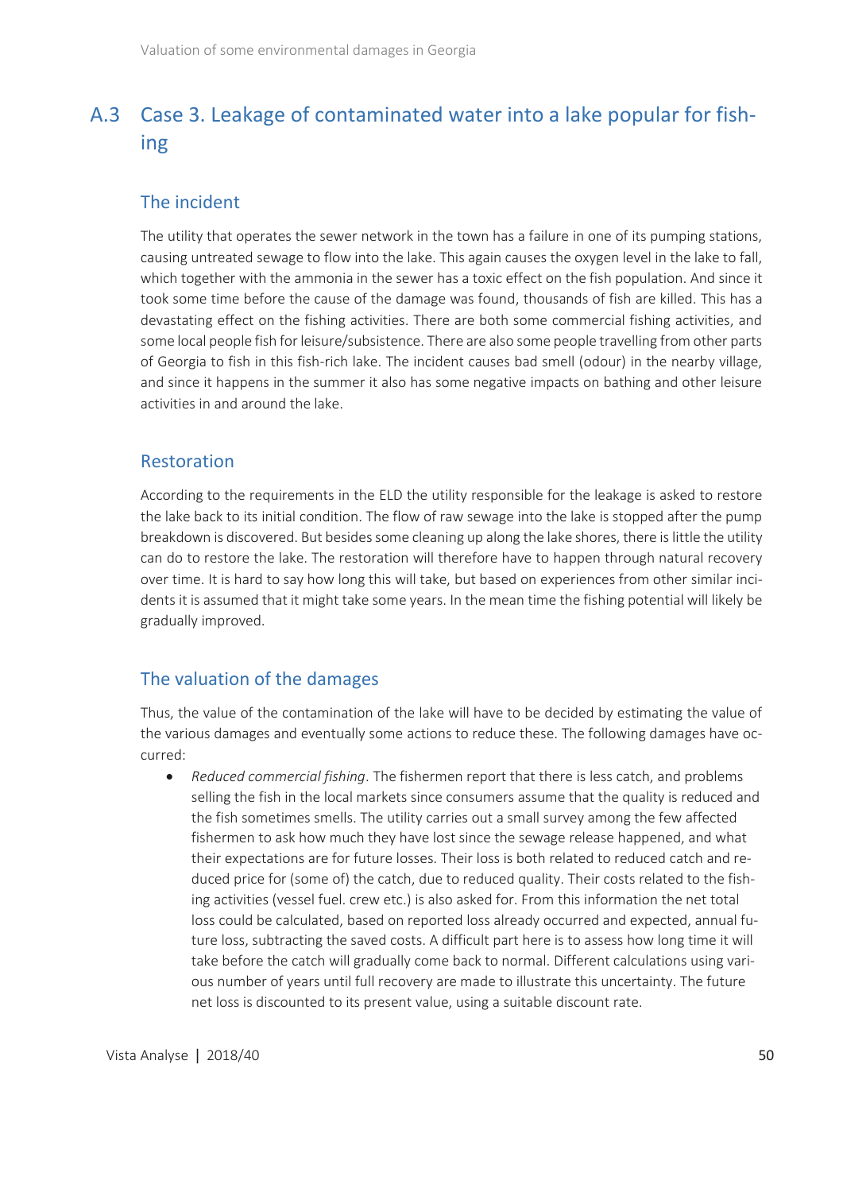## A.3 Case 3. Leakage of contaminated water into a lake popular for fishing

### The incident

The utility that operates the sewer network in the town has a failure in one of its pumping stations, causing untreated sewage to flow into the lake. This again causes the oxygen level in the lake to fall, which together with the ammonia in the sewer has a toxic effect on the fish population. And since it took some time before the cause of the damage was found, thousands of fish are killed. This has a devastating effect on the fishing activities. There are both some commercial fishing activities, and some local people fish for leisure/subsistence. There are also some people travelling from other parts of Georgia to fish in this fish-rich lake. The incident causes bad smell (odour) in the nearby village, and since it happens in the summer it also has some negative impacts on bathing and other leisure activities in and around the lake.

### Restoration

According to the requirements in the ELD the utility responsible for the leakage is asked to restore the lake back to its initial condition. The flow of raw sewage into the lake is stopped after the pump breakdown is discovered. But besides some cleaning up along the lake shores, there is little the utility can do to restore the lake. The restoration will therefore have to happen through natural recovery over time. It is hard to say how long this will take, but based on experiences from other similar incidents it is assumed that it might take some years. In the mean time the fishing potential will likely be gradually improved.

### The valuation of the damages

Thus, the value of the contamination of the lake will have to be decided by estimating the value of the various damages and eventually some actions to reduce these. The following damages have occurred:

- *Reduced commercial fishing*. The fishermen report that there is less catch, and problems selling the fish in the local markets since consumers assume that the quality is reduced and the fish sometimes smells. The utility carries out a small survey among the few affected fishermen to ask how much they have lost since the sewage release happened, and what their expectations are for future losses. Their loss is both related to reduced catch and reduced price for (some of) the catch, due to reduced quality. Their costs related to the fishing activities (vessel fuel. crew etc.) is also asked for. From this information the net total loss could be calculated, based on reported loss already occurred and expected, annual future loss, subtracting the saved costs. A difficult part here is to assess how long time it will take before the catch will gradually come back to normal. Different calculations using various number of years until full recovery are made to illustrate this uncertainty. The future net loss is discounted to its present value, using a suitable discount rate.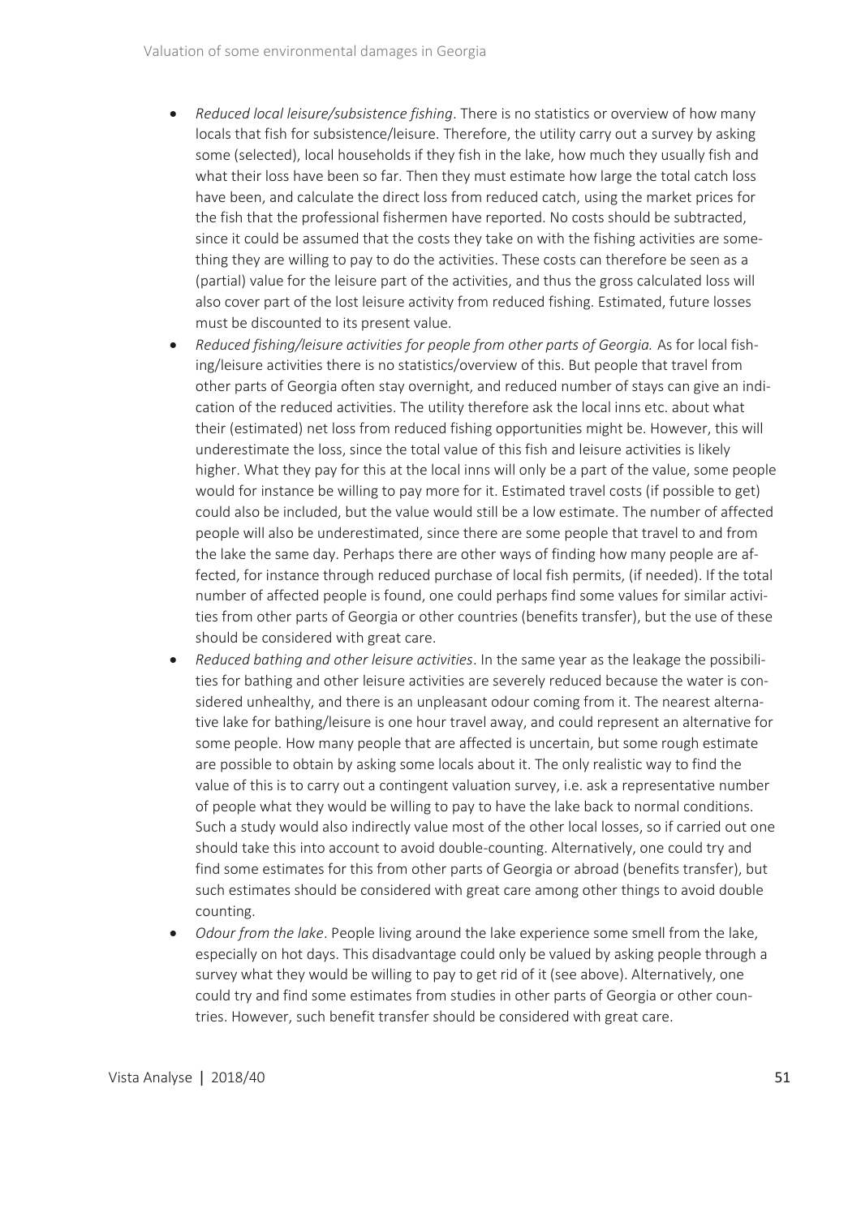- *Reduced local leisure/subsistence fishing*. There is no statistics or overview of how many locals that fish for subsistence/leisure. Therefore, the utility carry out a survey by asking some (selected), local households if they fish in the lake, how much they usually fish and what their loss have been so far. Then they must estimate how large the total catch loss have been, and calculate the direct loss from reduced catch, using the market prices for the fish that the professional fishermen have reported. No costs should be subtracted, since it could be assumed that the costs they take on with the fishing activities are something they are willing to pay to do the activities. These costs can therefore be seen as a (partial) value for the leisure part of the activities, and thus the gross calculated loss will also cover part of the lost leisure activity from reduced fishing. Estimated, future losses must be discounted to its present value.
- *Reduced fishing/leisure activities for people from other parts of Georgia.* As for local fishing/leisure activities there is no statistics/overview of this. But people that travel from other parts of Georgia often stay overnight, and reduced number of stays can give an indication of the reduced activities. The utility therefore ask the local inns etc. about what their (estimated) net loss from reduced fishing opportunities might be. However, this will underestimate the loss, since the total value of this fish and leisure activities is likely higher. What they pay for this at the local inns will only be a part of the value, some people would for instance be willing to pay more for it. Estimated travel costs (if possible to get) could also be included, but the value would still be a low estimate. The number of affected people will also be underestimated, since there are some people that travel to and from the lake the same day. Perhaps there are other ways of finding how many people are affected, for instance through reduced purchase of local fish permits, (if needed). If the total number of affected people is found, one could perhaps find some values for similar activities from other parts of Georgia or other countries (benefits transfer), but the use of these should be considered with great care.
- *Reduced bathing and other leisure activities*. In the same year as the leakage the possibilities for bathing and other leisure activities are severely reduced because the water is considered unhealthy, and there is an unpleasant odour coming from it. The nearest alternative lake for bathing/leisure is one hour travel away, and could represent an alternative for some people. How many people that are affected is uncertain, but some rough estimate are possible to obtain by asking some locals about it. The only realistic way to find the value of this is to carry out a contingent valuation survey, i.e. ask a representative number of people what they would be willing to pay to have the lake back to normal conditions. Such a study would also indirectly value most of the other local losses, so if carried out one should take this into account to avoid double-counting. Alternatively, one could try and find some estimates for this from other parts of Georgia or abroad (benefits transfer), but such estimates should be considered with great care among other things to avoid double counting.
- *Odour from the lake*. People living around the lake experience some smell from the lake, especially on hot days. This disadvantage could only be valued by asking people through a survey what they would be willing to pay to get rid of it (see above). Alternatively, one could try and find some estimates from studies in other parts of Georgia or other countries. However, such benefit transfer should be considered with great care.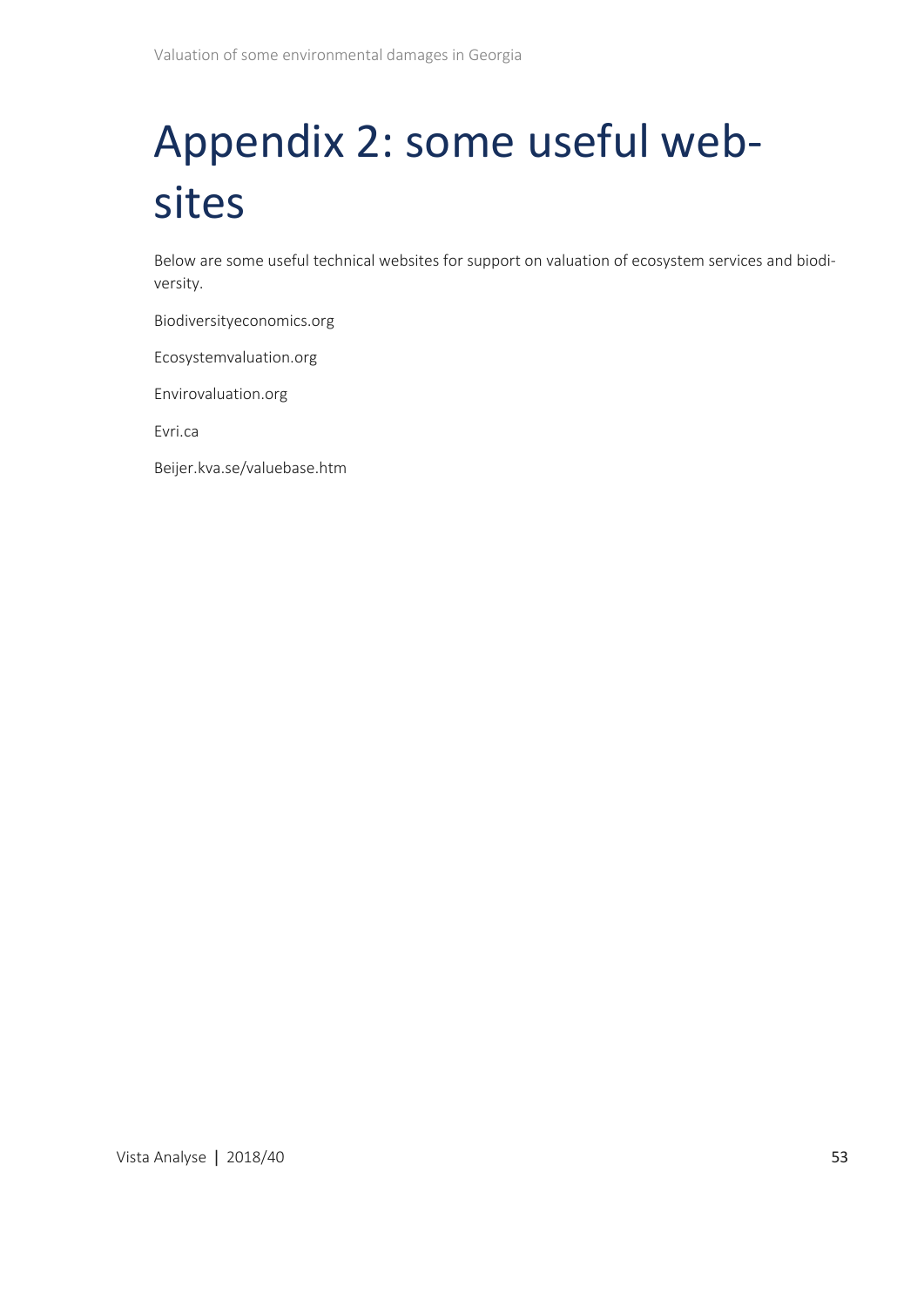# Appendix 2: some useful web-sites

Below are some useful technical websites for support on valuation of ecosystem services and biodiversity.

Biodiversityeconomics.org

Ecosystemvaluation.org

Envirovaluation.org

Evri.ca

Beijer.kva.se/valuebase.htm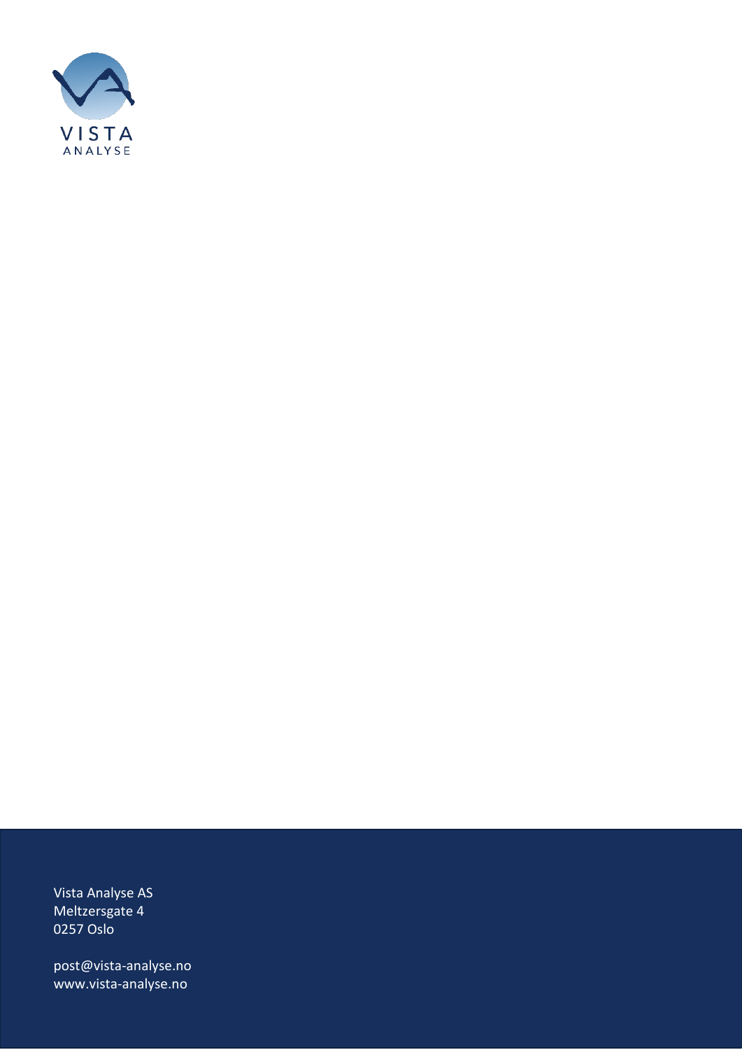VISTA
ANALYSE

Vista Analyse AS
Meltzersgate 4
0257 Oslo

post@vista-analyse.no
www.vista-analyse.no